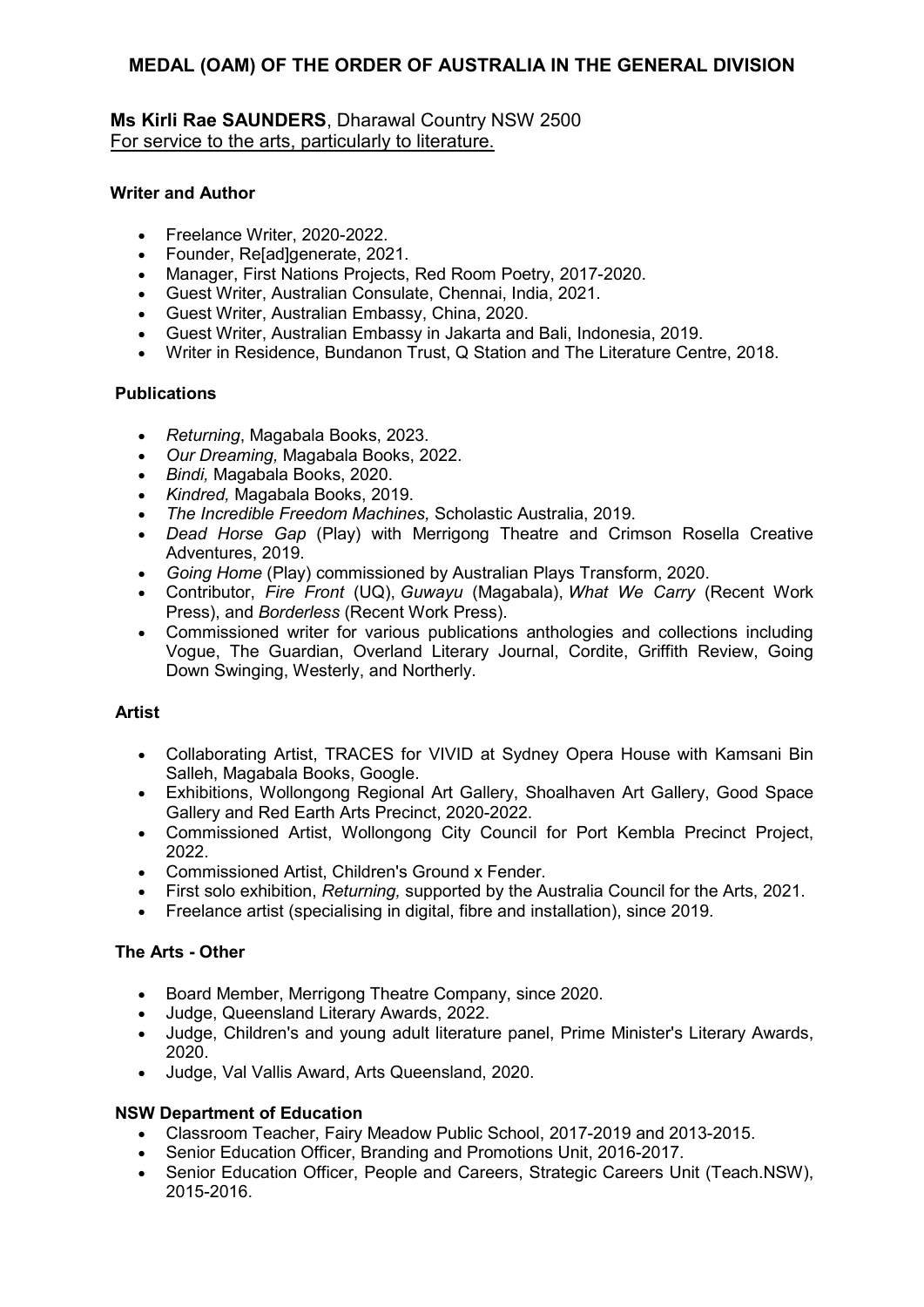# MEDAL (OAM) OF THE ORDER OF AUSTRALIA IN THE GENERAL DIVISION

**Ms Kirli Rae SAUNDERS**, Dharawal Country NSW 2500
For service to the arts, particularly to literature.

### Writer and Author

- Freelance Writer, 2020-2022.
- Founder, Re[ad]generate, 2021.
- Manager, First Nations Projects, Red Room Poetry, 2017-2020.
- Guest Writer, Australian Consulate, Chennai, India, 2021.
- Guest Writer, Australian Embassy, China, 2020.
- Guest Writer, Australian Embassy in Jakarta and Bali, Indonesia, 2019.
- Writer in Residence, Bundanon Trust, Q Station and The Literature Centre, 2018.

### Publications

- *Returning*, Magabala Books, 2023.
- *Our Dreaming,* Magabala Books, 2022.
- *Bindi,* Magabala Books, 2020.
- *Kindred,* Magabala Books, 2019.
- *The Incredible Freedom Machines,* Scholastic Australia, 2019.
- *Dead Horse Gap* (Play) with Merrigong Theatre and Crimson Rosella Creative Adventures, 2019.
- *Going Home* (Play) commissioned by Australian Plays Transform, 2020.
- Contributor, *Fire Front* (UQ), *Guwayu* (Magabala), *What We Carry* (Recent Work Press), and *Borderless* (Recent Work Press).
- Commissioned writer for various publications anthologies and collections including Vogue, The Guardian, Overland Literary Journal, Cordite, Griffith Review, Going Down Swinging, Westerly, and Northerly.

### Artist

- Collaborating Artist, TRACES for VIVID at Sydney Opera House with Kamsani Bin Salleh, Magabala Books, Google.
- Exhibitions, Wollongong Regional Art Gallery, Shoalhaven Art Gallery, Good Space Gallery and Red Earth Arts Precinct, 2020-2022.
- Commissioned Artist, Wollongong City Council for Port Kembla Precinct Project, 2022.
- Commissioned Artist, Children's Ground x Fender.
- First solo exhibition, *Returning,* supported by the Australia Council for the Arts, 2021.
- Freelance artist (specialising in digital, fibre and installation), since 2019.

### The Arts - Other

- Board Member, Merrigong Theatre Company, since 2020.
- Judge, Queensland Literary Awards, 2022.
- Judge, Children's and young adult literature panel, Prime Minister's Literary Awards, 2020.
- Judge, Val Vallis Award, Arts Queensland, 2020.

### NSW Department of Education

- Classroom Teacher, Fairy Meadow Public School, 2017-2019 and 2013-2015.
- Senior Education Officer, Branding and Promotions Unit, 2016-2017.
- Senior Education Officer, People and Careers, Strategic Careers Unit (Teach.NSW), 2015-2016.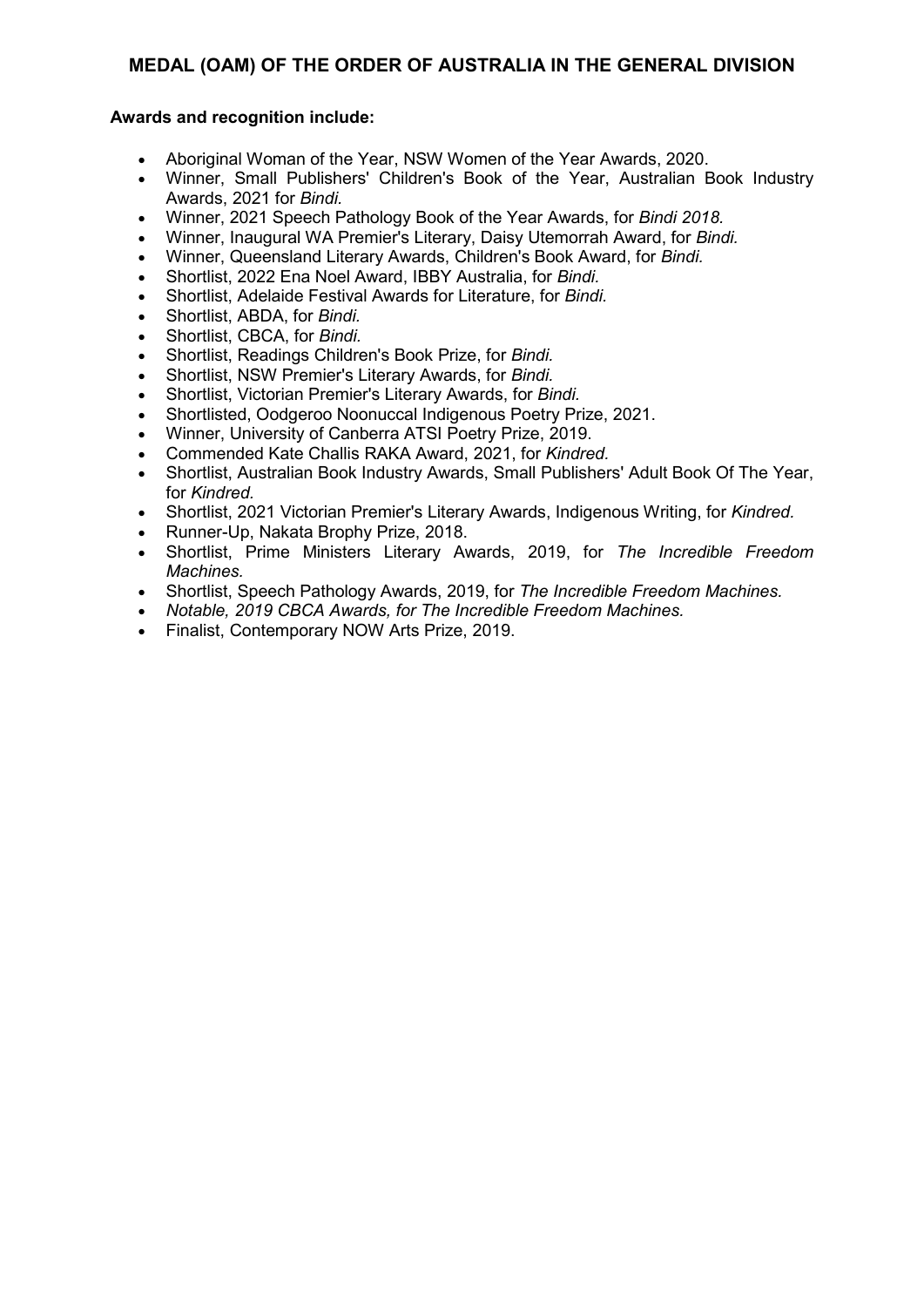## MEDAL (OAM) OF THE ORDER OF AUSTRALIA IN THE GENERAL DIVISION

**Awards and recognition include:**

- Aboriginal Woman of the Year, NSW Women of the Year Awards, 2020.
- Winner, Small Publishers' Children's Book of the Year, Australian Book Industry Awards, 2021 for *Bindi.*
- Winner, 2021 Speech Pathology Book of the Year Awards, for *Bindi 2018.*
- Winner, Inaugural WA Premier's Literary, Daisy Utemorrah Award, for *Bindi.*
- Winner, Queensland Literary Awards, Children's Book Award, for *Bindi.*
- Shortlist, 2022 Ena Noel Award, IBBY Australia, for *Bindi.*
- Shortlist, Adelaide Festival Awards for Literature, for *Bindi.*
- Shortlist, ABDA, for *Bindi.*
- Shortlist, CBCA, for *Bindi.*
- Shortlist, Readings Children's Book Prize, for *Bindi.*
- Shortlist, NSW Premier's Literary Awards, for *Bindi.*
- Shortlist, Victorian Premier's Literary Awards, for *Bindi.*
- Shortlisted, Oodgeroo Noonuccal Indigenous Poetry Prize, 2021.
- Winner, University of Canberra ATSI Poetry Prize, 2019.
- Commended Kate Challis RAKA Award, 2021, for *Kindred.*
- Shortlist, Australian Book Industry Awards, Small Publishers' Adult Book Of The Year, for *Kindred.*
- Shortlist, 2021 Victorian Premier's Literary Awards, Indigenous Writing, for *Kindred.*
- Runner-Up, Nakata Brophy Prize, 2018.
- Shortlist, Prime Ministers Literary Awards, 2019, for *The Incredible Freedom Machines.*
- Shortlist, Speech Pathology Awards, 2019, for *The Incredible Freedom Machines.*
- *Notable, 2019 CBCA Awards, for The Incredible Freedom Machines.*
- Finalist, Contemporary NOW Arts Prize, 2019.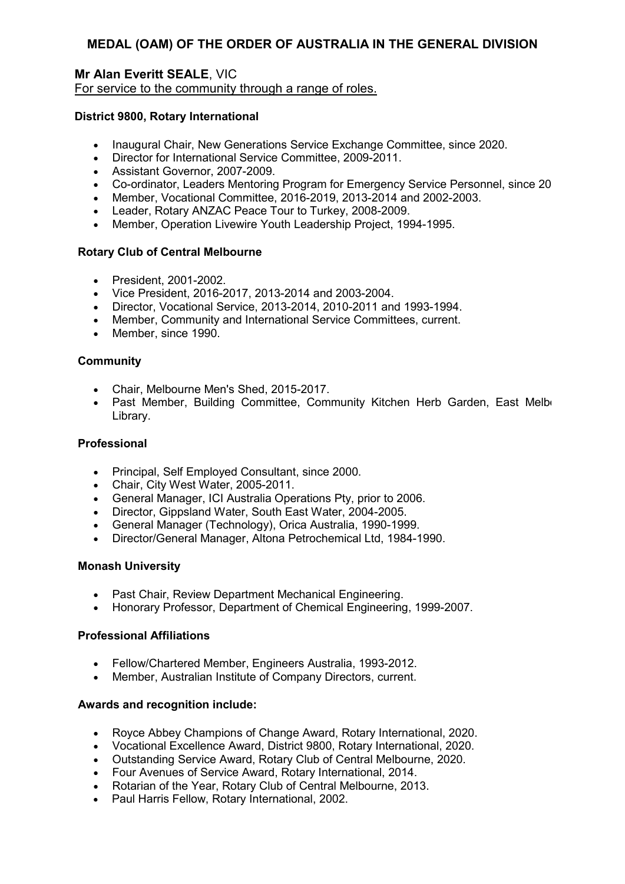# MEDAL (OAM) OF THE ORDER OF AUSTRALIA IN THE GENERAL DIVISION

**Mr Alan Everitt SEALE**, VIC

For service to the community through a range of roles.

**District 9800, Rotary International**

- Inaugural Chair, New Generations Service Exchange Committee, since 2020.
- Director for International Service Committee, 2009-2011.
- Assistant Governor, 2007-2009.
- Co-ordinator, Leaders Mentoring Program for Emergency Service Personnel, since 20
- Member, Vocational Committee, 2016-2019, 2013-2014 and 2002-2003.
- Leader, Rotary ANZAC Peace Tour to Turkey, 2008-2009.
- Member, Operation Livewire Youth Leadership Project, 1994-1995.

**Rotary Club of Central Melbourne**

- President, 2001-2002.
- Vice President, 2016-2017, 2013-2014 and 2003-2004.
- Director, Vocational Service, 2013-2014, 2010-2011 and 1993-1994.
- Member, Community and International Service Committees, current.
- Member, since 1990.

**Community**

- Chair, Melbourne Men's Shed, 2015-2017.
- Past Member, Building Committee, Community Kitchen Herb Garden, East Melb Library.

**Professional**

- Principal, Self Employed Consultant, since 2000.
- Chair, City West Water, 2005-2011.
- General Manager, ICI Australia Operations Pty, prior to 2006.
- Director, Gippsland Water, South East Water, 2004-2005.
- General Manager (Technology), Orica Australia, 1990-1999.
- Director/General Manager, Altona Petrochemical Ltd, 1984-1990.

**Monash University**

- Past Chair, Review Department Mechanical Engineering.
- Honorary Professor, Department of Chemical Engineering, 1999-2007.

**Professional Affiliations**

- Fellow/Chartered Member, Engineers Australia, 1993-2012.
- Member, Australian Institute of Company Directors, current.

**Awards and recognition include:**

- Royce Abbey Champions of Change Award, Rotary International, 2020.
- Vocational Excellence Award, District 9800, Rotary International, 2020.
- Outstanding Service Award, Rotary Club of Central Melbourne, 2020.
- Four Avenues of Service Award, Rotary International, 2014.
- Rotarian of the Year, Rotary Club of Central Melbourne, 2013.
- Paul Harris Fellow, Rotary International, 2002.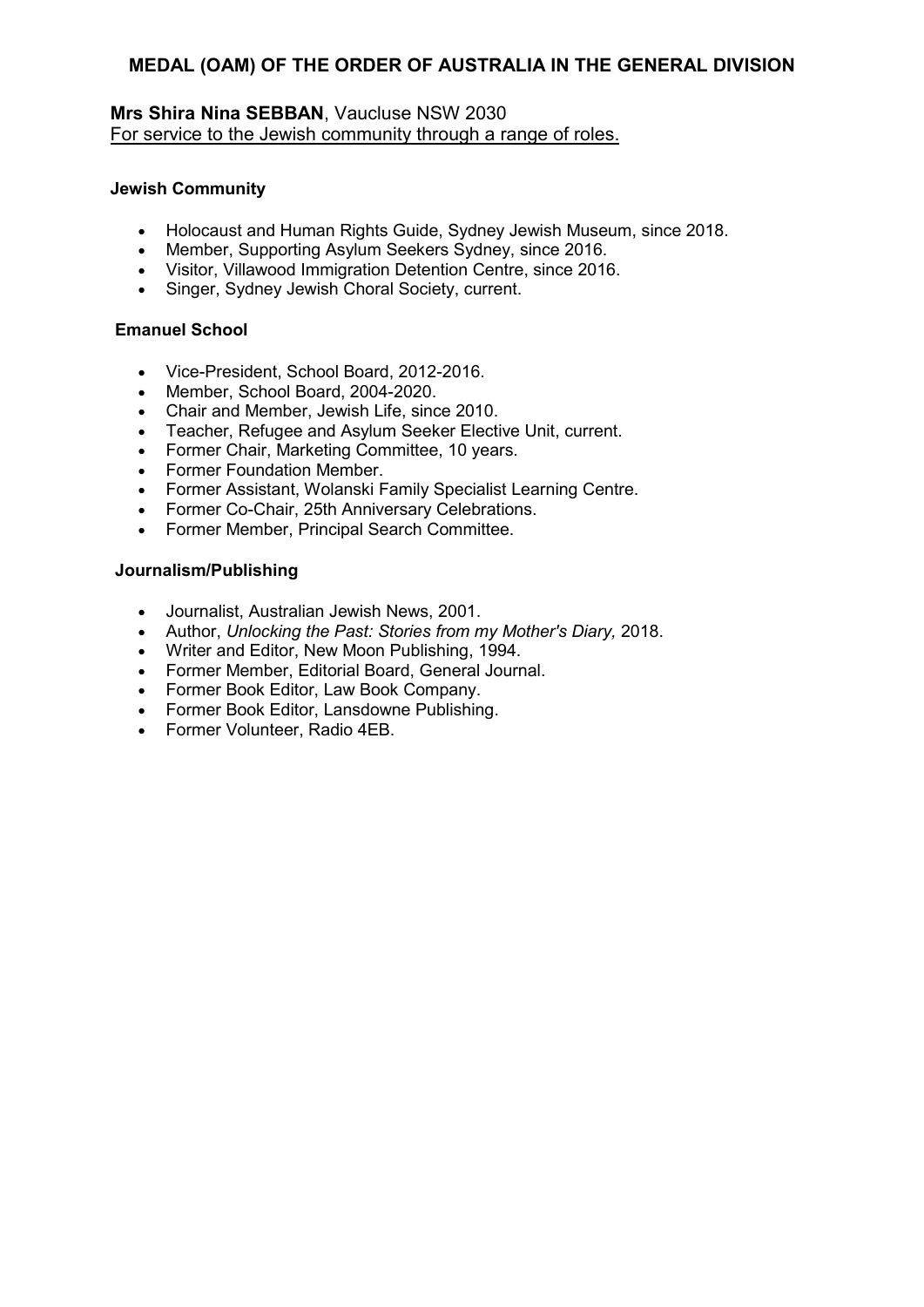## MEDAL (OAM) OF THE ORDER OF AUSTRALIA IN THE GENERAL DIVISION

**Mrs Shira Nina SEBBAN**, Vaucluse NSW 2030
For service to the Jewish community through a range of roles.

**Jewish Community**

- Holocaust and Human Rights Guide, Sydney Jewish Museum, since 2018.
- Member, Supporting Asylum Seekers Sydney, since 2016.
- Visitor, Villawood Immigration Detention Centre, since 2016.
- Singer, Sydney Jewish Choral Society, current.

**Emanuel School**

- Vice-President, School Board, 2012-2016.
- Member, School Board, 2004-2020.
- Chair and Member, Jewish Life, since 2010.
- Teacher, Refugee and Asylum Seeker Elective Unit, current.
- Former Chair, Marketing Committee, 10 years.
- Former Foundation Member.
- Former Assistant, Wolanski Family Specialist Learning Centre.
- Former Co-Chair, 25th Anniversary Celebrations.
- Former Member, Principal Search Committee.

**Journalism/Publishing**

- Journalist, Australian Jewish News, 2001.
- Author, *Unlocking the Past: Stories from my Mother's Diary,* 2018.
- Writer and Editor, New Moon Publishing, 1994.
- Former Member, Editorial Board, General Journal.
- Former Book Editor, Law Book Company.
- Former Book Editor, Lansdowne Publishing.
- Former Volunteer, Radio 4EB.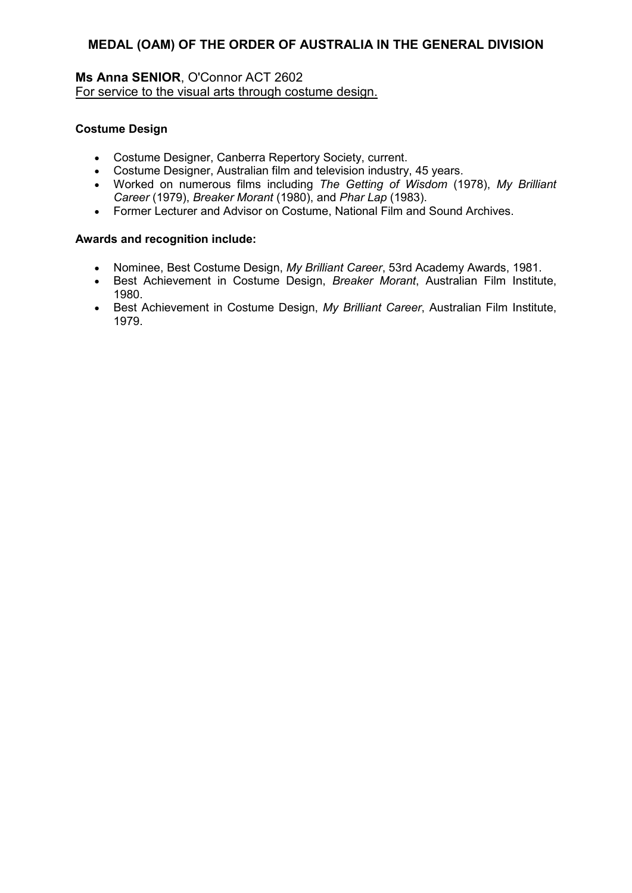## MEDAL (OAM) OF THE ORDER OF AUSTRALIA IN THE GENERAL DIVISION

**Ms Anna SENIOR**, O'Connor ACT 2602
<u>For service to the visual arts through costume design.</u>

**Costume Design**

- Costume Designer, Canberra Repertory Society, current.
- Costume Designer, Australian film and television industry, 45 years.
- Worked on numerous films including *The Getting of Wisdom* (1978), *My Brilliant Career* (1979), *Breaker Morant* (1980), and *Phar Lap* (1983).
- Former Lecturer and Advisor on Costume, National Film and Sound Archives.

**Awards and recognition include:**

- Nominee, Best Costume Design, *My Brilliant Career*, 53rd Academy Awards, 1981.
- Best Achievement in Costume Design, *Breaker Morant*, Australian Film Institute, 1980.
- Best Achievement in Costume Design, *My Brilliant Career*, Australian Film Institute, 1979.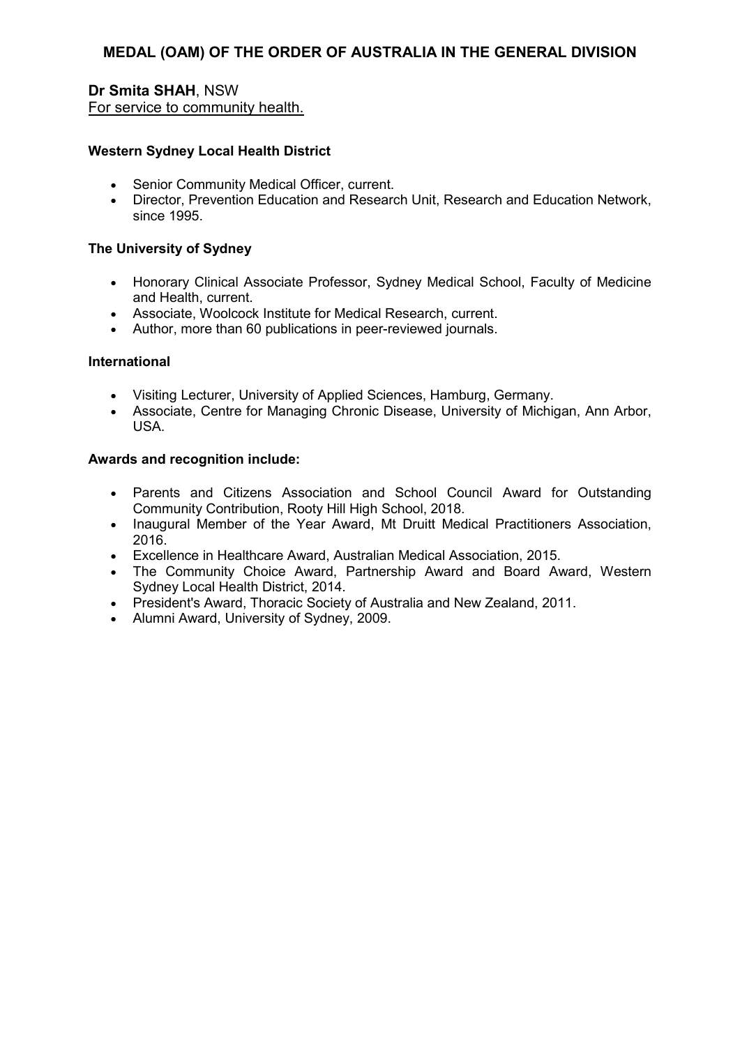## MEDAL (OAM) OF THE ORDER OF AUSTRALIA IN THE GENERAL DIVISION

**Dr Smita SHAH**, NSW
For service to community health.

**Western Sydney Local Health District**

- Senior Community Medical Officer, current.
- Director, Prevention Education and Research Unit, Research and Education Network, since 1995.

**The University of Sydney**

- Honorary Clinical Associate Professor, Sydney Medical School, Faculty of Medicine and Health, current.
- Associate, Woolcock Institute for Medical Research, current.
- Author, more than 60 publications in peer-reviewed journals.

**International**

- Visiting Lecturer, University of Applied Sciences, Hamburg, Germany.
- Associate, Centre for Managing Chronic Disease, University of Michigan, Ann Arbor, USA.

**Awards and recognition include:**

- Parents and Citizens Association and School Council Award for Outstanding Community Contribution, Rooty Hill High School, 2018.
- Inaugural Member of the Year Award, Mt Druitt Medical Practitioners Association, 2016.
- Excellence in Healthcare Award, Australian Medical Association, 2015.
- The Community Choice Award, Partnership Award and Board Award, Western Sydney Local Health District, 2014.
- President's Award, Thoracic Society of Australia and New Zealand, 2011.
- Alumni Award, University of Sydney, 2009.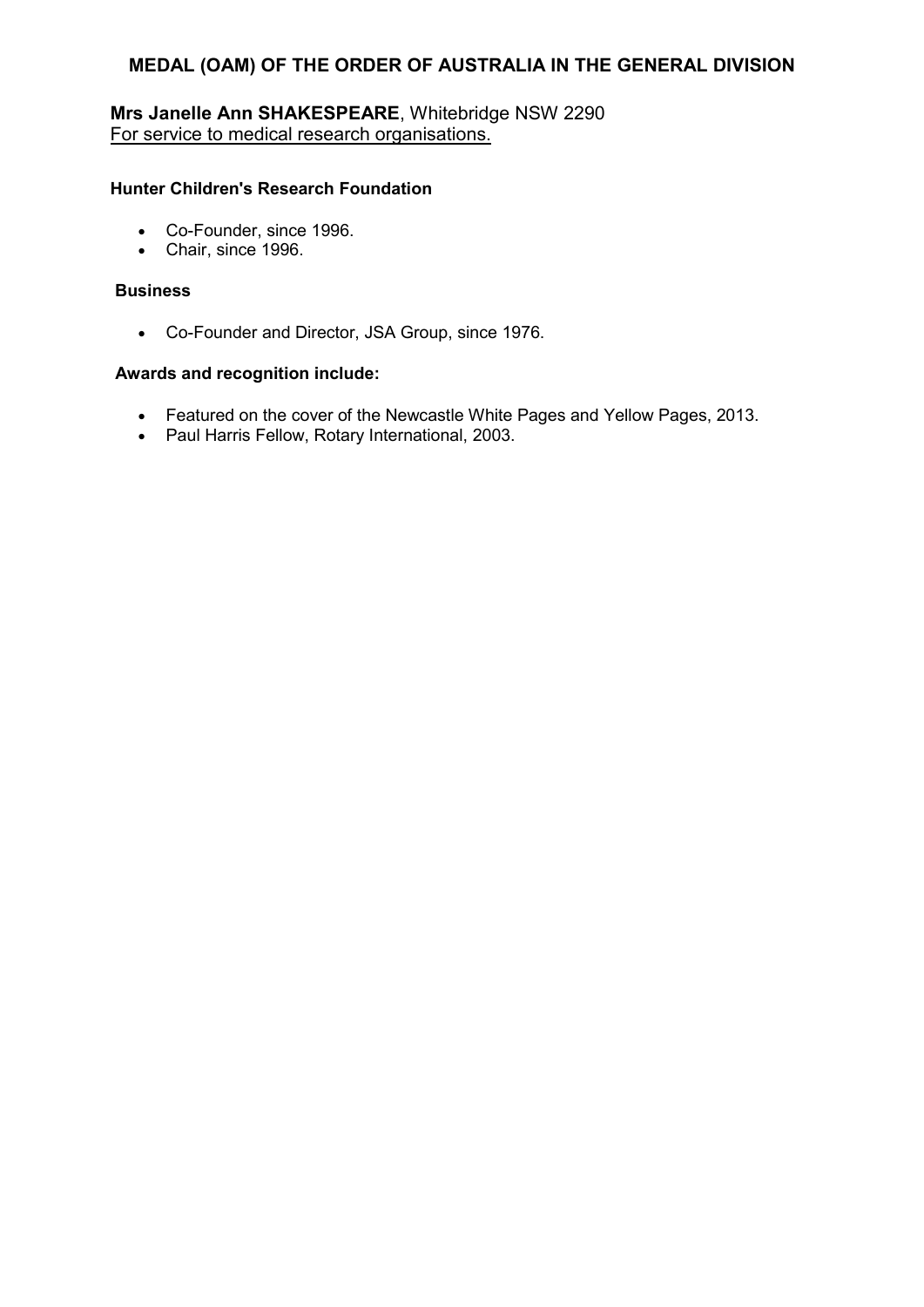## MEDAL (OAM) OF THE ORDER OF AUSTRALIA IN THE GENERAL DIVISION

**Mrs Janelle Ann SHAKESPEARE**, Whitebridge NSW 2290
For service to medical research organisations.

**Hunter Children's Research Foundation**

- Co-Founder, since 1996.
- Chair, since 1996.

**Business**

- Co-Founder and Director, JSA Group, since 1976.

**Awards and recognition include:**

- Featured on the cover of the Newcastle White Pages and Yellow Pages, 2013.
- Paul Harris Fellow, Rotary International, 2003.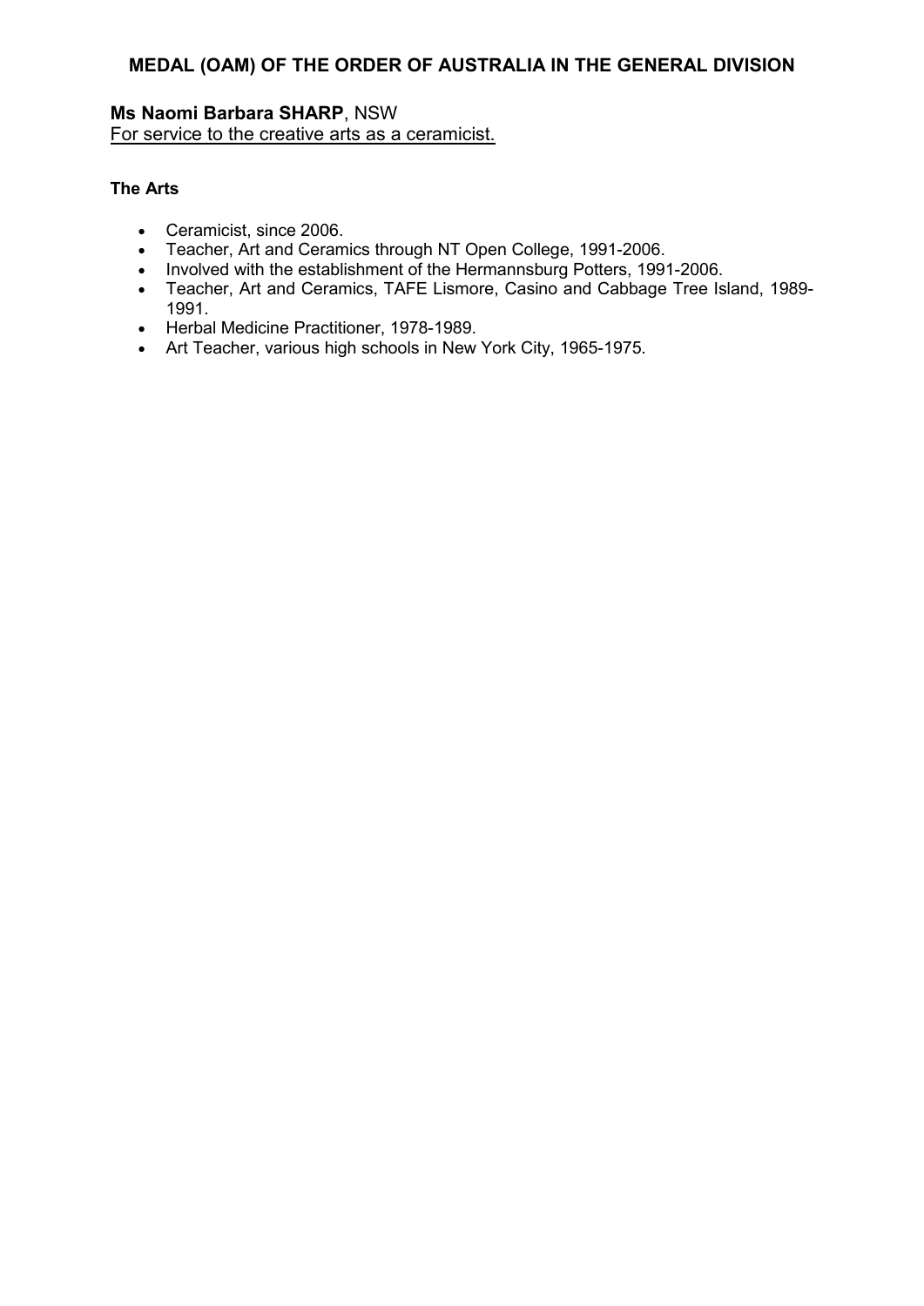## MEDAL (OAM) OF THE ORDER OF AUSTRALIA IN THE GENERAL DIVISION

**Ms Naomi Barbara SHARP**, NSW
For service to the creative arts as a ceramicist.

**The Arts**

- Ceramicist, since 2006.
- Teacher, Art and Ceramics through NT Open College, 1991-2006.
- Involved with the establishment of the Hermannsburg Potters, 1991-2006.
- Teacher, Art and Ceramics, TAFE Lismore, Casino and Cabbage Tree Island, 1989-1991.
- Herbal Medicine Practitioner, 1978-1989.
- Art Teacher, various high schools in New York City, 1965-1975.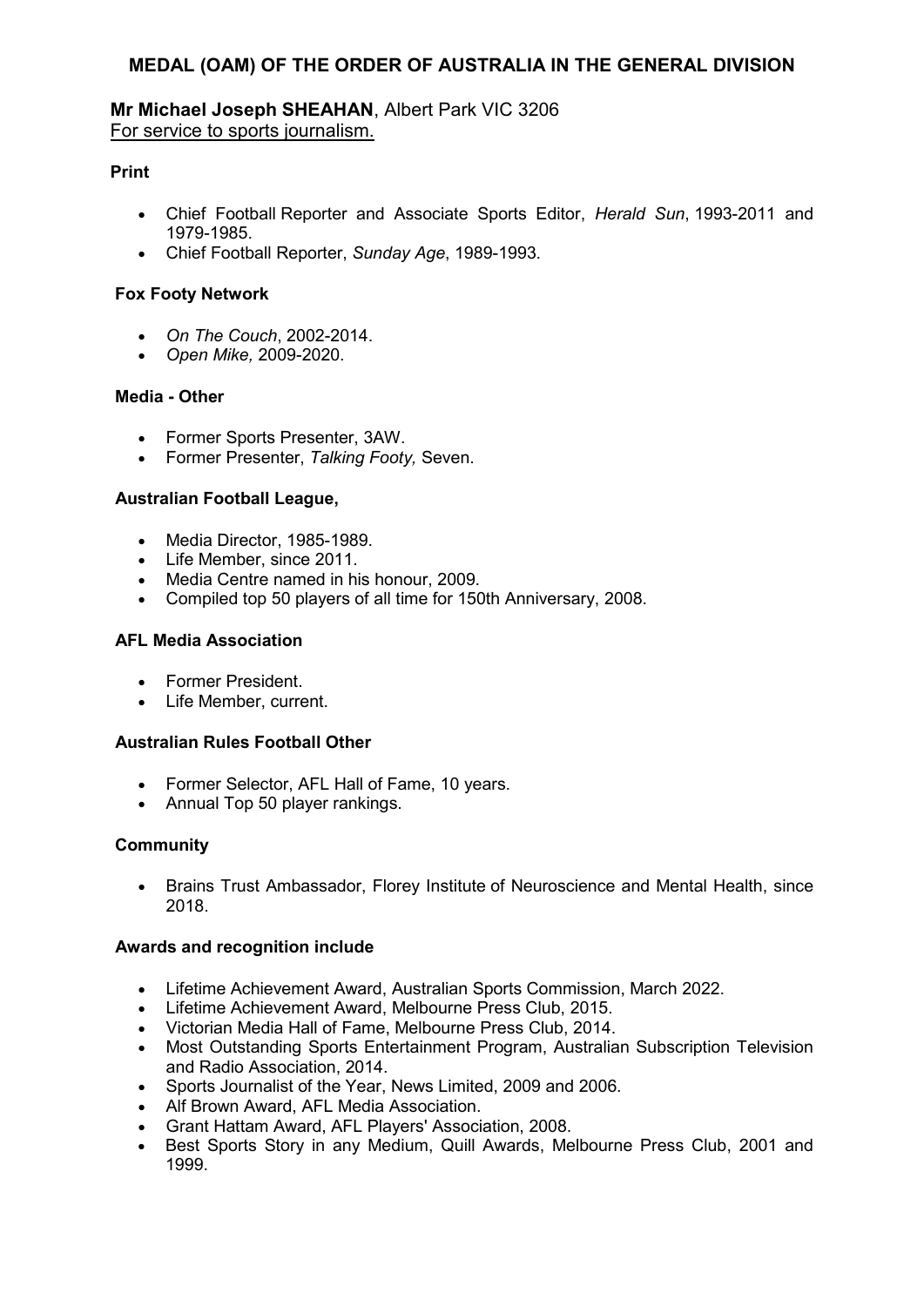## MEDAL (OAM) OF THE ORDER OF AUSTRALIA IN THE GENERAL DIVISION

**Mr Michael Joseph SHEAHAN**, Albert Park VIC 3206
For service to sports journalism.

**Print**

- Chief Football Reporter and Associate Sports Editor, *Herald Sun*, 1993-2011 and 1979-1985.
- Chief Football Reporter, *Sunday Age*, 1989-1993.

**Fox Footy Network**

- *On The Couch*, 2002-2014.
- *Open Mike,* 2009-2020.

**Media - Other**

- Former Sports Presenter, 3AW.
- Former Presenter, *Talking Footy,* Seven.

**Australian Football League,**

- Media Director, 1985-1989.
- Life Member, since 2011.
- Media Centre named in his honour, 2009.
- Compiled top 50 players of all time for 150th Anniversary, 2008.

**AFL Media Association**

- Former President.
- Life Member, current.

**Australian Rules Football Other**

- Former Selector, AFL Hall of Fame, 10 years.
- Annual Top 50 player rankings.

**Community**

- Brains Trust Ambassador, Florey Institute of Neuroscience and Mental Health, since 2018.

**Awards and recognition include**

- Lifetime Achievement Award, Australian Sports Commission, March 2022.
- Lifetime Achievement Award, Melbourne Press Club, 2015.
- Victorian Media Hall of Fame, Melbourne Press Club, 2014.
- Most Outstanding Sports Entertainment Program, Australian Subscription Television and Radio Association, 2014.
- Sports Journalist of the Year, News Limited, 2009 and 2006.
- Alf Brown Award, AFL Media Association.
- Grant Hattam Award, AFL Players' Association, 2008.
- Best Sports Story in any Medium, Quill Awards, Melbourne Press Club, 2001 and 1999.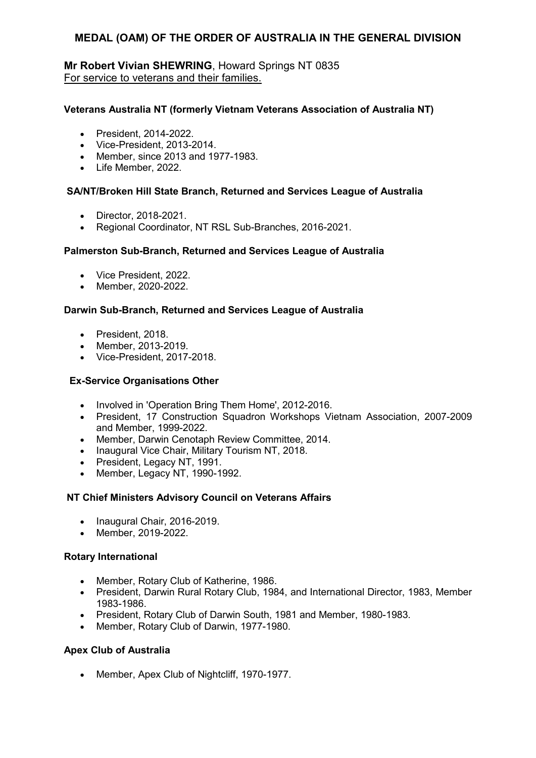## MEDAL (OAM) OF THE ORDER OF AUSTRALIA IN THE GENERAL DIVISION

**Mr Robert Vivian SHEWRING**, Howard Springs NT 0835
For service to veterans and their families.

**Veterans Australia NT (formerly Vietnam Veterans Association of Australia NT)**

- President, 2014-2022.
- Vice-President, 2013-2014.
- Member, since 2013 and 1977-1983.
- Life Member, 2022.

**SA/NT/Broken Hill State Branch, Returned and Services League of Australia**

- Director, 2018-2021.
- Regional Coordinator, NT RSL Sub-Branches, 2016-2021.

**Palmerston Sub-Branch, Returned and Services League of Australia**

- Vice President, 2022.
- Member, 2020-2022.

**Darwin Sub-Branch, Returned and Services League of Australia**

- President, 2018.
- Member, 2013-2019.
- Vice-President, 2017-2018.

**Ex-Service Organisations Other**

- Involved in 'Operation Bring Them Home', 2012-2016.
- President, 17 Construction Squadron Workshops Vietnam Association, 2007-2009 and Member, 1999-2022.
- Member, Darwin Cenotaph Review Committee, 2014.
- Inaugural Vice Chair, Military Tourism NT, 2018.
- President, Legacy NT, 1991.
- Member, Legacy NT, 1990-1992.

**NT Chief Ministers Advisory Council on Veterans Affairs**

- Inaugural Chair, 2016-2019.
- Member, 2019-2022.

**Rotary International**

- Member, Rotary Club of Katherine, 1986.
- President, Darwin Rural Rotary Club, 1984, and International Director, 1983, Member 1983-1986.
- President, Rotary Club of Darwin South, 1981 and Member, 1980-1983.
- Member, Rotary Club of Darwin, 1977-1980.

**Apex Club of Australia**

- Member, Apex Club of Nightcliff, 1970-1977.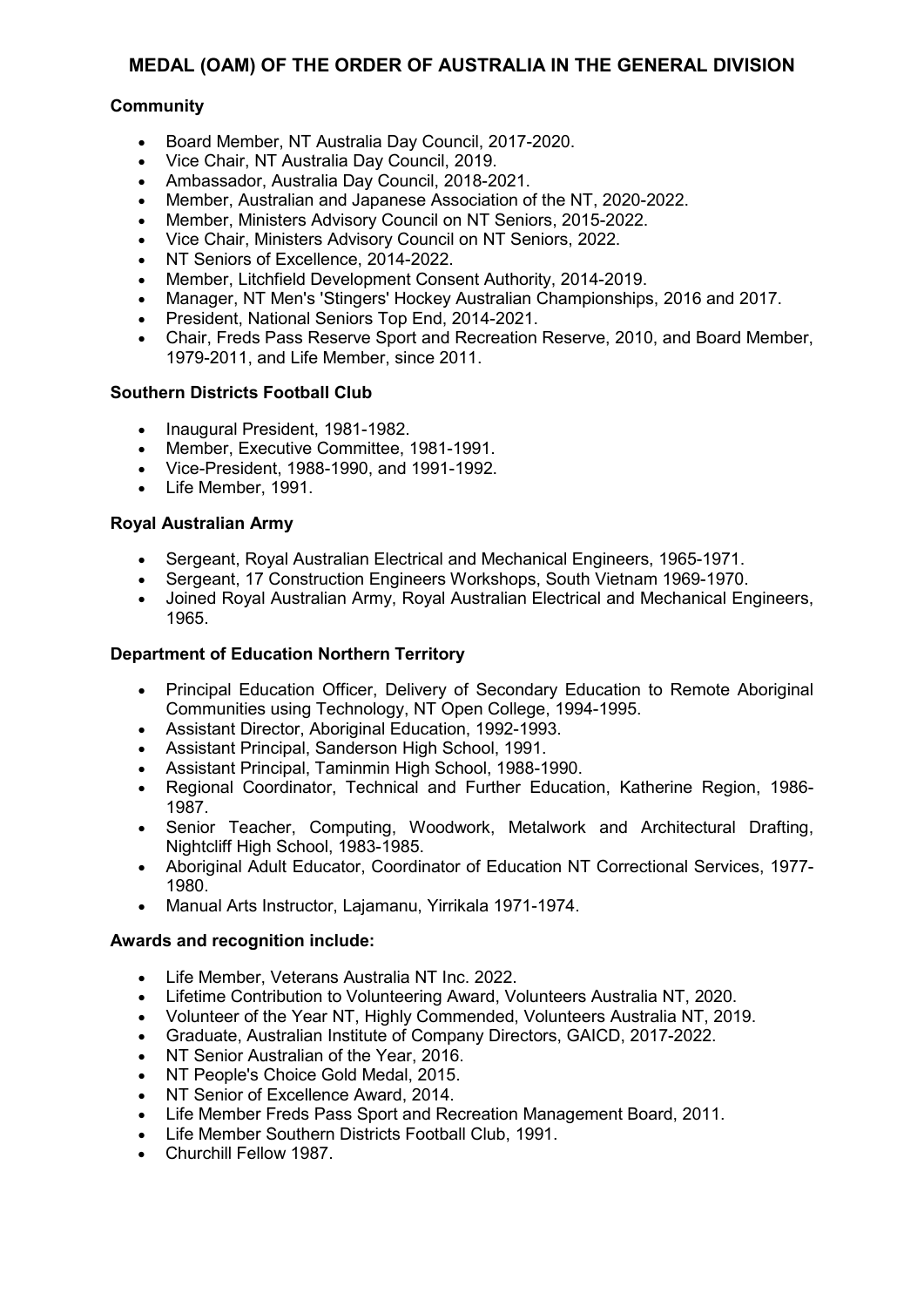# MEDAL (OAM) OF THE ORDER OF AUSTRALIA IN THE GENERAL DIVISION

**Community**

- Board Member, NT Australia Day Council, 2017-2020.
- Vice Chair, NT Australia Day Council, 2019.
- Ambassador, Australia Day Council, 2018-2021.
- Member, Australian and Japanese Association of the NT, 2020-2022.
- Member, Ministers Advisory Council on NT Seniors, 2015-2022.
- Vice Chair, Ministers Advisory Council on NT Seniors, 2022.
- NT Seniors of Excellence, 2014-2022.
- Member, Litchfield Development Consent Authority, 2014-2019.
- Manager, NT Men's 'Stingers' Hockey Australian Championships, 2016 and 2017.
- President, National Seniors Top End, 2014-2021.
- Chair, Freds Pass Reserve Sport and Recreation Reserve, 2010, and Board Member, 1979-2011, and Life Member, since 2011.

**Southern Districts Football Club**

- Inaugural President, 1981-1982.
- Member, Executive Committee, 1981-1991.
- Vice-President, 1988-1990, and 1991-1992.
- Life Member, 1991.

**Royal Australian Army**

- Sergeant, Royal Australian Electrical and Mechanical Engineers, 1965-1971.
- Sergeant, 17 Construction Engineers Workshops, South Vietnam 1969-1970.
- Joined Royal Australian Army, Royal Australian Electrical and Mechanical Engineers, 1965.

**Department of Education Northern Territory**

- Principal Education Officer, Delivery of Secondary Education to Remote Aboriginal Communities using Technology, NT Open College, 1994-1995.
- Assistant Director, Aboriginal Education, 1992-1993.
- Assistant Principal, Sanderson High School, 1991.
- Assistant Principal, Taminmin High School, 1988-1990.
- Regional Coordinator, Technical and Further Education, Katherine Region, 1986-1987.
- Senior Teacher, Computing, Woodwork, Metalwork and Architectural Drafting, Nightcliff High School, 1983-1985.
- Aboriginal Adult Educator, Coordinator of Education NT Correctional Services, 1977-1980.
- Manual Arts Instructor, Lajamanu, Yirrikala 1971-1974.

**Awards and recognition include:**

- Life Member, Veterans Australia NT Inc. 2022.
- Lifetime Contribution to Volunteering Award, Volunteers Australia NT, 2020.
- Volunteer of the Year NT, Highly Commended, Volunteers Australia NT, 2019.
- Graduate, Australian Institute of Company Directors, GAICD, 2017-2022.
- NT Senior Australian of the Year, 2016.
- NT People's Choice Gold Medal, 2015.
- NT Senior of Excellence Award, 2014.
- Life Member Freds Pass Sport and Recreation Management Board, 2011.
- Life Member Southern Districts Football Club, 1991.
- Churchill Fellow 1987.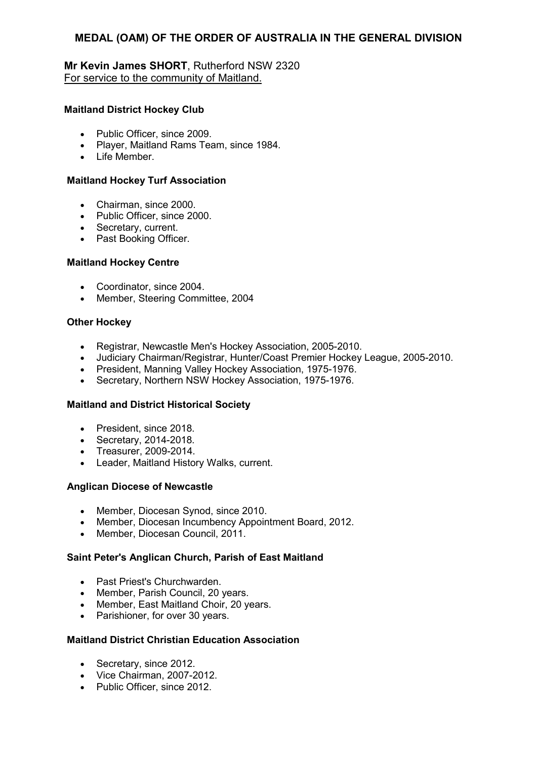## MEDAL (OAM) OF THE ORDER OF AUSTRALIA IN THE GENERAL DIVISION

**Mr Kevin James SHORT**, Rutherford NSW 2320
For service to the community of Maitland.

### Maitland District Hockey Club

- Public Officer, since 2009.
- Player, Maitland Rams Team, since 1984.
- Life Member.

### Maitland Hockey Turf Association

- Chairman, since 2000.
- Public Officer, since 2000.
- Secretary, current.
- Past Booking Officer.

### Maitland Hockey Centre

- Coordinator, since 2004.
- Member, Steering Committee, 2004

### Other Hockey

- Registrar, Newcastle Men's Hockey Association, 2005-2010.
- Judiciary Chairman/Registrar, Hunter/Coast Premier Hockey League, 2005-2010.
- President, Manning Valley Hockey Association, 1975-1976.
- Secretary, Northern NSW Hockey Association, 1975-1976.

### Maitland and District Historical Society

- President, since 2018.
- Secretary, 2014-2018.
- Treasurer, 2009-2014.
- Leader, Maitland History Walks, current.

### Anglican Diocese of Newcastle

- Member, Diocesan Synod, since 2010.
- Member, Diocesan Incumbency Appointment Board, 2012.
- Member, Diocesan Council, 2011.

### Saint Peter's Anglican Church, Parish of East Maitland

- Past Priest's Churchwarden.
- Member, Parish Council, 20 years.
- Member, East Maitland Choir, 20 years.
- Parishioner, for over 30 years.

### Maitland District Christian Education Association

- Secretary, since 2012.
- Vice Chairman, 2007-2012.
- Public Officer, since 2012.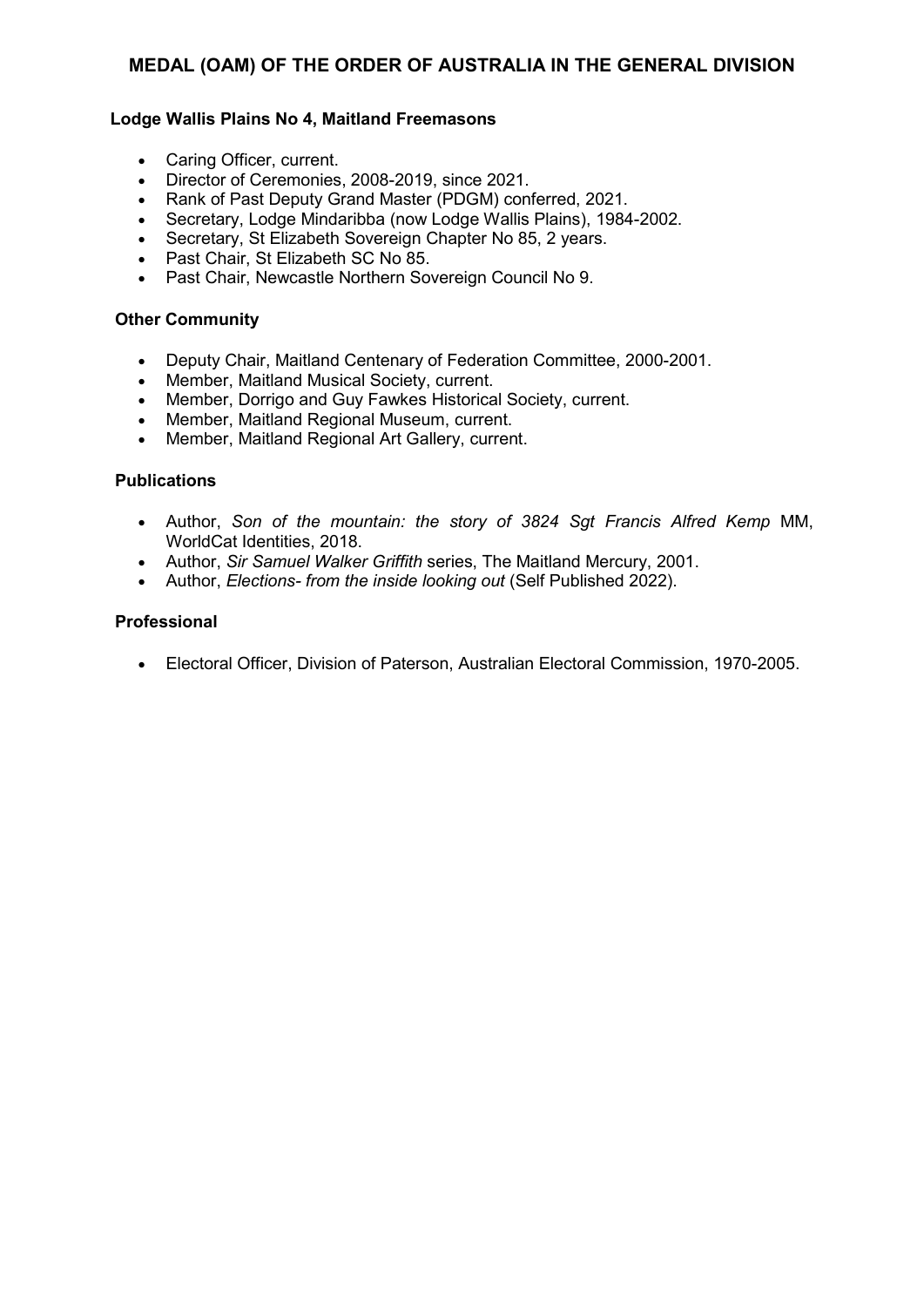# MEDAL (OAM) OF THE ORDER OF AUSTRALIA IN THE GENERAL DIVISION

### Lodge Wallis Plains No 4, Maitland Freemasons

- Caring Officer, current.
- Director of Ceremonies, 2008-2019, since 2021.
- Rank of Past Deputy Grand Master (PDGM) conferred, 2021.
- Secretary, Lodge Mindaribba (now Lodge Wallis Plains), 1984-2002.
- Secretary, St Elizabeth Sovereign Chapter No 85, 2 years.
- Past Chair, St Elizabeth SC No 85.
- Past Chair, Newcastle Northern Sovereign Council No 9.

### Other Community

- Deputy Chair, Maitland Centenary of Federation Committee, 2000-2001.
- Member, Maitland Musical Society, current.
- Member, Dorrigo and Guy Fawkes Historical Society, current.
- Member, Maitland Regional Museum, current.
- Member, Maitland Regional Art Gallery, current.

### Publications

- Author, *Son of the mountain: the story of 3824 Sgt Francis Alfred Kemp* MM, WorldCat Identities, 2018.
- Author, *Sir Samuel Walker Griffith* series, The Maitland Mercury, 2001.
- Author, *Elections- from the inside looking out* (Self Published 2022).

### Professional

- Electoral Officer, Division of Paterson, Australian Electoral Commission, 1970-2005.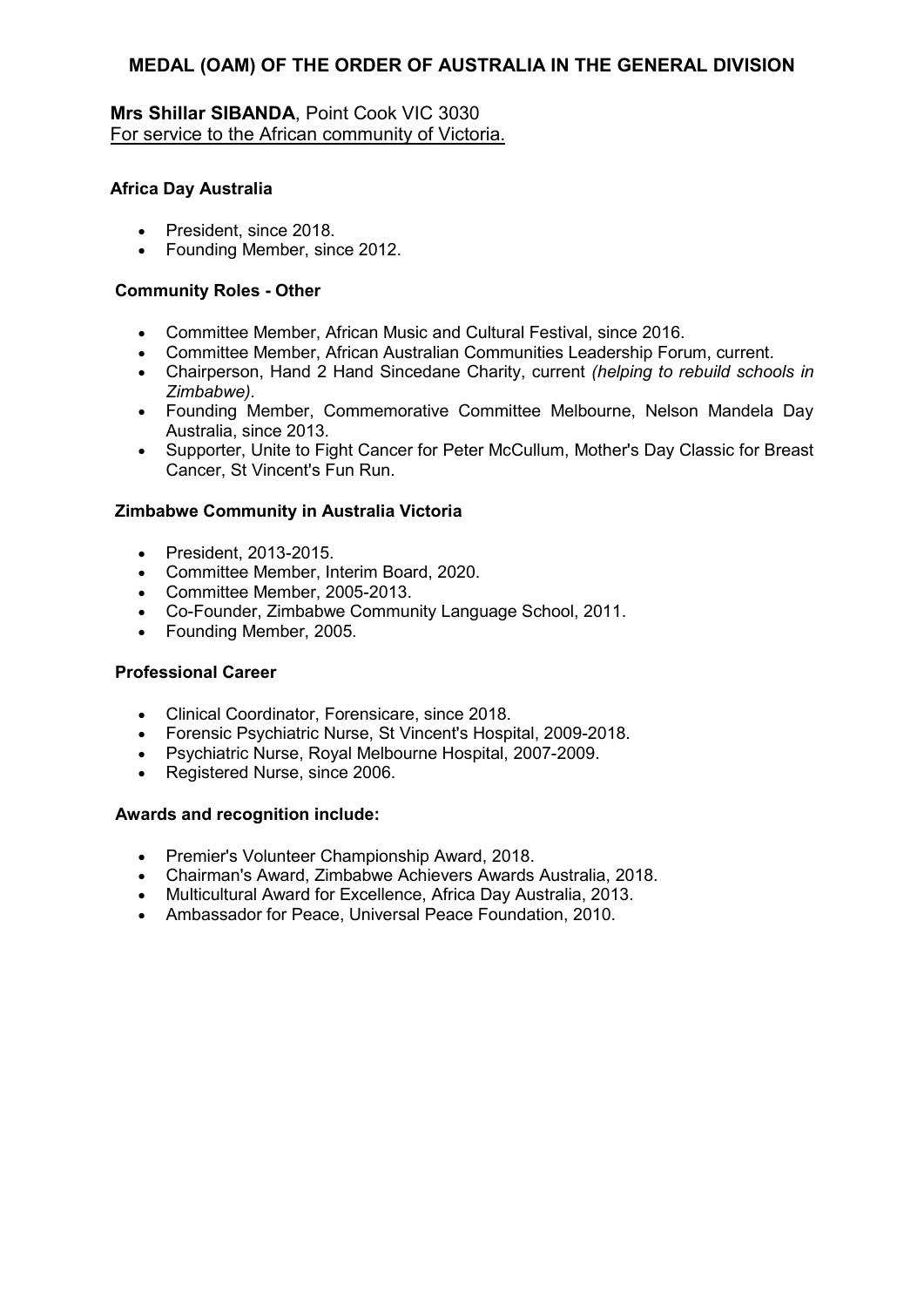## MEDAL (OAM) OF THE ORDER OF AUSTRALIA IN THE GENERAL DIVISION

**Mrs Shillar SIBANDA**, Point Cook VIC 3030
For service to the African community of Victoria.

### Africa Day Australia

- President, since 2018.
- Founding Member, since 2012.

### Community Roles - Other

- Committee Member, African Music and Cultural Festival, since 2016.
- Committee Member, African Australian Communities Leadership Forum, current.
- Chairperson, Hand 2 Hand Sincedane Charity, current *(helping to rebuild schools in Zimbabwe)*.
- Founding Member, Commemorative Committee Melbourne, Nelson Mandela Day Australia, since 2013.
- Supporter, Unite to Fight Cancer for Peter McCullum, Mother's Day Classic for Breast Cancer, St Vincent's Fun Run.

### Zimbabwe Community in Australia Victoria

- President, 2013-2015.
- Committee Member, Interim Board, 2020.
- Committee Member, 2005-2013.
- Co-Founder, Zimbabwe Community Language School, 2011.
- Founding Member, 2005.

### Professional Career

- Clinical Coordinator, Forensicare, since 2018.
- Forensic Psychiatric Nurse, St Vincent's Hospital, 2009-2018.
- Psychiatric Nurse, Royal Melbourne Hospital, 2007-2009.
- Registered Nurse, since 2006.

### Awards and recognition include:

- Premier's Volunteer Championship Award, 2018.
- Chairman's Award, Zimbabwe Achievers Awards Australia, 2018.
- Multicultural Award for Excellence, Africa Day Australia, 2013.
- Ambassador for Peace, Universal Peace Foundation, 2010.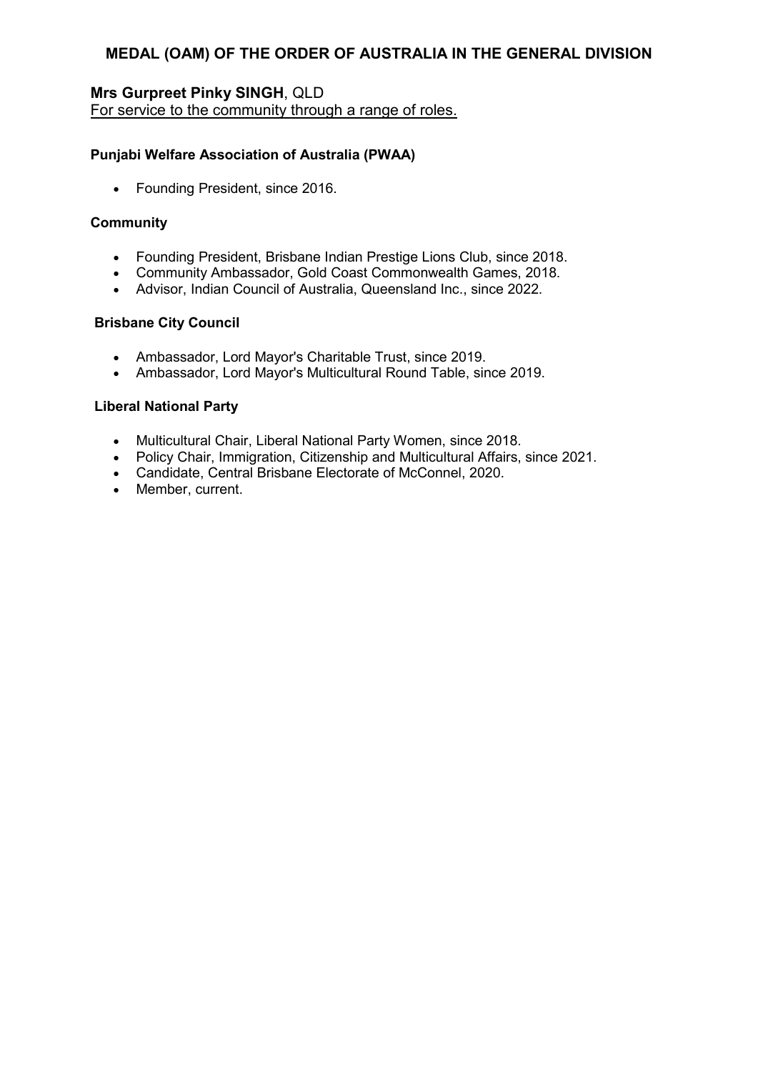# MEDAL (OAM) OF THE ORDER OF AUSTRALIA IN THE GENERAL DIVISION

**Mrs Gurpreet Pinky SINGH**, QLD
For service to the community through a range of roles.

### Punjabi Welfare Association of Australia (PWAA)

- Founding President, since 2016.

### Community

- Founding President, Brisbane Indian Prestige Lions Club, since 2018.
- Community Ambassador, Gold Coast Commonwealth Games, 2018.
- Advisor, Indian Council of Australia, Queensland Inc., since 2022.

### Brisbane City Council

- Ambassador, Lord Mayor's Charitable Trust, since 2019.
- Ambassador, Lord Mayor's Multicultural Round Table, since 2019.

### Liberal National Party

- Multicultural Chair, Liberal National Party Women, since 2018.
- Policy Chair, Immigration, Citizenship and Multicultural Affairs, since 2021.
- Candidate, Central Brisbane Electorate of McConnel, 2020.
- Member, current.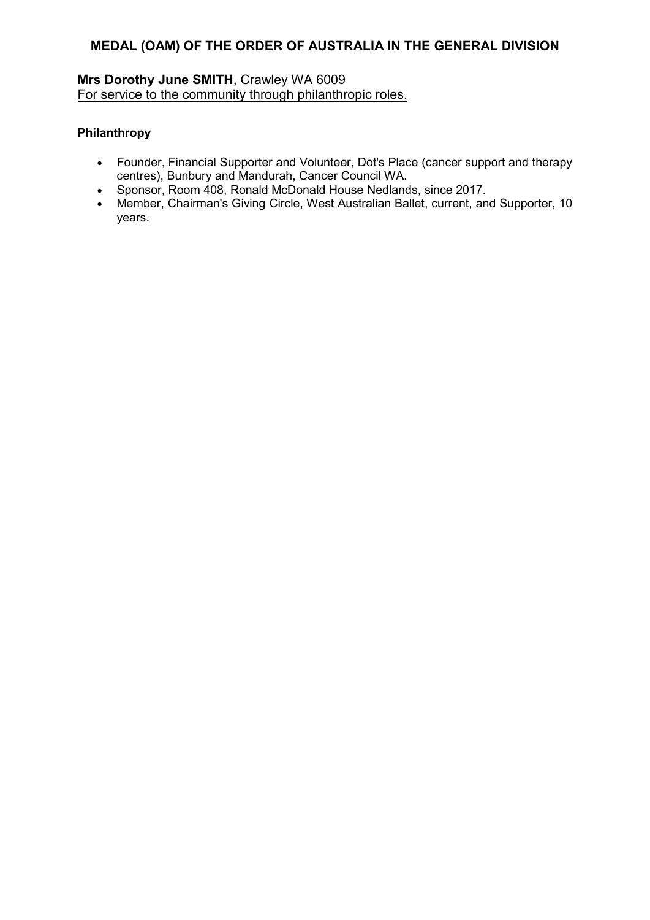## MEDAL (OAM) OF THE ORDER OF AUSTRALIA IN THE GENERAL DIVISION

**Mrs Dorothy June SMITH**, Crawley WA 6009
For service to the community through philanthropic roles.

**Philanthropy**

- Founder, Financial Supporter and Volunteer, Dot's Place (cancer support and therapy centres), Bunbury and Mandurah, Cancer Council WA.
- Sponsor, Room 408, Ronald McDonald House Nedlands, since 2017.
- Member, Chairman's Giving Circle, West Australian Ballet, current, and Supporter, 10 years.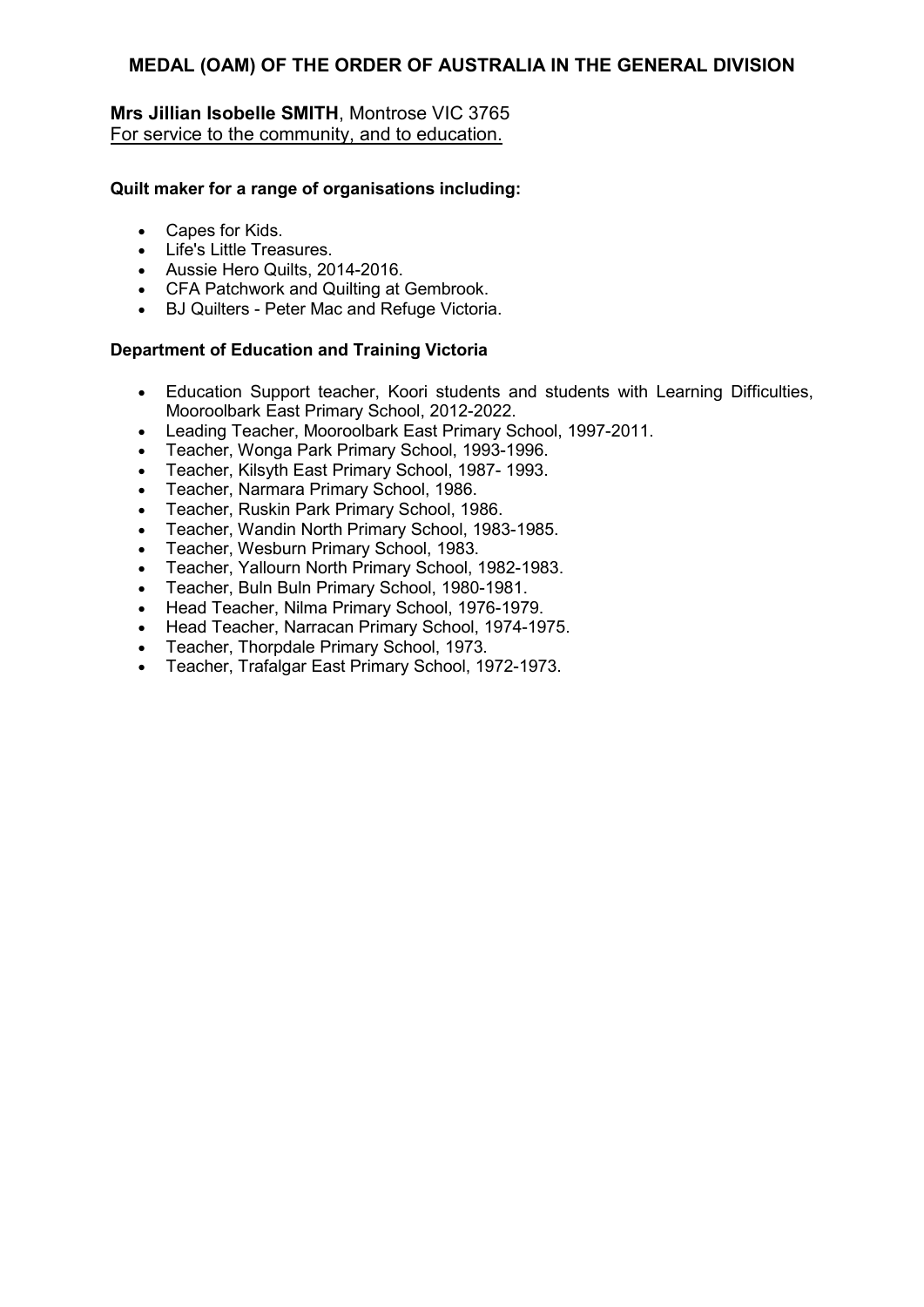## MEDAL (OAM) OF THE ORDER OF AUSTRALIA IN THE GENERAL DIVISION

**Mrs Jillian Isobelle SMITH**, Montrose VIC 3765
For service to the community, and to education.

**Quilt maker for a range of organisations including:**

- Capes for Kids.
- Life's Little Treasures.
- Aussie Hero Quilts, 2014-2016.
- CFA Patchwork and Quilting at Gembrook.
- BJ Quilters - Peter Mac and Refuge Victoria.

**Department of Education and Training Victoria**

- Education Support teacher, Koori students and students with Learning Difficulties, Mooroolbark East Primary School, 2012-2022.
- Leading Teacher, Mooroolbark East Primary School, 1997-2011.
- Teacher, Wonga Park Primary School, 1993-1996.
- Teacher, Kilsyth East Primary School, 1987- 1993.
- Teacher, Narmara Primary School, 1986.
- Teacher, Ruskin Park Primary School, 1986.
- Teacher, Wandin North Primary School, 1983-1985.
- Teacher, Wesburn Primary School, 1983.
- Teacher, Yallourn North Primary School, 1982-1983.
- Teacher, Buln Buln Primary School, 1980-1981.
- Head Teacher, Nilma Primary School, 1976-1979.
- Head Teacher, Narracan Primary School, 1974-1975.
- Teacher, Thorpdale Primary School, 1973.
- Teacher, Trafalgar East Primary School, 1972-1973.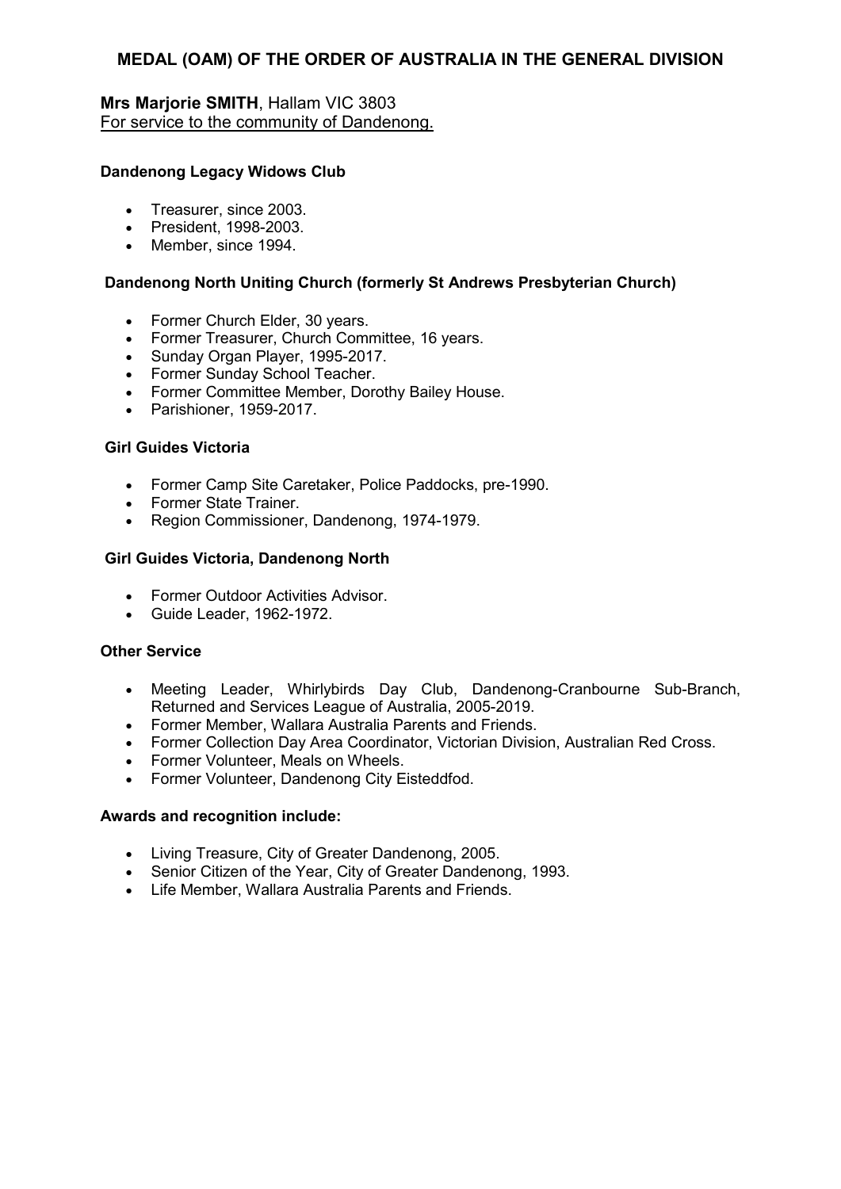## MEDAL (OAM) OF THE ORDER OF AUSTRALIA IN THE GENERAL DIVISION

**Mrs Marjorie SMITH**, Hallam VIC 3803
For service to the community of Dandenong.

**Dandenong Legacy Widows Club**

- Treasurer, since 2003.
- President, 1998-2003.
- Member, since 1994.

**Dandenong North Uniting Church (formerly St Andrews Presbyterian Church)**

- Former Church Elder, 30 years.
- Former Treasurer, Church Committee, 16 years.
- Sunday Organ Player, 1995-2017.
- Former Sunday School Teacher.
- Former Committee Member, Dorothy Bailey House.
- Parishioner, 1959-2017.

**Girl Guides Victoria**

- Former Camp Site Caretaker, Police Paddocks, pre-1990.
- Former State Trainer.
- Region Commissioner, Dandenong, 1974-1979.

**Girl Guides Victoria, Dandenong North**

- Former Outdoor Activities Advisor.
- Guide Leader, 1962-1972.

**Other Service**

- Meeting Leader, Whirlybirds Day Club, Dandenong-Cranbourne Sub-Branch, Returned and Services League of Australia, 2005-2019.
- Former Member, Wallara Australia Parents and Friends.
- Former Collection Day Area Coordinator, Victorian Division, Australian Red Cross.
- Former Volunteer, Meals on Wheels.
- Former Volunteer, Dandenong City Eisteddfod.

**Awards and recognition include:**

- Living Treasure, City of Greater Dandenong, 2005.
- Senior Citizen of the Year, City of Greater Dandenong, 1993.
- Life Member, Wallara Australia Parents and Friends.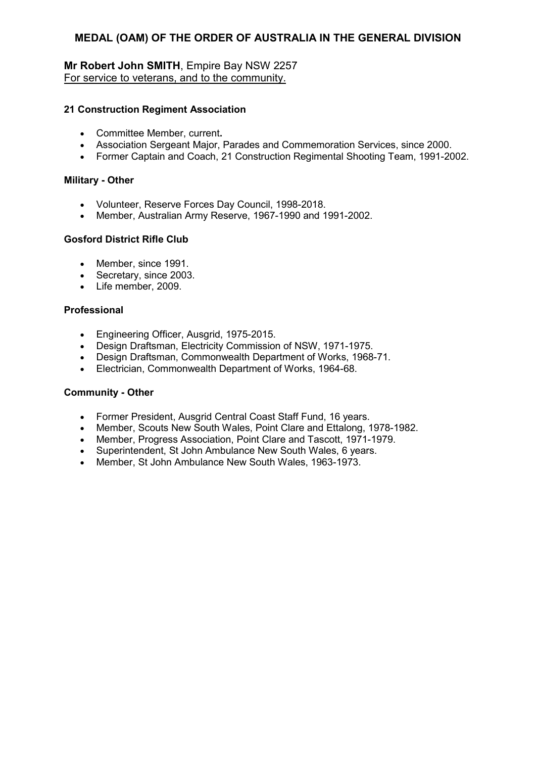## MEDAL (OAM) OF THE ORDER OF AUSTRALIA IN THE GENERAL DIVISION

**Mr Robert John SMITH**, Empire Bay NSW 2257
For service to veterans, and to the community.

**21 Construction Regiment Association**

- Committee Member, current**.**
- Association Sergeant Major, Parades and Commemoration Services, since 2000.
- Former Captain and Coach, 21 Construction Regimental Shooting Team, 1991-2002.

**Military - Other**

- Volunteer, Reserve Forces Day Council, 1998-2018.
- Member, Australian Army Reserve, 1967-1990 and 1991-2002.

**Gosford District Rifle Club**

- Member, since 1991.
- Secretary, since 2003.
- Life member, 2009.

**Professional**

- Engineering Officer, Ausgrid, 1975-2015.
- Design Draftsman, Electricity Commission of NSW, 1971-1975.
- Design Draftsman, Commonwealth Department of Works, 1968-71.
- Electrician, Commonwealth Department of Works, 1964-68.

**Community - Other**

- Former President, Ausgrid Central Coast Staff Fund, 16 years.
- Member, Scouts New South Wales, Point Clare and Ettalong, 1978-1982.
- Member, Progress Association, Point Clare and Tascott, 1971-1979.
- Superintendent, St John Ambulance New South Wales, 6 years.
- Member, St John Ambulance New South Wales, 1963-1973.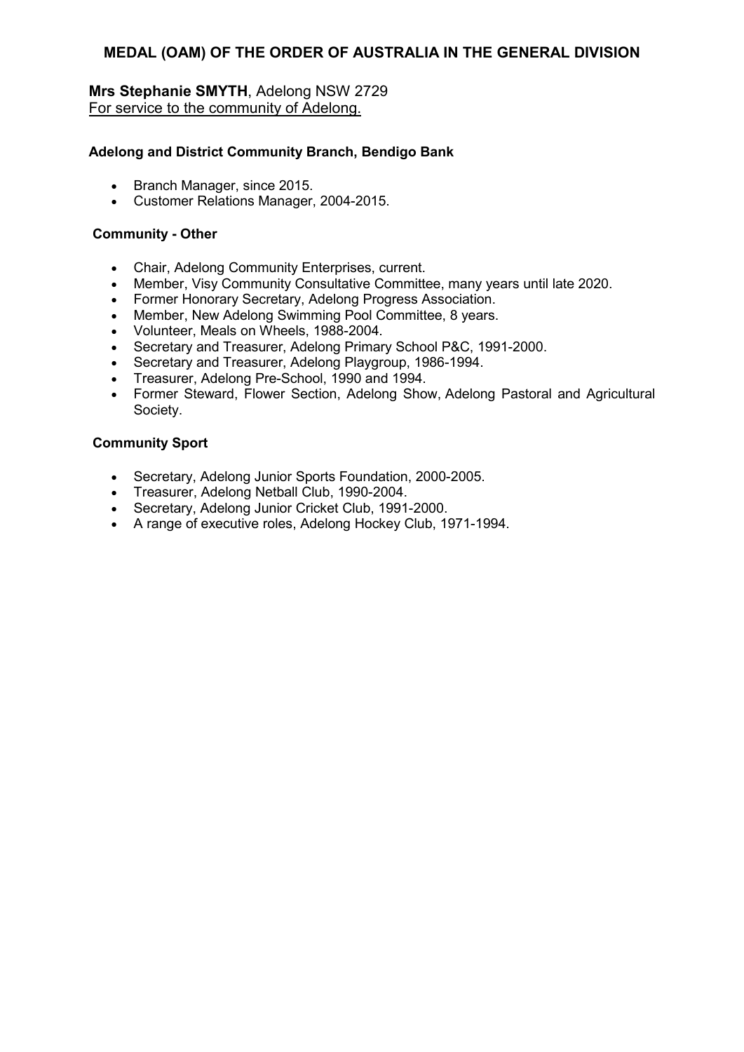## MEDAL (OAM) OF THE ORDER OF AUSTRALIA IN THE GENERAL DIVISION

**Mrs Stephanie SMYTH**, Adelong NSW 2729
For service to the community of Adelong.

**Adelong and District Community Branch, Bendigo Bank**

- Branch Manager, since 2015.
- Customer Relations Manager, 2004-2015.

**Community - Other**

- Chair, Adelong Community Enterprises, current.
- Member, Visy Community Consultative Committee, many years until late 2020.
- Former Honorary Secretary, Adelong Progress Association.
- Member, New Adelong Swimming Pool Committee, 8 years.
- Volunteer, Meals on Wheels, 1988-2004.
- Secretary and Treasurer, Adelong Primary School P&C, 1991-2000.
- Secretary and Treasurer, Adelong Playgroup, 1986-1994.
- Treasurer, Adelong Pre-School, 1990 and 1994.
- Former Steward, Flower Section, Adelong Show, Adelong Pastoral and Agricultural Society.

**Community Sport**

- Secretary, Adelong Junior Sports Foundation, 2000-2005.
- Treasurer, Adelong Netball Club, 1990-2004.
- Secretary, Adelong Junior Cricket Club, 1991-2000.
- A range of executive roles, Adelong Hockey Club, 1971-1994.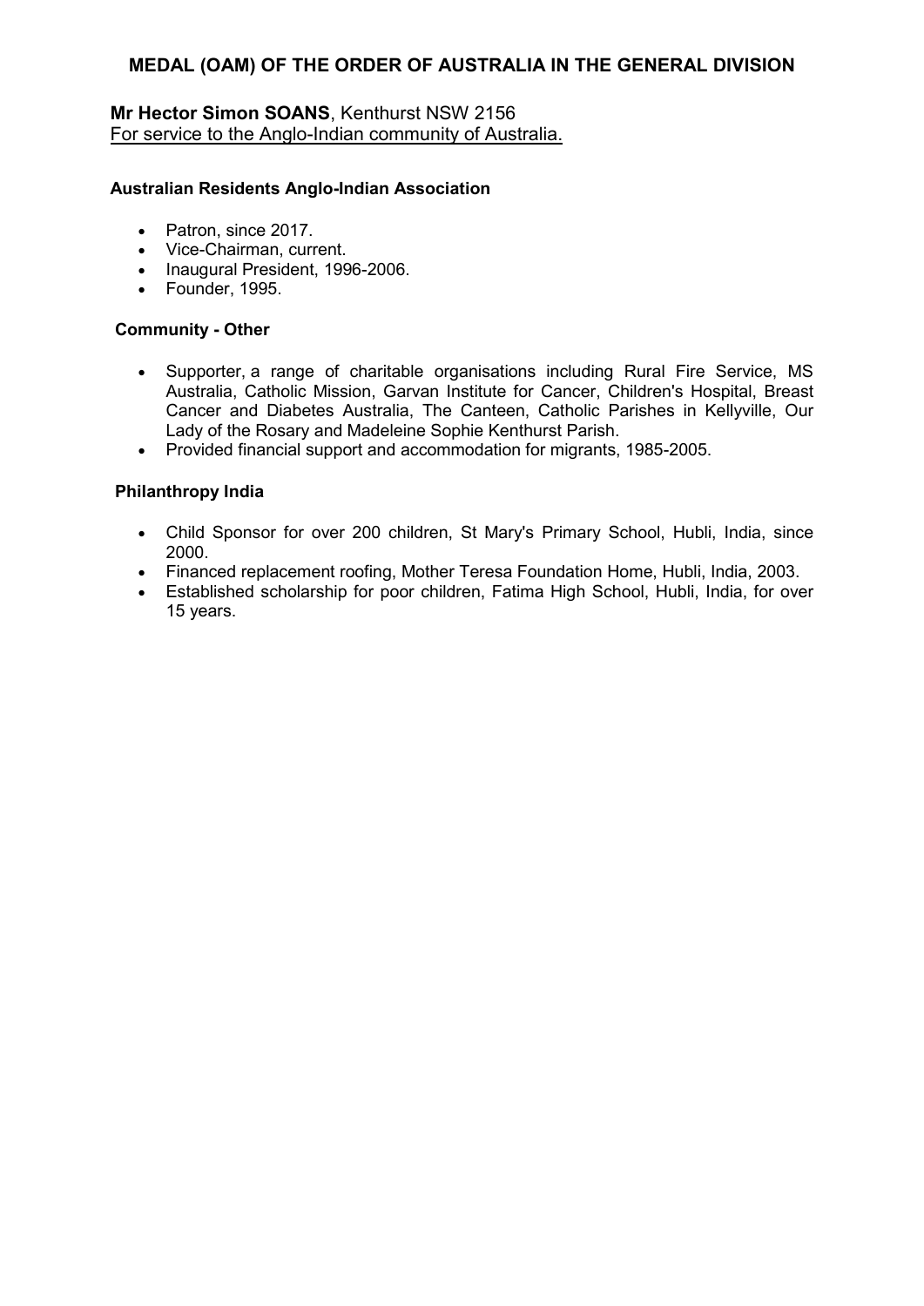## MEDAL (OAM) OF THE ORDER OF AUSTRALIA IN THE GENERAL DIVISION

**Mr Hector Simon SOANS**, Kenthurst NSW 2156
For service to the Anglo-Indian community of Australia.

**Australian Residents Anglo-Indian Association**

- Patron, since 2017.
- Vice-Chairman, current.
- Inaugural President, 1996-2006.
- Founder, 1995.

**Community - Other**

- Supporter, a range of charitable organisations including Rural Fire Service, MS Australia, Catholic Mission, Garvan Institute for Cancer, Children's Hospital, Breast Cancer and Diabetes Australia, The Canteen, Catholic Parishes in Kellyville, Our Lady of the Rosary and Madeleine Sophie Kenthurst Parish.
- Provided financial support and accommodation for migrants, 1985-2005.

**Philanthropy India**

- Child Sponsor for over 200 children, St Mary's Primary School, Hubli, India, since 2000.
- Financed replacement roofing, Mother Teresa Foundation Home, Hubli, India, 2003.
- Established scholarship for poor children, Fatima High School, Hubli, India, for over 15 years.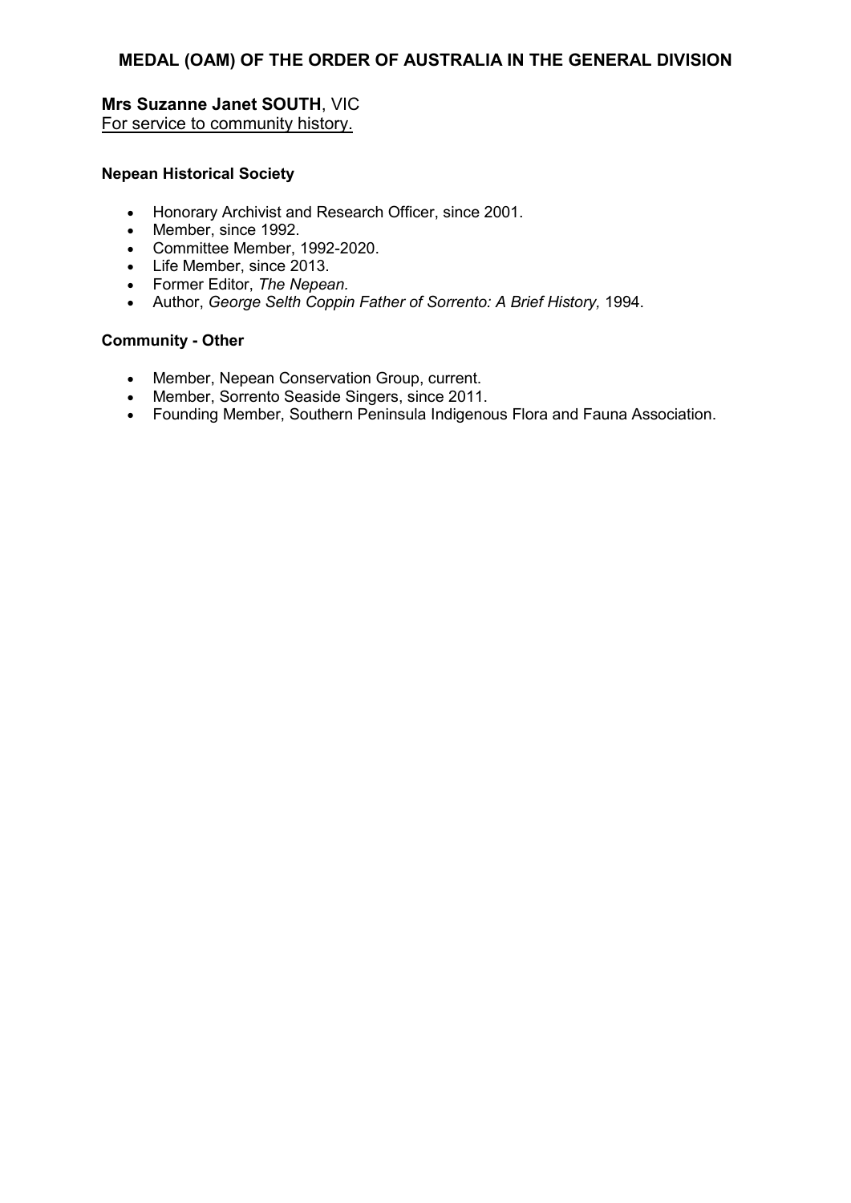# MEDAL (OAM) OF THE ORDER OF AUSTRALIA IN THE GENERAL DIVISION

**Mrs Suzanne Janet SOUTH**, VIC
For service to community history.

**Nepean Historical Society**

- Honorary Archivist and Research Officer, since 2001.
- Member, since 1992.
- Committee Member, 1992-2020.
- Life Member, since 2013.
- Former Editor, *The Nepean.*
- Author, *George Selth Coppin Father of Sorrento: A Brief History,* 1994.

**Community - Other**

- Member, Nepean Conservation Group, current.
- Member, Sorrento Seaside Singers, since 2011.
- Founding Member, Southern Peninsula Indigenous Flora and Fauna Association.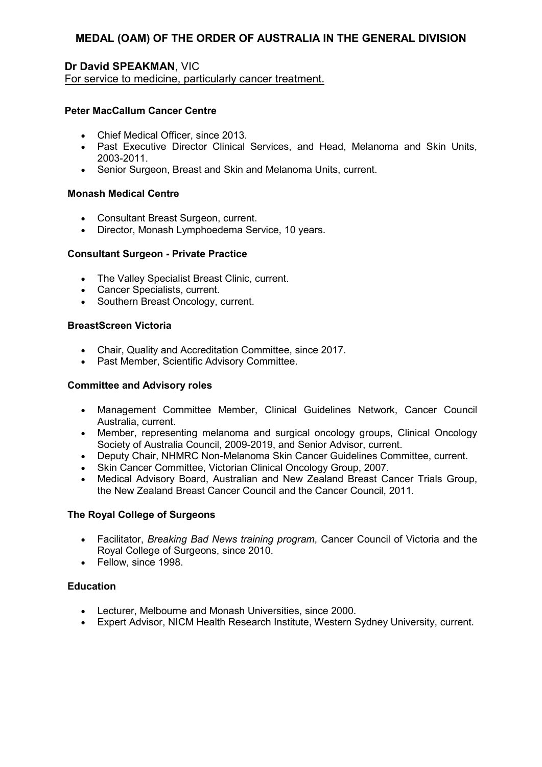## MEDAL (OAM) OF THE ORDER OF AUSTRALIA IN THE GENERAL DIVISION

**Dr David SPEAKMAN**, VIC
For service to medicine, particularly cancer treatment.

**Peter MacCallum Cancer Centre**

- Chief Medical Officer, since 2013.
- Past Executive Director Clinical Services, and Head, Melanoma and Skin Units, 2003-2011.
- Senior Surgeon, Breast and Skin and Melanoma Units, current.

**Monash Medical Centre**

- Consultant Breast Surgeon, current.
- Director, Monash Lymphoedema Service, 10 years.

**Consultant Surgeon - Private Practice**

- The Valley Specialist Breast Clinic, current.
- Cancer Specialists, current.
- Southern Breast Oncology, current.

**BreastScreen Victoria**

- Chair, Quality and Accreditation Committee, since 2017.
- Past Member, Scientific Advisory Committee.

**Committee and Advisory roles**

- Management Committee Member, Clinical Guidelines Network, Cancer Council Australia, current.
- Member, representing melanoma and surgical oncology groups, Clinical Oncology Society of Australia Council, 2009-2019, and Senior Advisor, current.
- Deputy Chair, NHMRC Non-Melanoma Skin Cancer Guidelines Committee, current.
- Skin Cancer Committee, Victorian Clinical Oncology Group, 2007.
- Medical Advisory Board, Australian and New Zealand Breast Cancer Trials Group, the New Zealand Breast Cancer Council and the Cancer Council, 2011.

**The Royal College of Surgeons**

- Facilitator, *Breaking Bad News training program*, Cancer Council of Victoria and the Royal College of Surgeons, since 2010.
- Fellow, since 1998.

**Education**

- Lecturer, Melbourne and Monash Universities, since 2000.
- Expert Advisor, NICM Health Research Institute, Western Sydney University, current.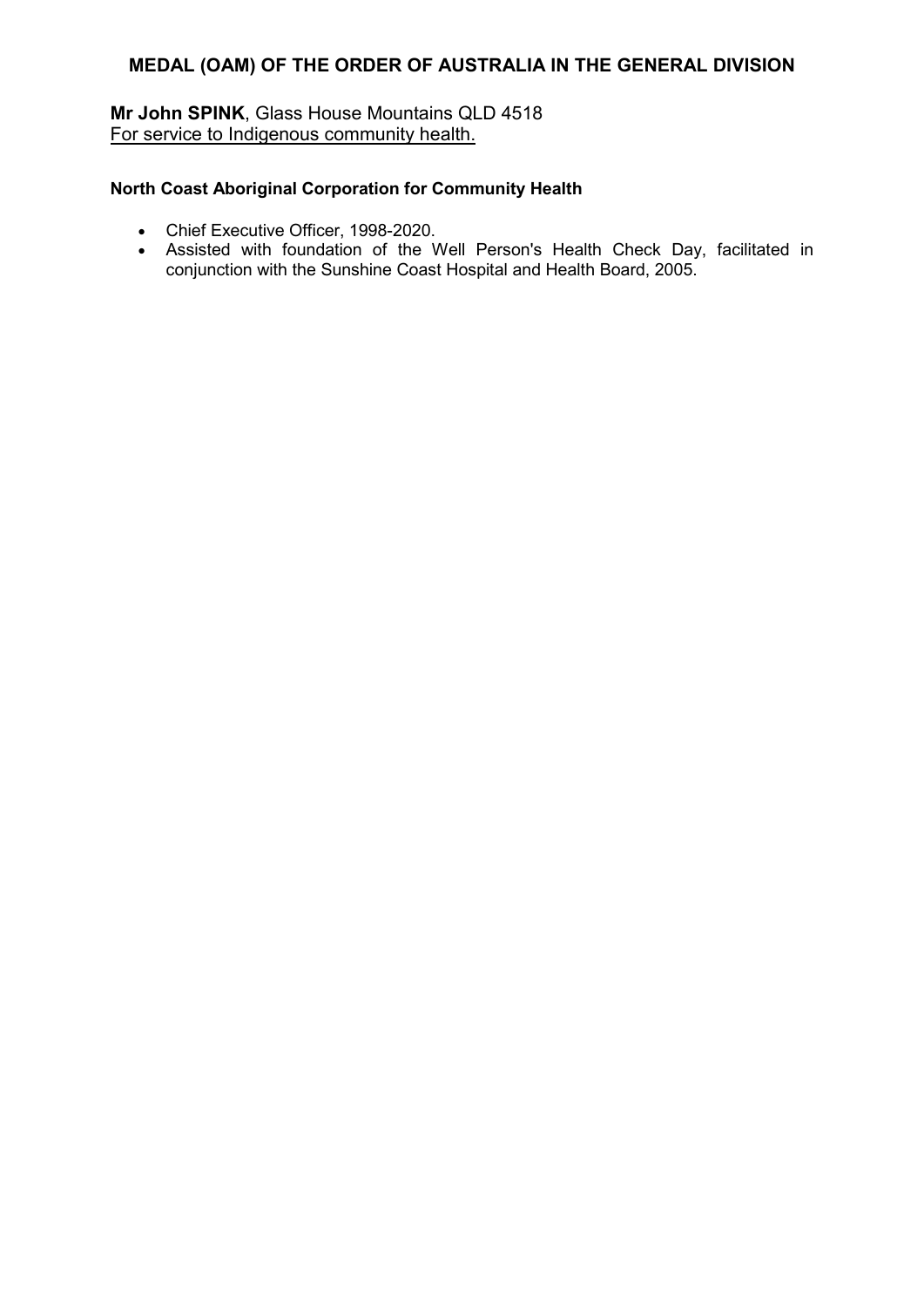## MEDAL (OAM) OF THE ORDER OF AUSTRALIA IN THE GENERAL DIVISION

**Mr John SPINK**, Glass House Mountains QLD 4518
For service to Indigenous community health.

**North Coast Aboriginal Corporation for Community Health**

- Chief Executive Officer, 1998-2020.
- Assisted with foundation of the Well Person's Health Check Day, facilitated in conjunction with the Sunshine Coast Hospital and Health Board, 2005.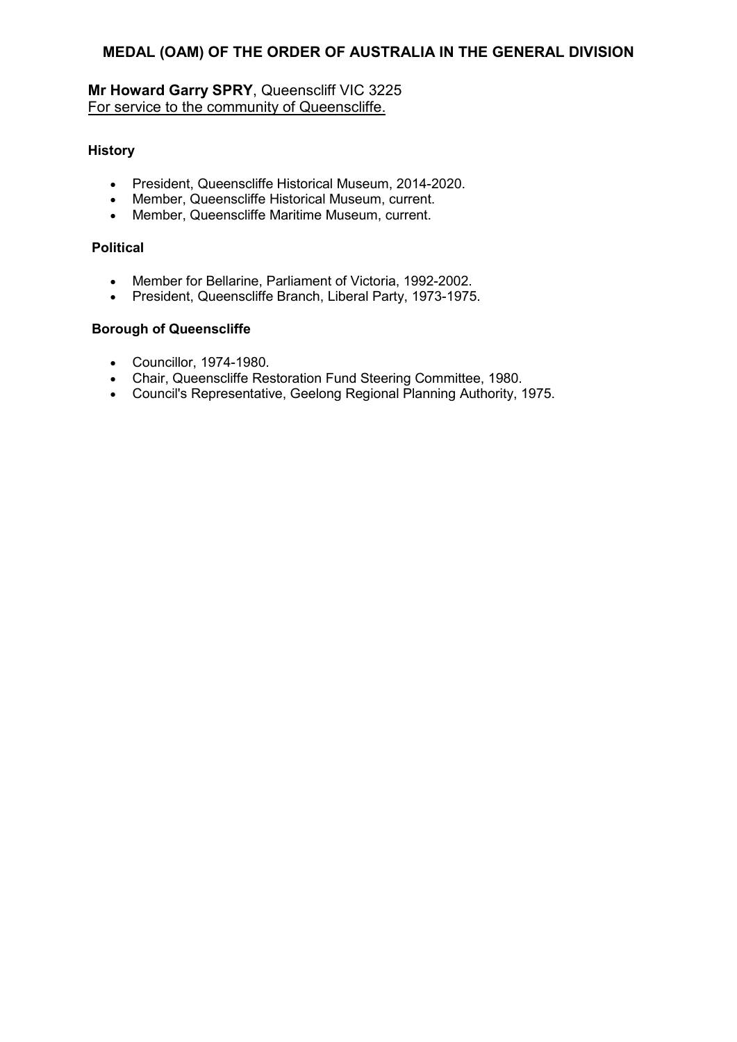## MEDAL (OAM) OF THE ORDER OF AUSTRALIA IN THE GENERAL DIVISION

**Mr Howard Garry SPRY**, Queenscliff VIC 3225
For service to the community of Queenscliffe.

**History**

- President, Queenscliffe Historical Museum, 2014-2020.
- Member, Queenscliffe Historical Museum, current.
- Member, Queenscliffe Maritime Museum, current.

**Political**

- Member for Bellarine, Parliament of Victoria, 1992-2002.
- President, Queenscliffe Branch, Liberal Party, 1973-1975.

**Borough of Queenscliffe**

- Councillor, 1974-1980.
- Chair, Queenscliffe Restoration Fund Steering Committee, 1980.
- Council's Representative, Geelong Regional Planning Authority, 1975.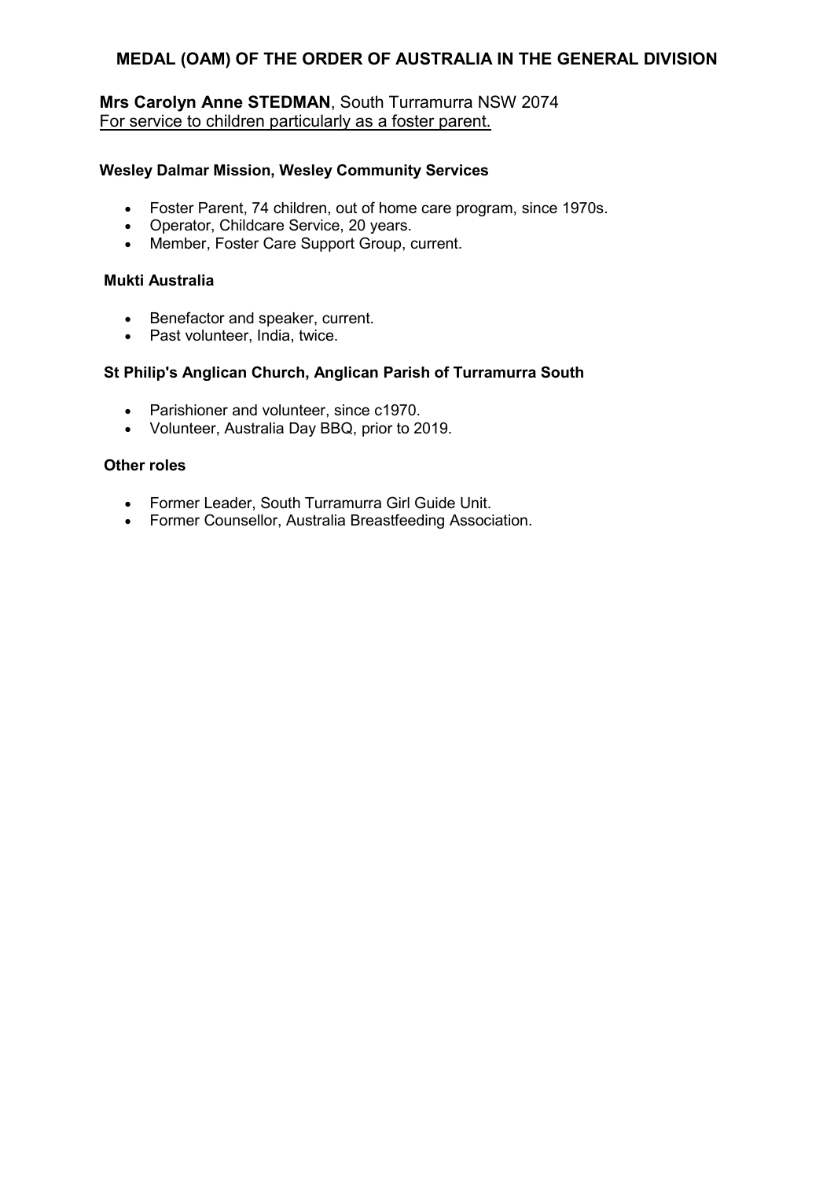## MEDAL (OAM) OF THE ORDER OF AUSTRALIA IN THE GENERAL DIVISION

**Mrs Carolyn Anne STEDMAN**, South Turramurra NSW 2074
For service to children particularly as a foster parent.

**Wesley Dalmar Mission, Wesley Community Services**

- Foster Parent, 74 children, out of home care program, since 1970s.
- Operator, Childcare Service, 20 years.
- Member, Foster Care Support Group, current.

**Mukti Australia**

- Benefactor and speaker, current.
- Past volunteer, India, twice.

**St Philip's Anglican Church, Anglican Parish of Turramurra South**

- Parishioner and volunteer, since c1970.
- Volunteer, Australia Day BBQ, prior to 2019.

**Other roles**

- Former Leader, South Turramurra Girl Guide Unit.
- Former Counsellor, Australia Breastfeeding Association.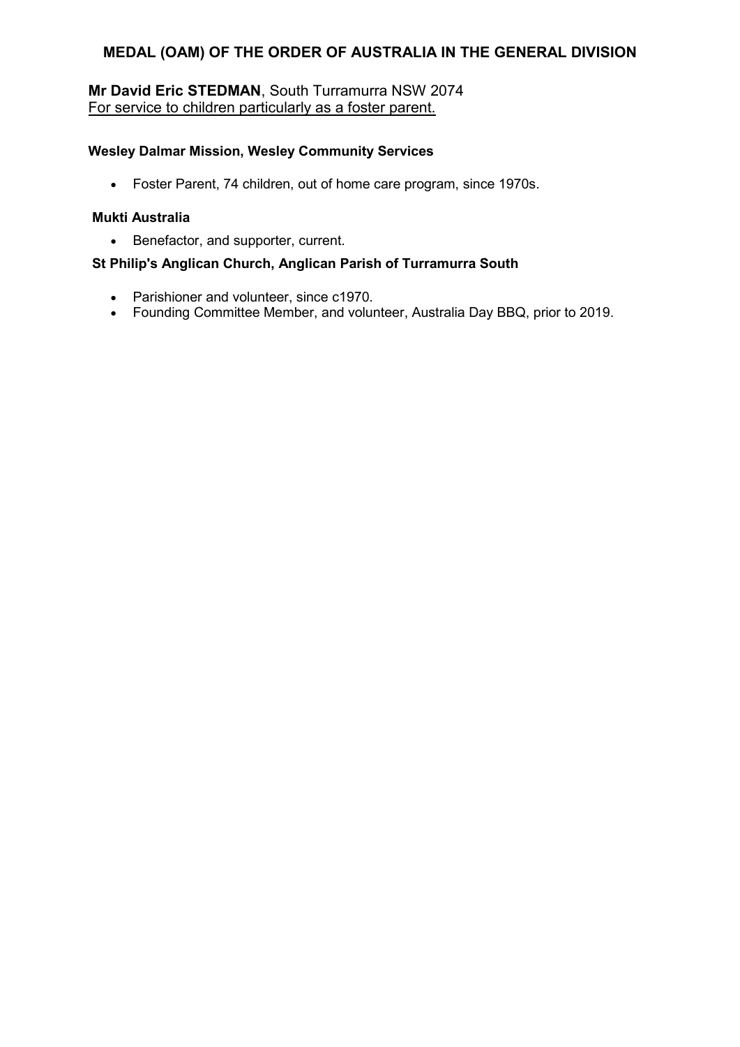## MEDAL (OAM) OF THE ORDER OF AUSTRALIA IN THE GENERAL DIVISION

**Mr David Eric STEDMAN**, South Turramurra NSW 2074
For service to children particularly as a foster parent.

**Wesley Dalmar Mission, Wesley Community Services**

- Foster Parent, 74 children, out of home care program, since 1970s.

**Mukti Australia**

- Benefactor, and supporter, current.

**St Philip's Anglican Church, Anglican Parish of Turramurra South**

- Parishioner and volunteer, since c1970.
- Founding Committee Member, and volunteer, Australia Day BBQ, prior to 2019.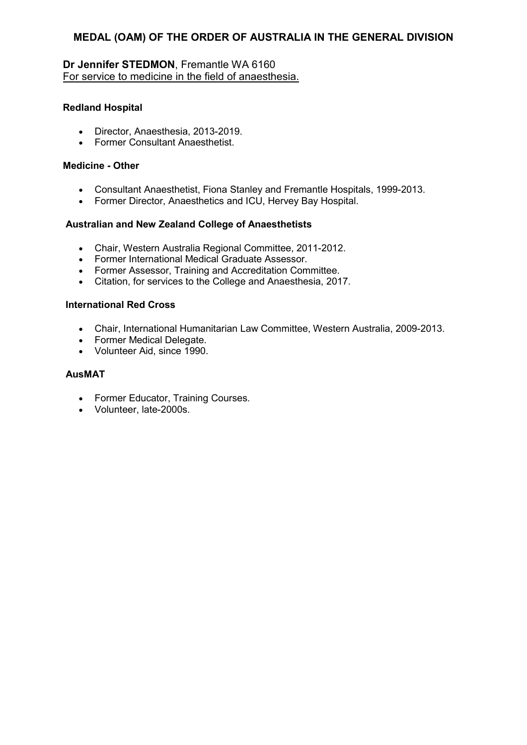## MEDAL (OAM) OF THE ORDER OF AUSTRALIA IN THE GENERAL DIVISION

**Dr Jennifer STEDMON**, Fremantle WA 6160
For service to medicine in the field of anaesthesia.

**Redland Hospital**

- Director, Anaesthesia, 2013-2019.
- Former Consultant Anaesthetist.

**Medicine - Other**

- Consultant Anaesthetist, Fiona Stanley and Fremantle Hospitals, 1999-2013.
- Former Director, Anaesthetics and ICU, Hervey Bay Hospital.

**Australian and New Zealand College of Anaesthetists**

- Chair, Western Australia Regional Committee, 2011-2012.
- Former International Medical Graduate Assessor.
- Former Assessor, Training and Accreditation Committee.
- Citation, for services to the College and Anaesthesia, 2017.

**International Red Cross**

- Chair, International Humanitarian Law Committee, Western Australia, 2009-2013.
- Former Medical Delegate.
- Volunteer Aid, since 1990.

**AusMAT**

- Former Educator, Training Courses.
- Volunteer, late-2000s.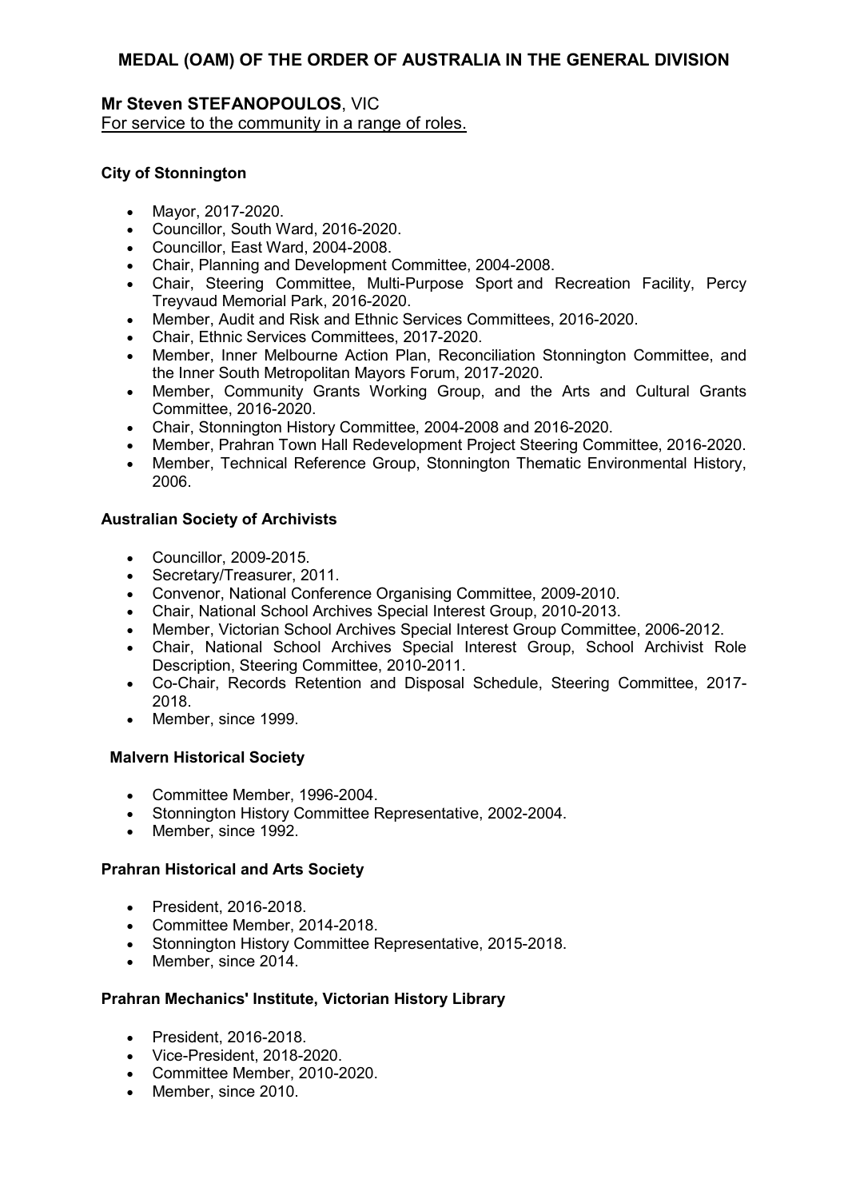# MEDAL (OAM) OF THE ORDER OF AUSTRALIA IN THE GENERAL DIVISION

## Mr Steven STEFANOPOULOS, VIC

For service to the community in a range of roles.

### City of Stonnington

- Mayor, 2017-2020.
- Councillor, South Ward, 2016-2020.
- Councillor, East Ward, 2004-2008.
- Chair, Planning and Development Committee, 2004-2008.
- Chair, Steering Committee, Multi-Purpose Sport and Recreation Facility, Percy Treyvaud Memorial Park, 2016-2020.
- Member, Audit and Risk and Ethnic Services Committees, 2016-2020.
- Chair, Ethnic Services Committees, 2017-2020.
- Member, Inner Melbourne Action Plan, Reconciliation Stonnington Committee, and the Inner South Metropolitan Mayors Forum, 2017-2020.
- Member, Community Grants Working Group, and the Arts and Cultural Grants Committee, 2016-2020.
- Chair, Stonnington History Committee, 2004-2008 and 2016-2020.
- Member, Prahran Town Hall Redevelopment Project Steering Committee, 2016-2020.
- Member, Technical Reference Group, Stonnington Thematic Environmental History, 2006.

### Australian Society of Archivists

- Councillor, 2009-2015.
- Secretary/Treasurer, 2011.
- Convenor, National Conference Organising Committee, 2009-2010.
- Chair, National School Archives Special Interest Group, 2010-2013.
- Member, Victorian School Archives Special Interest Group Committee, 2006-2012.
- Chair, National School Archives Special Interest Group, School Archivist Role Description, Steering Committee, 2010-2011.
- Co-Chair, Records Retention and Disposal Schedule, Steering Committee, 2017-2018.
- Member, since 1999.

### Malvern Historical Society

- Committee Member, 1996-2004.
- Stonnington History Committee Representative, 2002-2004.
- Member, since 1992.

### Prahran Historical and Arts Society

- President, 2016-2018.
- Committee Member, 2014-2018.
- Stonnington History Committee Representative, 2015-2018.
- Member, since 2014.

### Prahran Mechanics' Institute, Victorian History Library

- President, 2016-2018.
- Vice-President, 2018-2020.
- Committee Member, 2010-2020.
- Member, since 2010.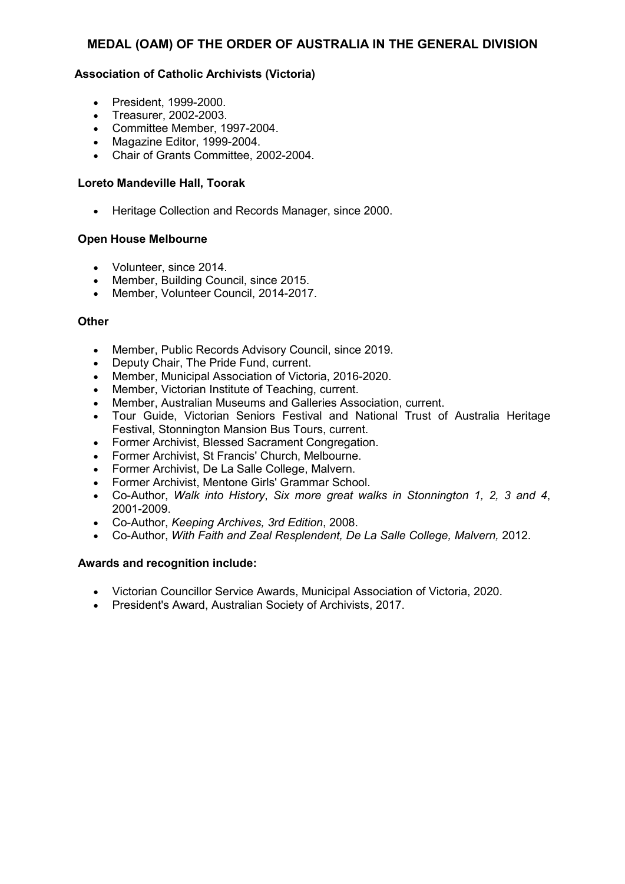## MEDAL (OAM) OF THE ORDER OF AUSTRALIA IN THE GENERAL DIVISION

**Association of Catholic Archivists (Victoria)**

- President, 1999-2000.
- Treasurer, 2002-2003.
- Committee Member, 1997-2004.
- Magazine Editor, 1999-2004.
- Chair of Grants Committee, 2002-2004.

**Loreto Mandeville Hall, Toorak**

- Heritage Collection and Records Manager, since 2000.

**Open House Melbourne**

- Volunteer, since 2014.
- Member, Building Council, since 2015.
- Member, Volunteer Council, 2014-2017.

**Other**

- Member, Public Records Advisory Council, since 2019.
- Deputy Chair, The Pride Fund, current.
- Member, Municipal Association of Victoria, 2016-2020.
- Member, Victorian Institute of Teaching, current.
- Member, Australian Museums and Galleries Association, current.
- Tour Guide, Victorian Seniors Festival and National Trust of Australia Heritage Festival, Stonnington Mansion Bus Tours, current.
- Former Archivist, Blessed Sacrament Congregation.
- Former Archivist, St Francis' Church, Melbourne.
- Former Archivist, De La Salle College, Malvern.
- Former Archivist, Mentone Girls' Grammar School.
- Co-Author, *Walk into History*, *Six more great walks in Stonnington 1, 2, 3 and 4*, 2001-2009.
- Co-Author, *Keeping Archives, 3rd Edition*, 2008.
- Co-Author, *With Faith and Zeal Resplendent, De La Salle College, Malvern,* 2012.

**Awards and recognition include:**

- Victorian Councillor Service Awards, Municipal Association of Victoria, 2020.
- President's Award, Australian Society of Archivists, 2017.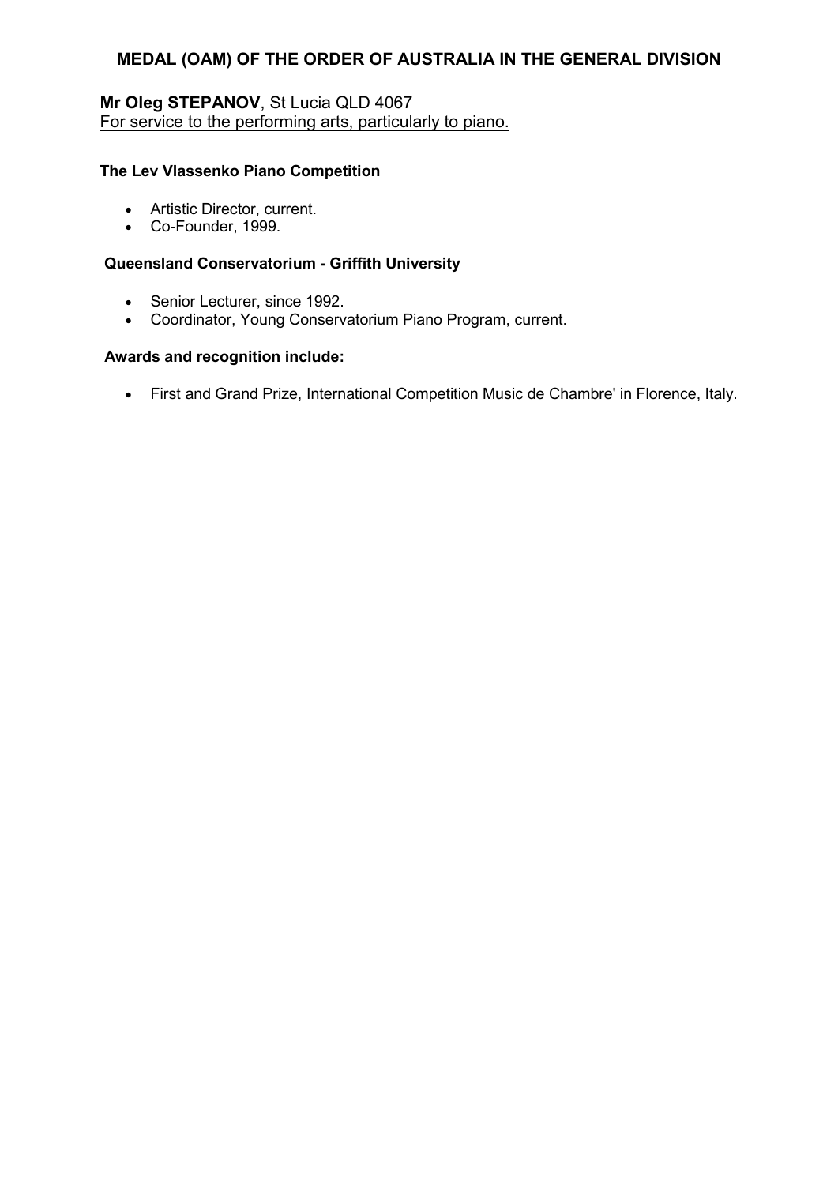## MEDAL (OAM) OF THE ORDER OF AUSTRALIA IN THE GENERAL DIVISION

**Mr Oleg STEPANOV**, St Lucia QLD 4067
For service to the performing arts, particularly to piano.

**The Lev Vlassenko Piano Competition**

- Artistic Director, current.
- Co-Founder, 1999.

**Queensland Conservatorium - Griffith University**

- Senior Lecturer, since 1992.
- Coordinator, Young Conservatorium Piano Program, current.

**Awards and recognition include:**

- First and Grand Prize, International Competition Music de Chambre' in Florence, Italy.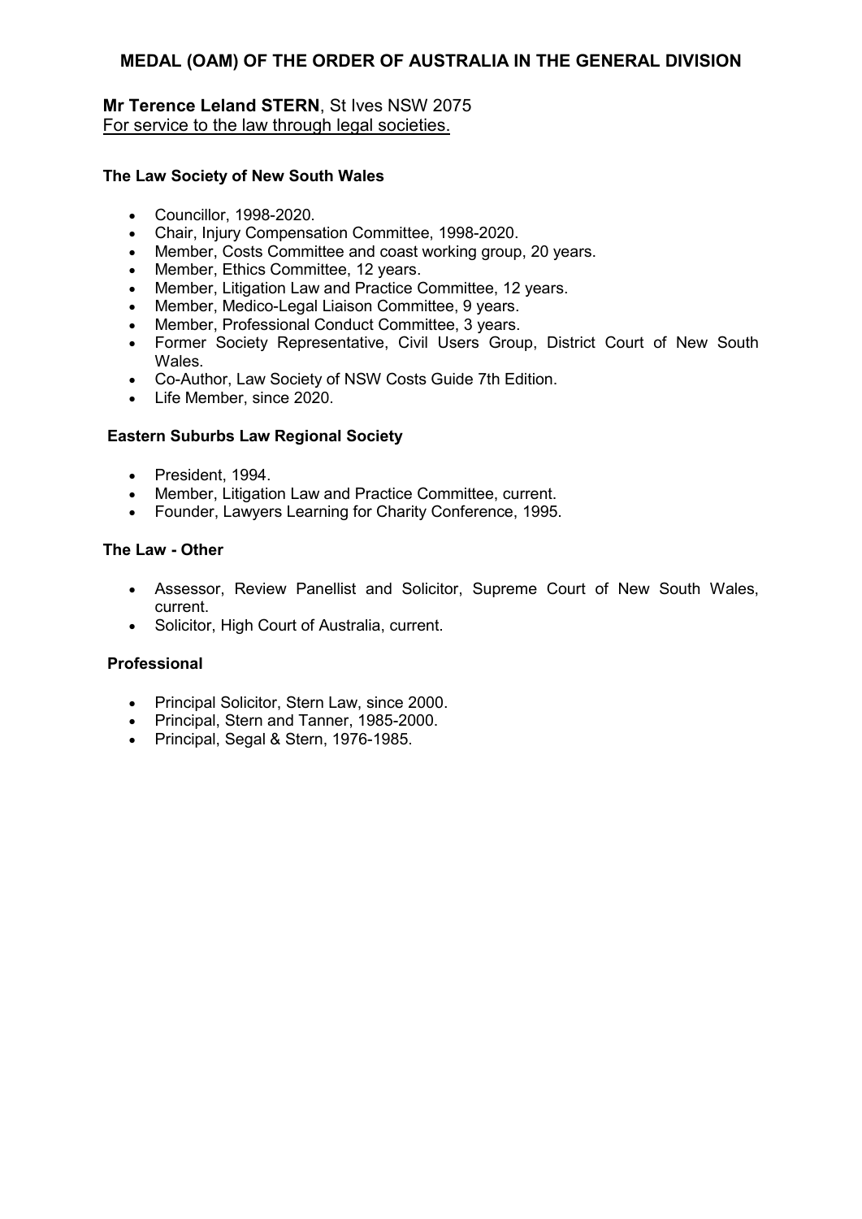## MEDAL (OAM) OF THE ORDER OF AUSTRALIA IN THE GENERAL DIVISION

**Mr Terence Leland STERN**, St Ives NSW 2075
For service to the law through legal societies.

**The Law Society of New South Wales**

- Councillor, 1998-2020.
- Chair, Injury Compensation Committee, 1998-2020.
- Member, Costs Committee and coast working group, 20 years.
- Member, Ethics Committee, 12 years.
- Member, Litigation Law and Practice Committee, 12 years.
- Member, Medico-Legal Liaison Committee, 9 years.
- Member, Professional Conduct Committee, 3 years.
- Former Society Representative, Civil Users Group, District Court of New South Wales.
- Co-Author, Law Society of NSW Costs Guide 7th Edition.
- Life Member, since 2020.

**Eastern Suburbs Law Regional Society**

- President, 1994.
- Member, Litigation Law and Practice Committee, current.
- Founder, Lawyers Learning for Charity Conference, 1995.

**The Law - Other**

- Assessor, Review Panellist and Solicitor, Supreme Court of New South Wales, current.
- Solicitor, High Court of Australia, current.

**Professional**

- Principal Solicitor, Stern Law, since 2000.
- Principal, Stern and Tanner, 1985-2000.
- Principal, Segal & Stern, 1976-1985.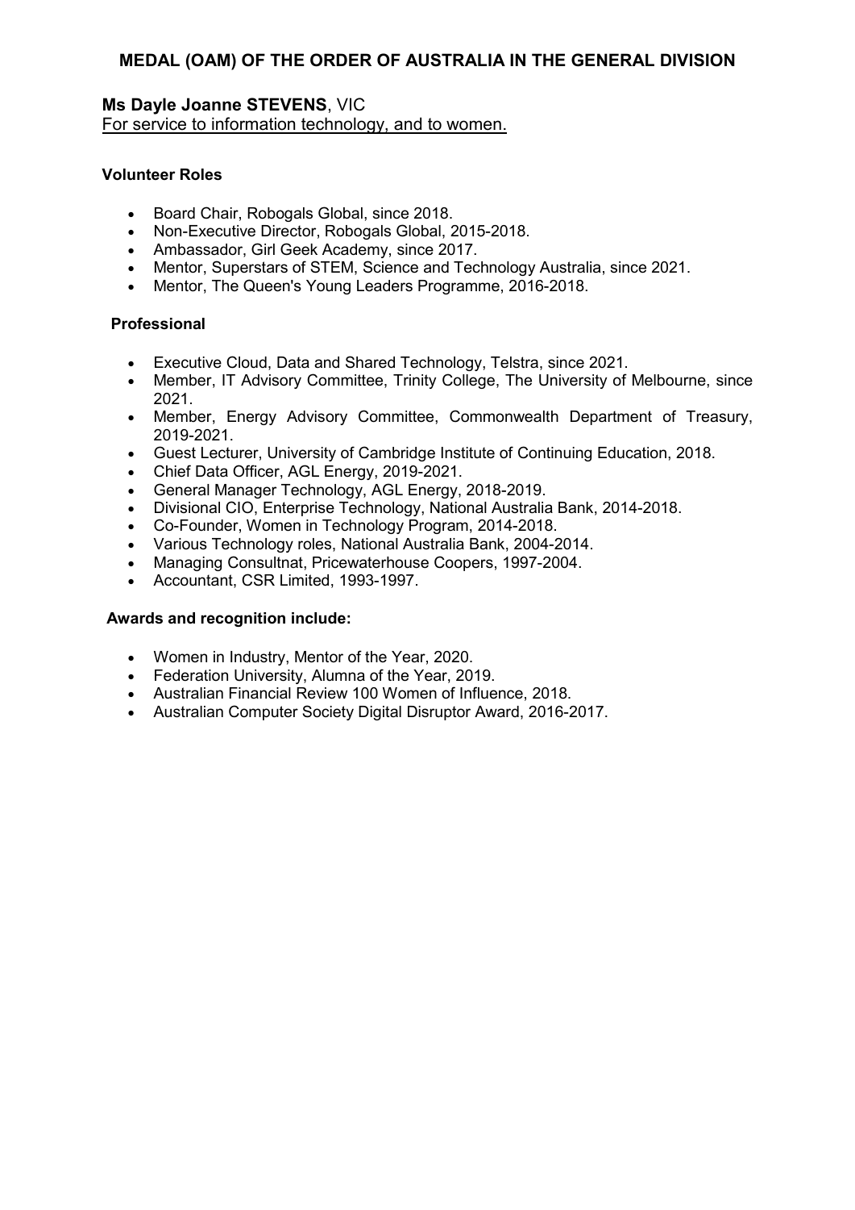## MEDAL (OAM) OF THE ORDER OF AUSTRALIA IN THE GENERAL DIVISION

**Ms Dayle Joanne STEVENS**, VIC
For service to information technology, and to women.

**Volunteer Roles**

- Board Chair, Robogals Global, since 2018.
- Non-Executive Director, Robogals Global, 2015-2018.
- Ambassador, Girl Geek Academy, since 2017.
- Mentor, Superstars of STEM, Science and Technology Australia, since 2021.
- Mentor, The Queen's Young Leaders Programme, 2016-2018.

**Professional**

- Executive Cloud, Data and Shared Technology, Telstra, since 2021.
- Member, IT Advisory Committee, Trinity College, The University of Melbourne, since 2021.
- Member, Energy Advisory Committee, Commonwealth Department of Treasury, 2019-2021.
- Guest Lecturer, University of Cambridge Institute of Continuing Education, 2018.
- Chief Data Officer, AGL Energy, 2019-2021.
- General Manager Technology, AGL Energy, 2018-2019.
- Divisional CIO, Enterprise Technology, National Australia Bank, 2014-2018.
- Co-Founder, Women in Technology Program, 2014-2018.
- Various Technology roles, National Australia Bank, 2004-2014.
- Managing Consultnat, Pricewaterhouse Coopers, 1997-2004.
- Accountant, CSR Limited, 1993-1997.

**Awards and recognition include:**

- Women in Industry, Mentor of the Year, 2020.
- Federation University, Alumna of the Year, 2019.
- Australian Financial Review 100 Women of Influence, 2018.
- Australian Computer Society Digital Disruptor Award, 2016-2017.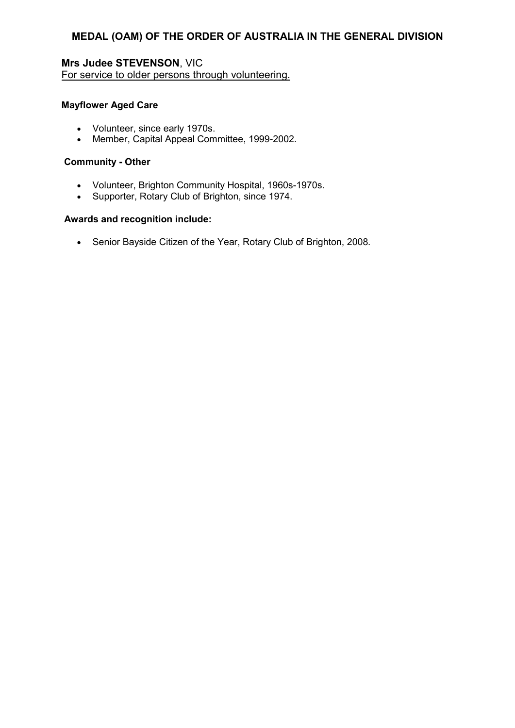## MEDAL (OAM) OF THE ORDER OF AUSTRALIA IN THE GENERAL DIVISION

**Mrs Judee STEVENSON**, VIC
For service to older persons through volunteering.

**Mayflower Aged Care**

- Volunteer, since early 1970s.
- Member, Capital Appeal Committee, 1999-2002.

**Community - Other**

- Volunteer, Brighton Community Hospital, 1960s-1970s.
- Supporter, Rotary Club of Brighton, since 1974.

**Awards and recognition include:**

- Senior Bayside Citizen of the Year, Rotary Club of Brighton, 2008.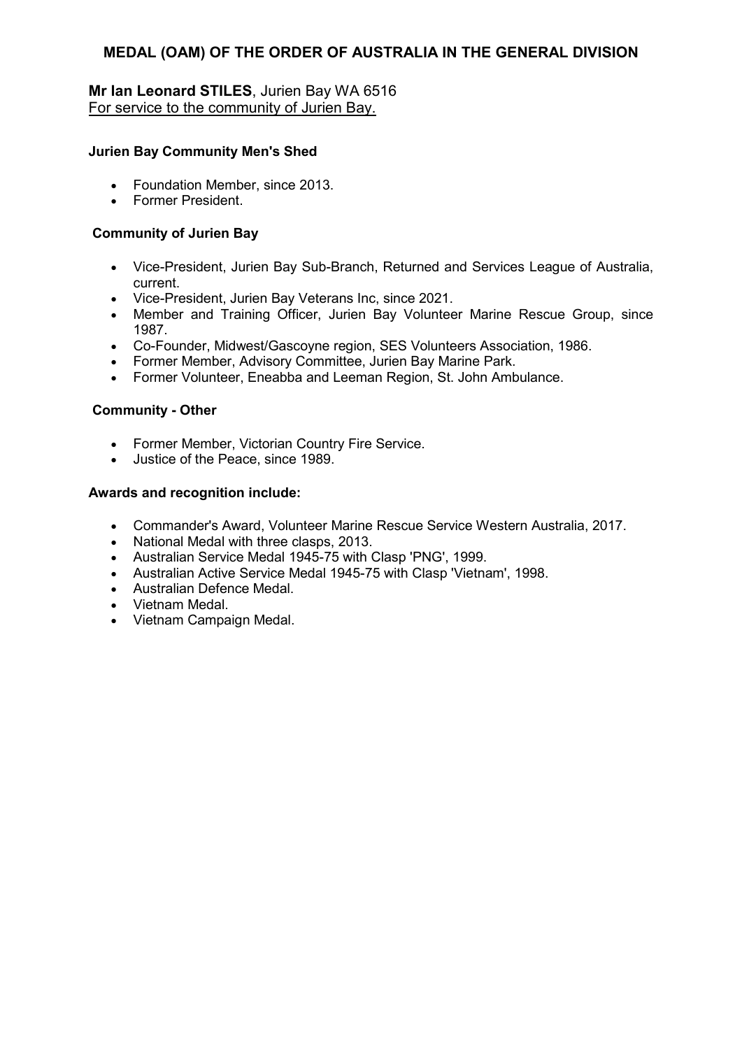# MEDAL (OAM) OF THE ORDER OF AUSTRALIA IN THE GENERAL DIVISION

**Mr Ian Leonard STILES**, Jurien Bay WA 6516
For service to the community of Jurien Bay.

**Jurien Bay Community Men's Shed**

- Foundation Member, since 2013.
- Former President.

**Community of Jurien Bay**

- Vice-President, Jurien Bay Sub-Branch, Returned and Services League of Australia, current.
- Vice-President, Jurien Bay Veterans Inc, since 2021.
- Member and Training Officer, Jurien Bay Volunteer Marine Rescue Group, since 1987.
- Co-Founder, Midwest/Gascoyne region, SES Volunteers Association, 1986.
- Former Member, Advisory Committee, Jurien Bay Marine Park.
- Former Volunteer, Eneabba and Leeman Region, St. John Ambulance.

**Community - Other**

- Former Member, Victorian Country Fire Service.
- Justice of the Peace, since 1989.

**Awards and recognition include:**

- Commander's Award, Volunteer Marine Rescue Service Western Australia, 2017.
- National Medal with three clasps, 2013.
- Australian Service Medal 1945-75 with Clasp 'PNG', 1999.
- Australian Active Service Medal 1945-75 with Clasp 'Vietnam', 1998.
- Australian Defence Medal.
- Vietnam Medal.
- Vietnam Campaign Medal.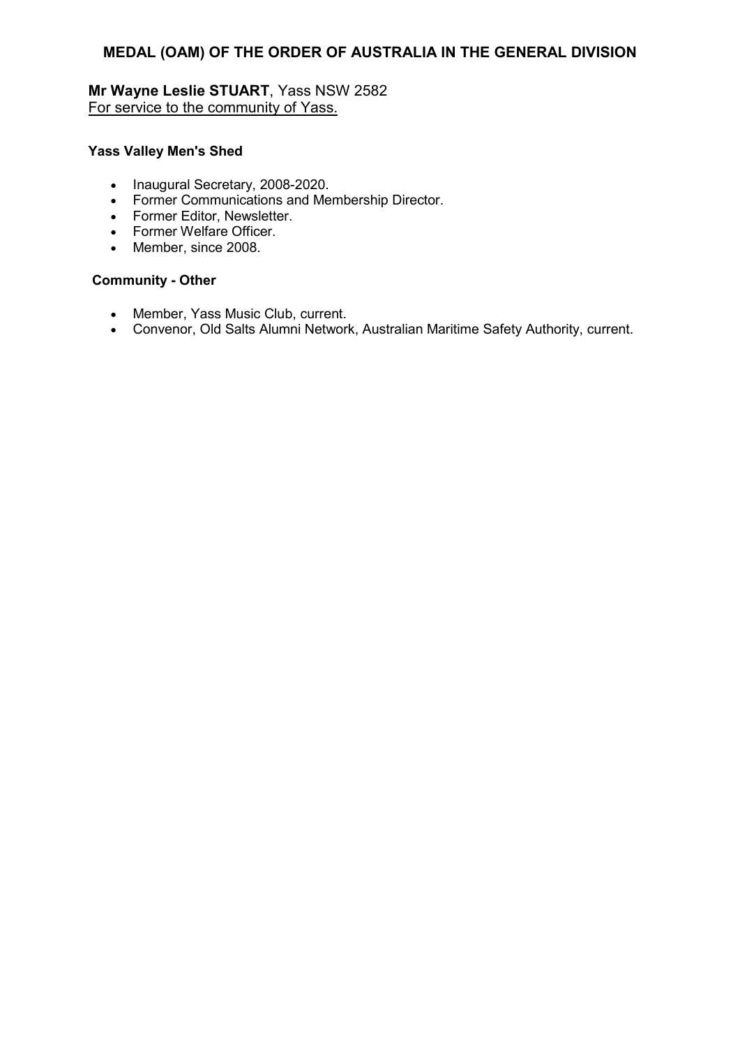## MEDAL (OAM) OF THE ORDER OF AUSTRALIA IN THE GENERAL DIVISION

**Mr Wayne Leslie STUART**, Yass NSW 2582
For service to the community of Yass.

**Yass Valley Men's Shed**

- Inaugural Secretary, 2008-2020.
- Former Communications and Membership Director.
- Former Editor, Newsletter.
- Former Welfare Officer.
- Member, since 2008.

**Community - Other**

- Member, Yass Music Club, current.
- Convenor, Old Salts Alumni Network, Australian Maritime Safety Authority, current.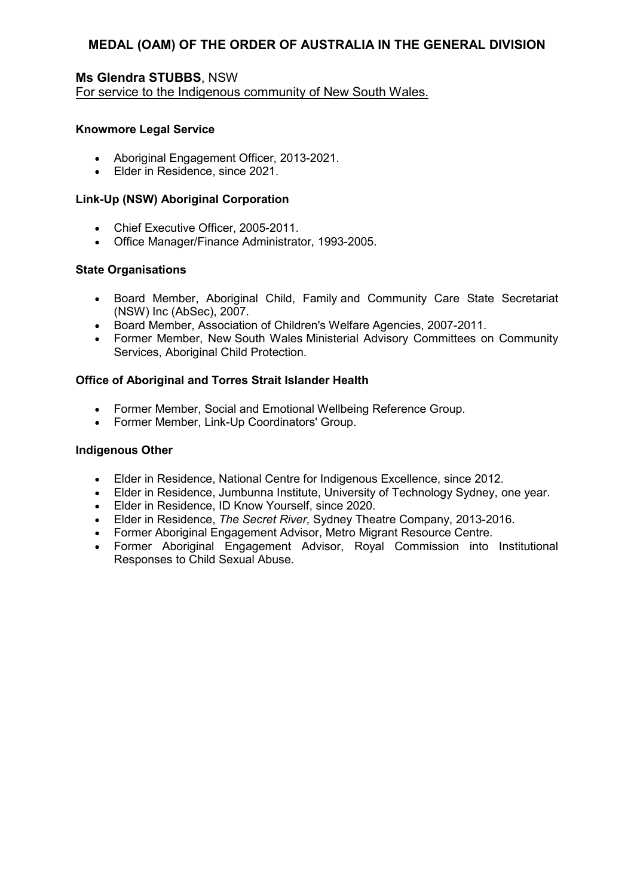## MEDAL (OAM) OF THE ORDER OF AUSTRALIA IN THE GENERAL DIVISION

**Ms Glendra STUBBS**, NSW

For service to the Indigenous community of New South Wales.

**Knowmore Legal Service**

- Aboriginal Engagement Officer, 2013-2021.
- Elder in Residence, since 2021.

**Link-Up (NSW) Aboriginal Corporation**

- Chief Executive Officer, 2005-2011.
- Office Manager/Finance Administrator, 1993-2005.

**State Organisations**

- Board Member, Aboriginal Child, Family and Community Care State Secretariat (NSW) Inc (AbSec), 2007.
- Board Member, Association of Children's Welfare Agencies, 2007-2011.
- Former Member, New South Wales Ministerial Advisory Committees on Community Services, Aboriginal Child Protection.

**Office of Aboriginal and Torres Strait Islander Health**

- Former Member, Social and Emotional Wellbeing Reference Group.
- Former Member, Link-Up Coordinators' Group.

**Indigenous Other**

- Elder in Residence, National Centre for Indigenous Excellence, since 2012.
- Elder in Residence, Jumbunna Institute, University of Technology Sydney, one year.
- Elder in Residence, ID Know Yourself, since 2020.
- Elder in Residence, *The Secret River,* Sydney Theatre Company, 2013-2016.
- Former Aboriginal Engagement Advisor, Metro Migrant Resource Centre.
- Former Aboriginal Engagement Advisor, Royal Commission into Institutional Responses to Child Sexual Abuse.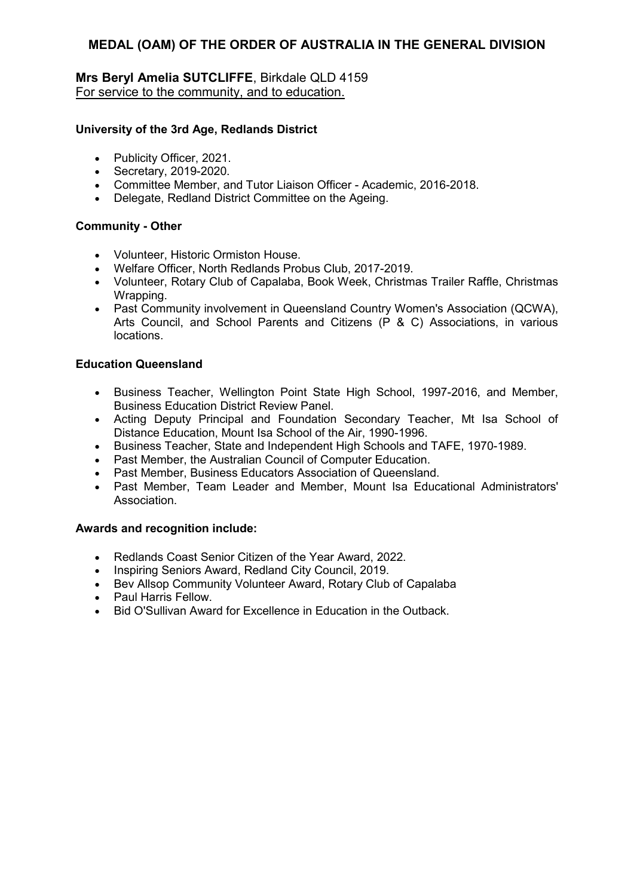## MEDAL (OAM) OF THE ORDER OF AUSTRALIA IN THE GENERAL DIVISION

**Mrs Beryl Amelia SUTCLIFFE**, Birkdale QLD 4159
For service to the community, and to education.

**University of the 3rd Age, Redlands District**

- Publicity Officer, 2021.
- Secretary, 2019-2020.
- Committee Member, and Tutor Liaison Officer - Academic, 2016-2018.
- Delegate, Redland District Committee on the Ageing.

**Community - Other**

- Volunteer, Historic Ormiston House.
- Welfare Officer, North Redlands Probus Club, 2017-2019.
- Volunteer, Rotary Club of Capalaba, Book Week, Christmas Trailer Raffle, Christmas Wrapping.
- Past Community involvement in Queensland Country Women's Association (QCWA), Arts Council, and School Parents and Citizens (P & C) Associations, in various locations.

**Education Queensland**

- Business Teacher, Wellington Point State High School, 1997-2016, and Member, Business Education District Review Panel.
- Acting Deputy Principal and Foundation Secondary Teacher, Mt Isa School of Distance Education, Mount Isa School of the Air, 1990-1996.
- Business Teacher, State and Independent High Schools and TAFE, 1970-1989.
- Past Member, the Australian Council of Computer Education.
- Past Member, Business Educators Association of Queensland.
- Past Member, Team Leader and Member, Mount Isa Educational Administrators' Association.

**Awards and recognition include:**

- Redlands Coast Senior Citizen of the Year Award, 2022.
- Inspiring Seniors Award, Redland City Council, 2019.
- Bev Allsop Community Volunteer Award, Rotary Club of Capalaba
- Paul Harris Fellow.
- Bid O'Sullivan Award for Excellence in Education in the Outback.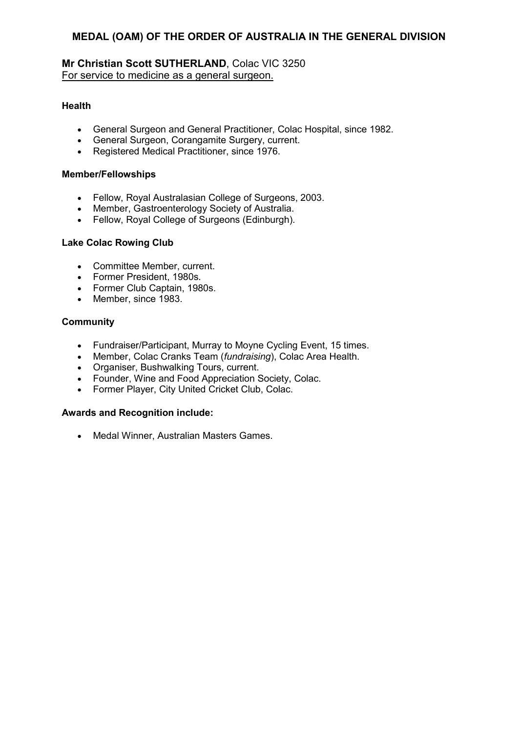## MEDAL (OAM) OF THE ORDER OF AUSTRALIA IN THE GENERAL DIVISION

**Mr Christian Scott SUTHERLAND**, Colac VIC 3250
For service to medicine as a general surgeon.

**Health**

- General Surgeon and General Practitioner, Colac Hospital, since 1982.
- General Surgeon, Corangamite Surgery, current.
- Registered Medical Practitioner, since 1976.

**Member/Fellowships**

- Fellow, Royal Australasian College of Surgeons, 2003.
- Member, Gastroenterology Society of Australia.
- Fellow, Royal College of Surgeons (Edinburgh).

**Lake Colac Rowing Club**

- Committee Member, current.
- Former President, 1980s.
- Former Club Captain, 1980s.
- Member, since 1983.

**Community**

- Fundraiser/Participant, Murray to Moyne Cycling Event, 15 times.
- Member, Colac Cranks Team (*fundraising*), Colac Area Health.
- Organiser, Bushwalking Tours, current.
- Founder, Wine and Food Appreciation Society, Colac.
- Former Player, City United Cricket Club, Colac.

**Awards and Recognition include:**

- Medal Winner, Australian Masters Games.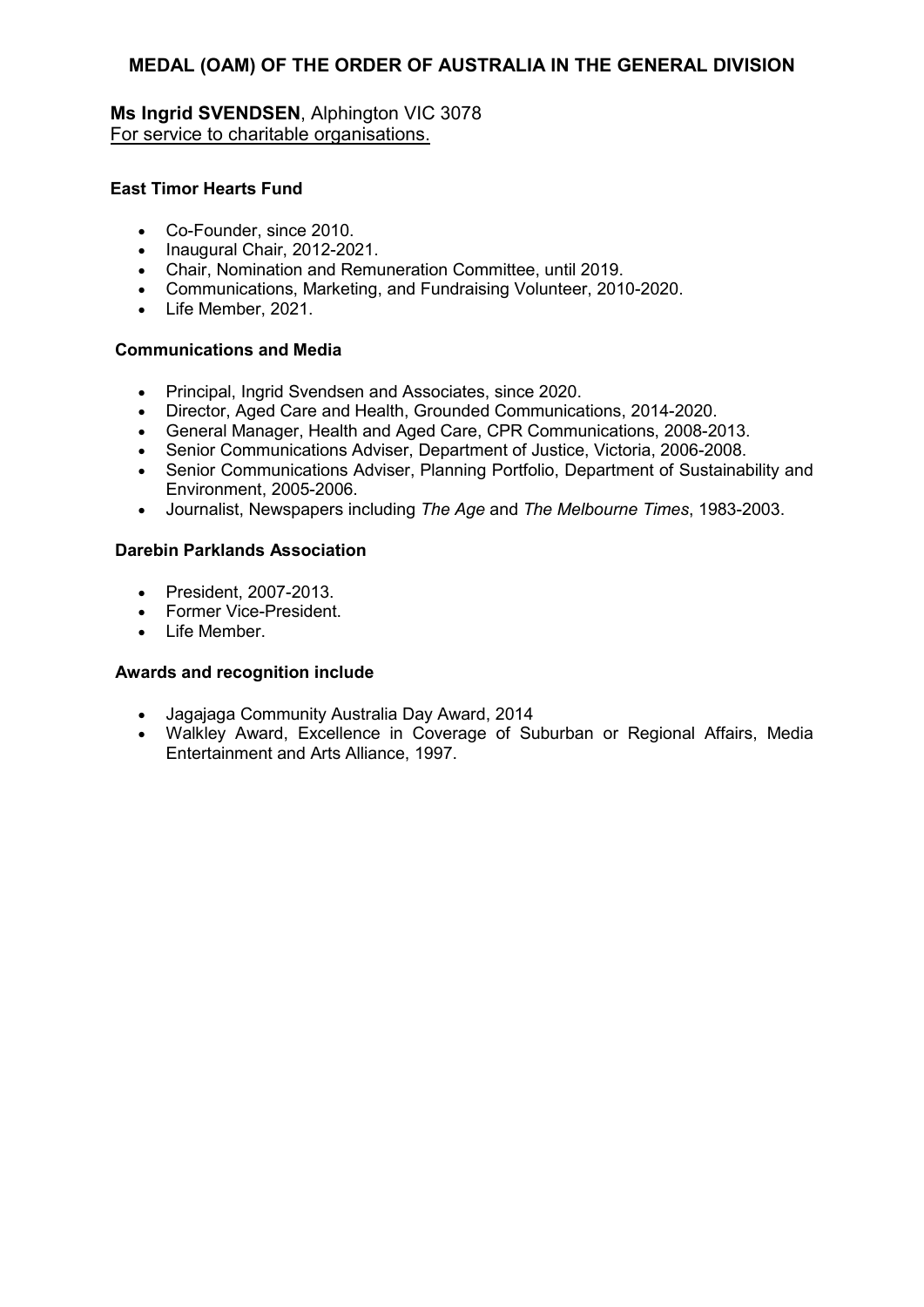## MEDAL (OAM) OF THE ORDER OF AUSTRALIA IN THE GENERAL DIVISION

**Ms Ingrid SVENDSEN**, Alphington VIC 3078
For service to charitable organisations.

**East Timor Hearts Fund**

- Co-Founder, since 2010.
- Inaugural Chair, 2012-2021.
- Chair, Nomination and Remuneration Committee, until 2019.
- Communications, Marketing, and Fundraising Volunteer, 2010-2020.
- Life Member, 2021.

**Communications and Media**

- Principal, Ingrid Svendsen and Associates, since 2020.
- Director, Aged Care and Health, Grounded Communications, 2014-2020.
- General Manager, Health and Aged Care, CPR Communications, 2008-2013.
- Senior Communications Adviser, Department of Justice, Victoria, 2006-2008.
- Senior Communications Adviser, Planning Portfolio, Department of Sustainability and Environment, 2005-2006.
- Journalist, Newspapers including *The Age* and *The Melbourne Times*, 1983-2003.

**Darebin Parklands Association**

- President, 2007-2013.
- Former Vice-President.
- Life Member.

**Awards and recognition include**

- Jagajaga Community Australia Day Award, 2014
- Walkley Award, Excellence in Coverage of Suburban or Regional Affairs, Media Entertainment and Arts Alliance, 1997.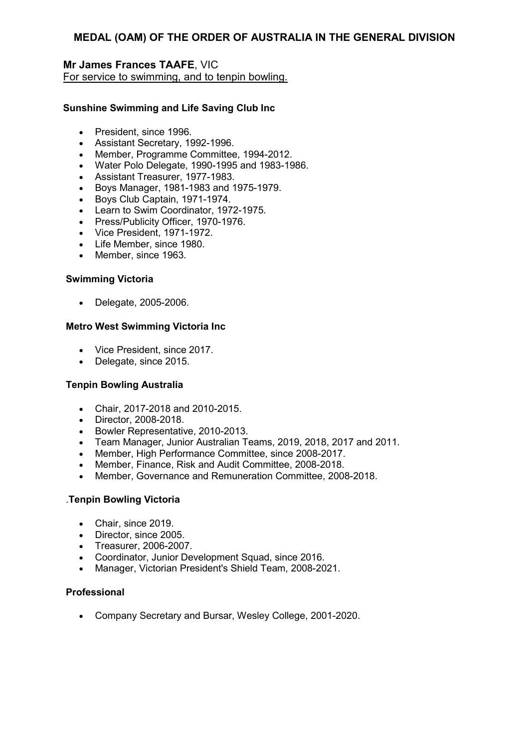# MEDAL (OAM) OF THE ORDER OF AUSTRALIA IN THE GENERAL DIVISION

**Mr James Frances TAAFE**, VIC
For service to swimming, and to tenpin bowling.

#### Sunshine Swimming and Life Saving Club Inc

- President, since 1996.
- Assistant Secretary, 1992-1996.
- Member, Programme Committee, 1994-2012.
- Water Polo Delegate, 1990-1995 and 1983-1986.
- Assistant Treasurer, 1977-1983.
- Boys Manager, 1981-1983 and 1975-1979.
- Boys Club Captain, 1971-1974.
- Learn to Swim Coordinator, 1972-1975.
- Press/Publicity Officer, 1970-1976.
- Vice President, 1971-1972.
- Life Member, since 1980.
- Member, since 1963.

#### Swimming Victoria

- Delegate, 2005-2006.

#### Metro West Swimming Victoria Inc

- Vice President, since 2017.
- Delegate, since 2015.

#### Tenpin Bowling Australia

- Chair, 2017-2018 and 2010-2015.
- Director, 2008-2018.
- Bowler Representative, 2010-2013.
- Team Manager, Junior Australian Teams, 2019, 2018, 2017 and 2011.
- Member, High Performance Committee, since 2008-2017.
- Member, Finance, Risk and Audit Committee, 2008-2018.
- Member, Governance and Remuneration Committee, 2008-2018.

#### .Tenpin Bowling Victoria

- Chair, since 2019.
- Director, since 2005.
- Treasurer, 2006-2007.
- Coordinator, Junior Development Squad, since 2016.
- Manager, Victorian President's Shield Team, 2008-2021.

#### Professional

- Company Secretary and Bursar, Wesley College, 2001-2020.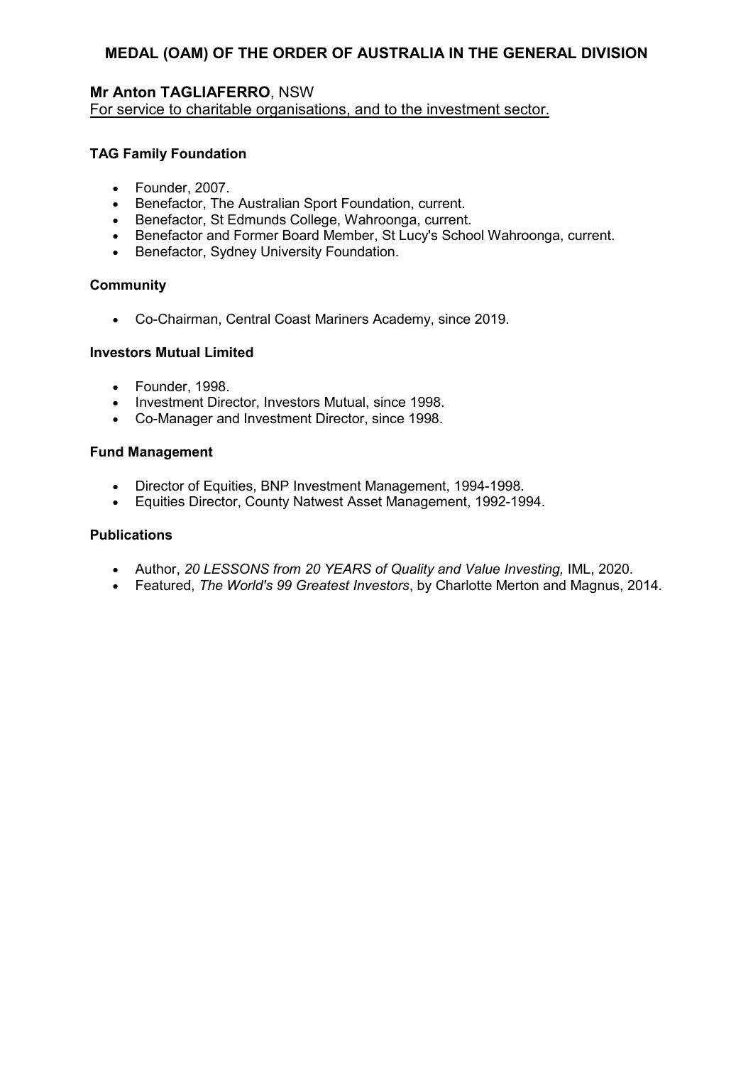## MEDAL (OAM) OF THE ORDER OF AUSTRALIA IN THE GENERAL DIVISION

### Mr Anton TAGLIAFERRO, NSW

For service to charitable organisations, and to the investment sector.

#### TAG Family Foundation

- Founder, 2007.
- Benefactor, The Australian Sport Foundation, current.
- Benefactor, St Edmunds College, Wahroonga, current.
- Benefactor and Former Board Member, St Lucy's School Wahroonga, current.
- Benefactor, Sydney University Foundation.

#### Community

- Co-Chairman, Central Coast Mariners Academy, since 2019.

#### Investors Mutual Limited

- Founder, 1998.
- Investment Director, Investors Mutual, since 1998.
- Co-Manager and Investment Director, since 1998.

#### Fund Management

- Director of Equities, BNP Investment Management, 1994-1998.
- Equities Director, County Natwest Asset Management, 1992-1994.

#### Publications

- Author, *20 LESSONS from 20 YEARS of Quality and Value Investing,* IML, 2020.
- Featured, *The World's 99 Greatest Investors*, by Charlotte Merton and Magnus, 2014.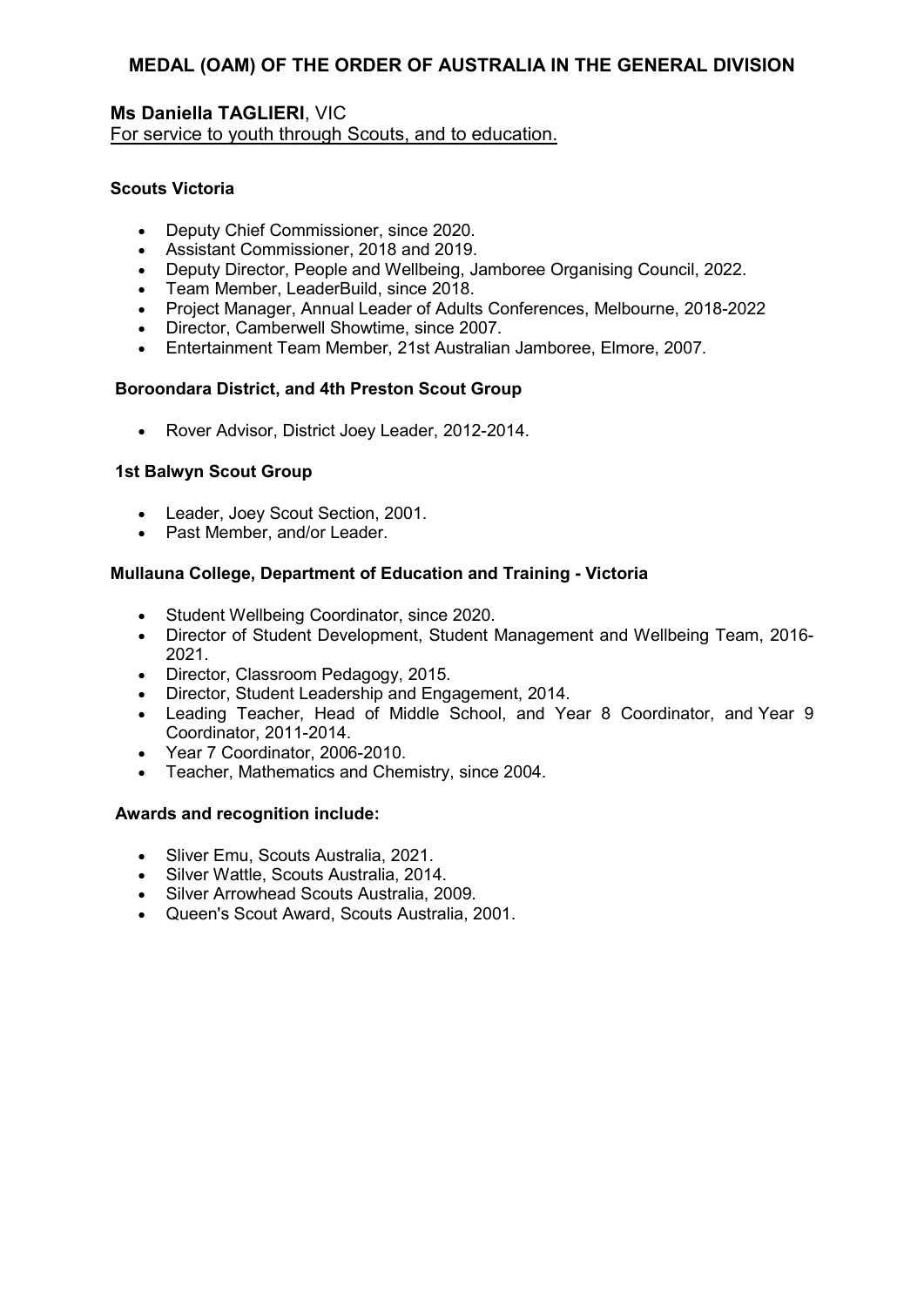## MEDAL (OAM) OF THE ORDER OF AUSTRALIA IN THE GENERAL DIVISION

**Ms Daniella TAGLIERI**, VIC
For service to youth through Scouts, and to education.

**Scouts Victoria**

- Deputy Chief Commissioner, since 2020.
- Assistant Commissioner, 2018 and 2019.
- Deputy Director, People and Wellbeing, Jamboree Organising Council, 2022.
- Team Member, LeaderBuild, since 2018.
- Project Manager, Annual Leader of Adults Conferences, Melbourne, 2018-2022
- Director, Camberwell Showtime, since 2007.
- Entertainment Team Member, 21st Australian Jamboree, Elmore, 2007.

**Boroondara District, and 4th Preston Scout Group**

- Rover Advisor, District Joey Leader, 2012-2014.

**1st Balwyn Scout Group**

- Leader, Joey Scout Section, 2001.
- Past Member, and/or Leader.

**Mullauna College, Department of Education and Training - Victoria**

- Student Wellbeing Coordinator, since 2020.
- Director of Student Development, Student Management and Wellbeing Team, 2016-2021.
- Director, Classroom Pedagogy, 2015.
- Director, Student Leadership and Engagement, 2014.
- Leading Teacher, Head of Middle School, and Year 8 Coordinator, and Year 9 Coordinator, 2011-2014.
- Year 7 Coordinator, 2006-2010.
- Teacher, Mathematics and Chemistry, since 2004.

**Awards and recognition include:**

- Sliver Emu, Scouts Australia, 2021.
- Silver Wattle, Scouts Australia, 2014.
- Silver Arrowhead Scouts Australia, 2009.
- Queen's Scout Award, Scouts Australia, 2001.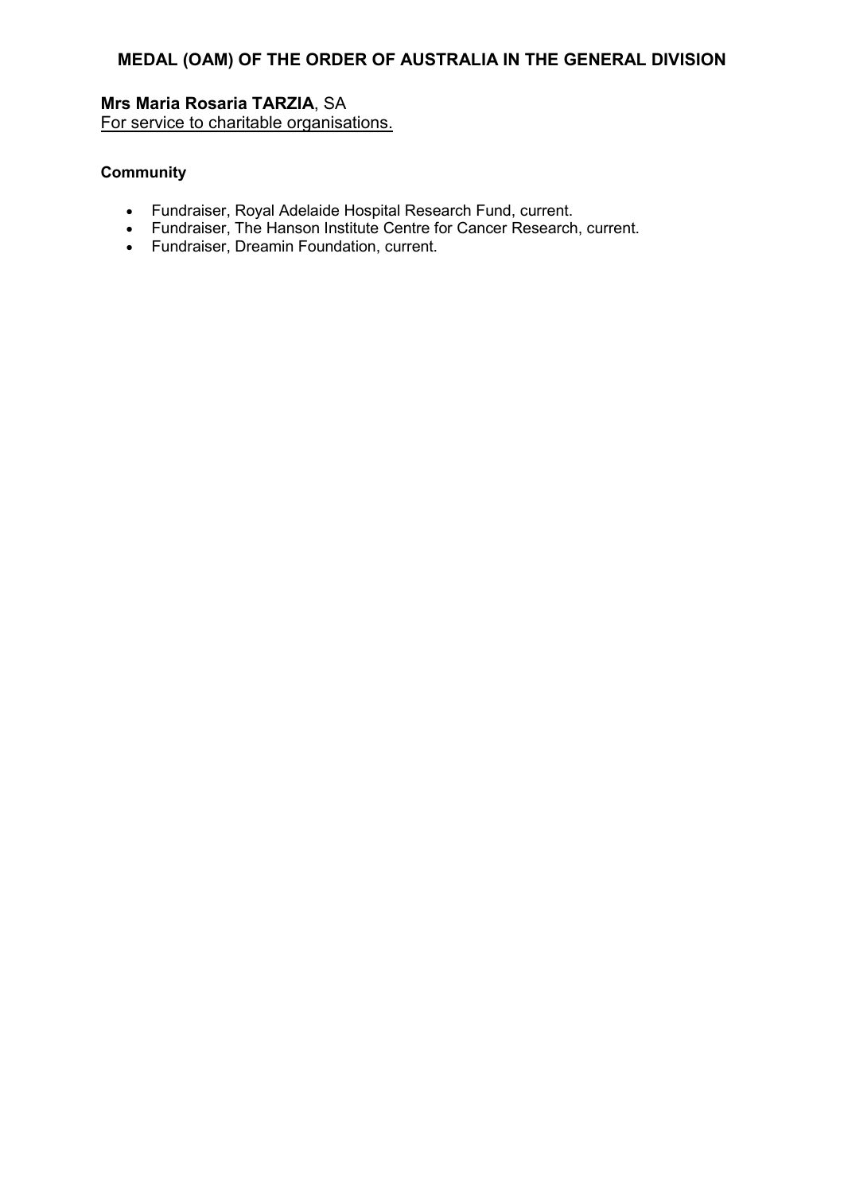## MEDAL (OAM) OF THE ORDER OF AUSTRALIA IN THE GENERAL DIVISION

**Mrs Maria Rosaria TARZIA**, SA
For service to charitable organisations.

**Community**

- Fundraiser, Royal Adelaide Hospital Research Fund, current.
- Fundraiser, The Hanson Institute Centre for Cancer Research, current.
- Fundraiser, Dreamin Foundation, current.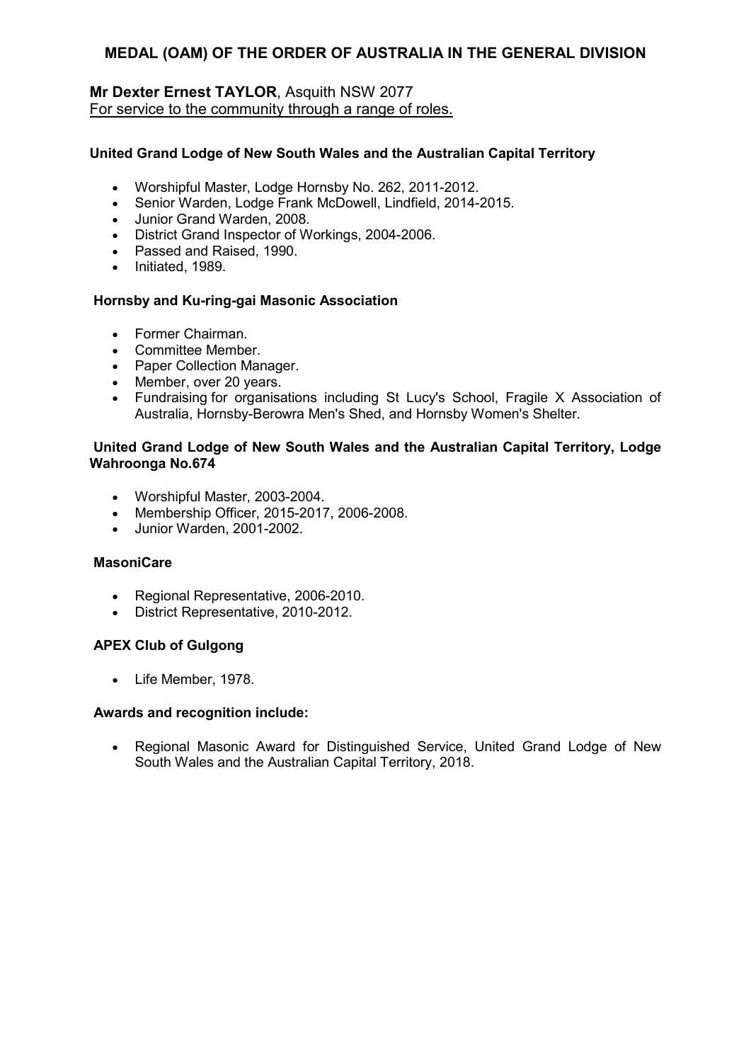## MEDAL (OAM) OF THE ORDER OF AUSTRALIA IN THE GENERAL DIVISION

**Mr Dexter Ernest TAYLOR**, Asquith NSW 2077
For service to the community through a range of roles.

**United Grand Lodge of New South Wales and the Australian Capital Territory**

- Worshipful Master, Lodge Hornsby No. 262, 2011-2012.
- Senior Warden, Lodge Frank McDowell, Lindfield, 2014-2015.
- Junior Grand Warden, 2008.
- District Grand Inspector of Workings, 2004-2006.
- Passed and Raised, 1990.
- Initiated, 1989.

**Hornsby and Ku-ring-gai Masonic Association**

- Former Chairman.
- Committee Member.
- Paper Collection Manager.
- Member, over 20 years.
- Fundraising for organisations including St Lucy's School, Fragile X Association of Australia, Hornsby-Berowra Men's Shed, and Hornsby Women's Shelter.

**United Grand Lodge of New South Wales and the Australian Capital Territory, Lodge Wahroonga No.674**

- Worshipful Master, 2003-2004.
- Membership Officer, 2015-2017, 2006-2008.
- Junior Warden, 2001-2002.

**MasoniCare**

- Regional Representative, 2006-2010.
- District Representative, 2010-2012.

**APEX Club of Gulgong**

- Life Member, 1978.

**Awards and recognition include:**

- Regional Masonic Award for Distinguished Service, United Grand Lodge of New South Wales and the Australian Capital Territory, 2018.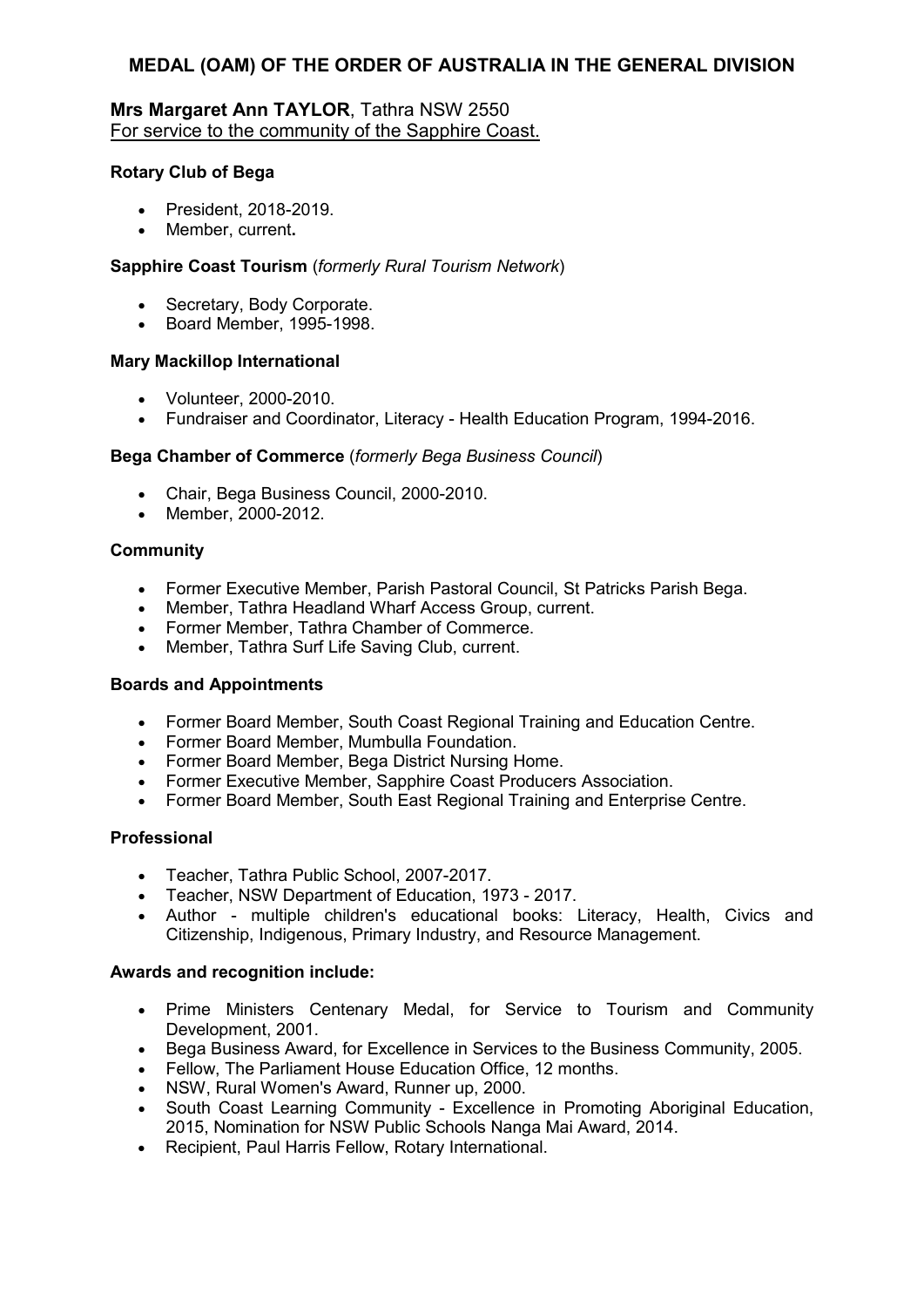## MEDAL (OAM) OF THE ORDER OF AUSTRALIA IN THE GENERAL DIVISION

**Mrs Margaret Ann TAYLOR**, Tathra NSW 2550
For service to the community of the Sapphire Coast.

**Rotary Club of Bega**

- President, 2018-2019.
- Member, current**.**

**Sapphire Coast Tourism** (*formerly Rural Tourism Network*)

- Secretary, Body Corporate.
- Board Member, 1995-1998.

**Mary Mackillop International**

- Volunteer, 2000-2010.
- Fundraiser and Coordinator, Literacy - Health Education Program, 1994-2016.

**Bega Chamber of Commerce** (*formerly Bega Business Council*)

- Chair, Bega Business Council, 2000-2010.
- Member, 2000-2012.

**Community**

- Former Executive Member, Parish Pastoral Council, St Patricks Parish Bega.
- Member, Tathra Headland Wharf Access Group, current.
- Former Member, Tathra Chamber of Commerce.
- Member, Tathra Surf Life Saving Club, current.

**Boards and Appointments**

- Former Board Member, South Coast Regional Training and Education Centre.
- Former Board Member, Mumbulla Foundation.
- Former Board Member, Bega District Nursing Home.
- Former Executive Member, Sapphire Coast Producers Association.
- Former Board Member, South East Regional Training and Enterprise Centre.

**Professional**

- Teacher, Tathra Public School, 2007-2017.
- Teacher, NSW Department of Education, 1973 - 2017.
- Author - multiple children's educational books: Literacy, Health, Civics and Citizenship, Indigenous, Primary Industry, and Resource Management.

**Awards and recognition include:**

- Prime Ministers Centenary Medal, for Service to Tourism and Community Development, 2001.
- Bega Business Award, for Excellence in Services to the Business Community, 2005.
- Fellow, The Parliament House Education Office, 12 months.
- NSW, Rural Women's Award, Runner up, 2000.
- South Coast Learning Community - Excellence in Promoting Aboriginal Education, 2015, Nomination for NSW Public Schools Nanga Mai Award, 2014.
- Recipient, Paul Harris Fellow, Rotary International.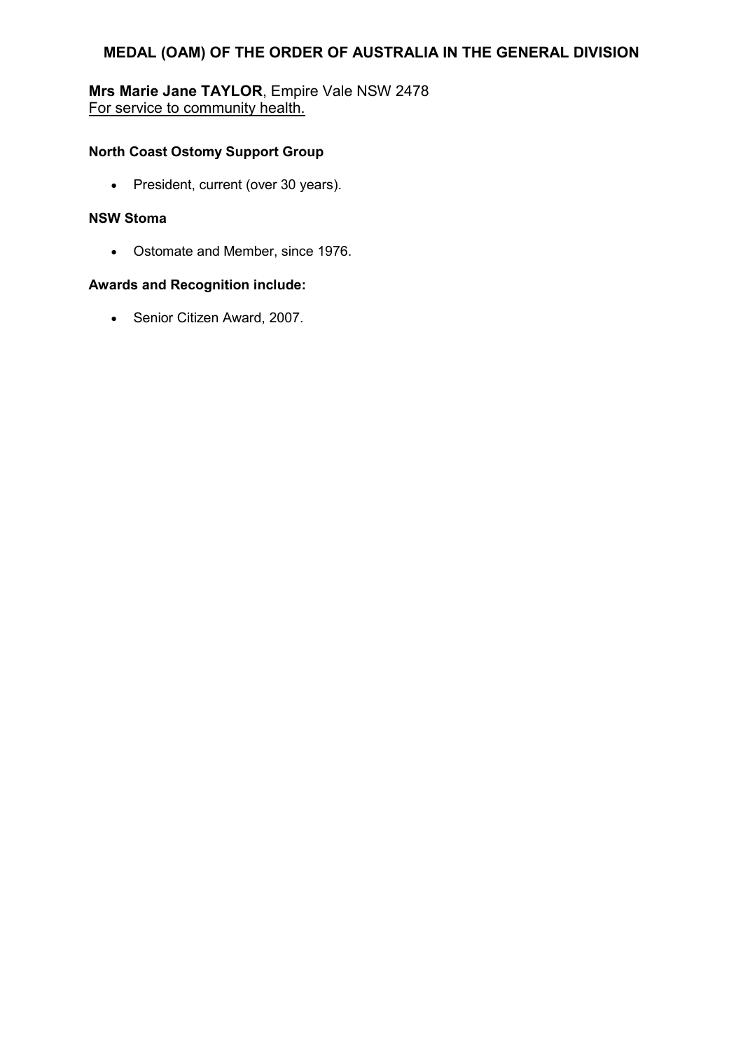## MEDAL (OAM) OF THE ORDER OF AUSTRALIA IN THE GENERAL DIVISION

**Mrs Marie Jane TAYLOR**, Empire Vale NSW 2478
For service to community health.

**North Coast Ostomy Support Group**

- President, current (over 30 years).

**NSW Stoma**

- Ostomate and Member, since 1976.

**Awards and Recognition include:**

- Senior Citizen Award, 2007.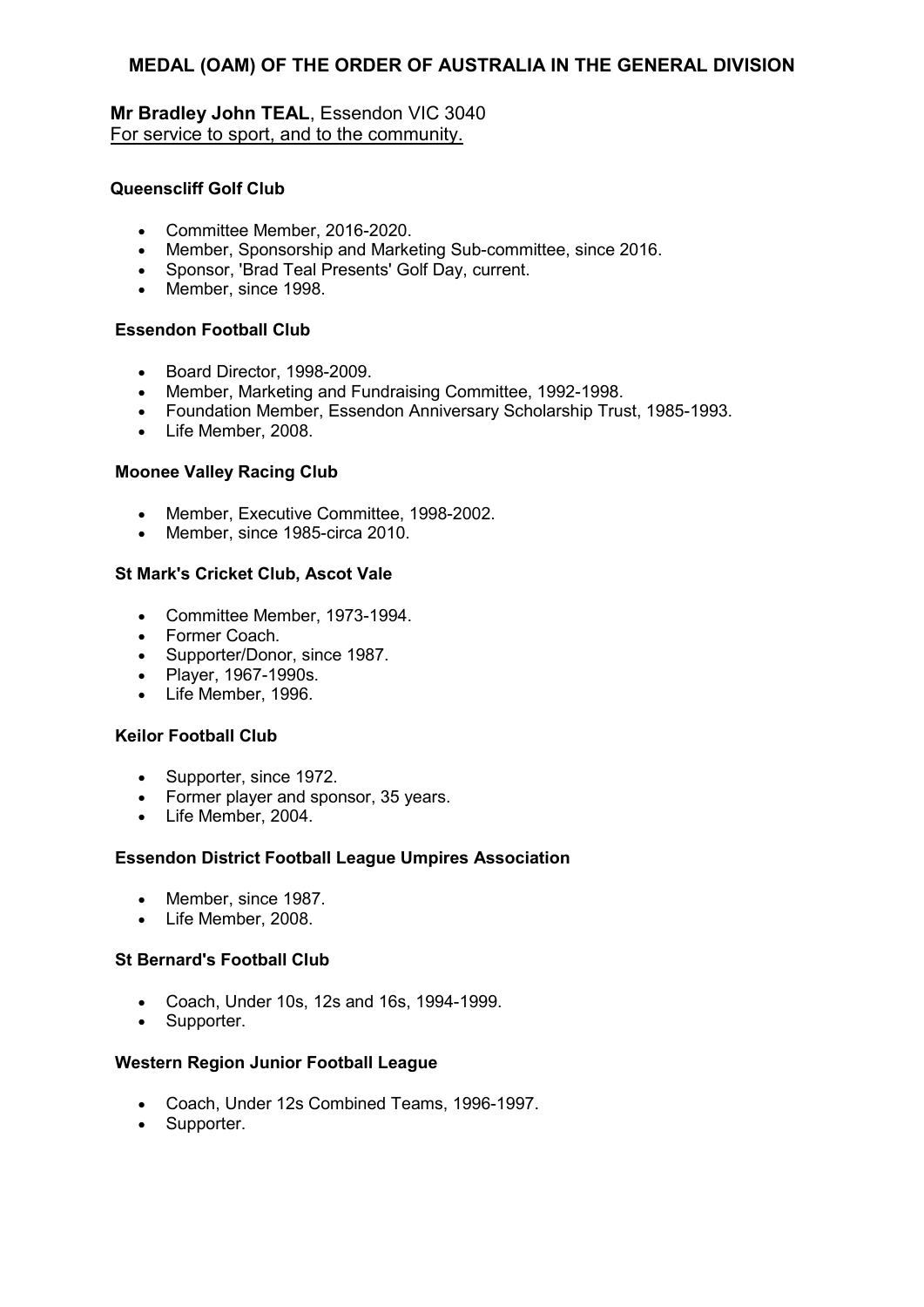## MEDAL (OAM) OF THE ORDER OF AUSTRALIA IN THE GENERAL DIVISION

**Mr Bradley John TEAL**, Essendon VIC 3040
For service to sport, and to the community.

**Queenscliff Golf Club**

- Committee Member, 2016-2020.
- Member, Sponsorship and Marketing Sub-committee, since 2016.
- Sponsor, 'Brad Teal Presents' Golf Day, current.
- Member, since 1998.

**Essendon Football Club**

- Board Director, 1998-2009.
- Member, Marketing and Fundraising Committee, 1992-1998.
- Foundation Member, Essendon Anniversary Scholarship Trust, 1985-1993.
- Life Member, 2008.

**Moonee Valley Racing Club**

- Member, Executive Committee, 1998-2002.
- Member, since 1985-circa 2010.

**St Mark's Cricket Club, Ascot Vale**

- Committee Member, 1973-1994.
- Former Coach.
- Supporter/Donor, since 1987.
- Player, 1967-1990s.
- Life Member, 1996.

**Keilor Football Club**

- Supporter, since 1972.
- Former player and sponsor, 35 years.
- Life Member, 2004.

**Essendon District Football League Umpires Association**

- Member, since 1987.
- Life Member, 2008.

**St Bernard's Football Club**

- Coach, Under 10s, 12s and 16s, 1994-1999.
- Supporter.

**Western Region Junior Football League**

- Coach, Under 12s Combined Teams, 1996-1997.
- Supporter.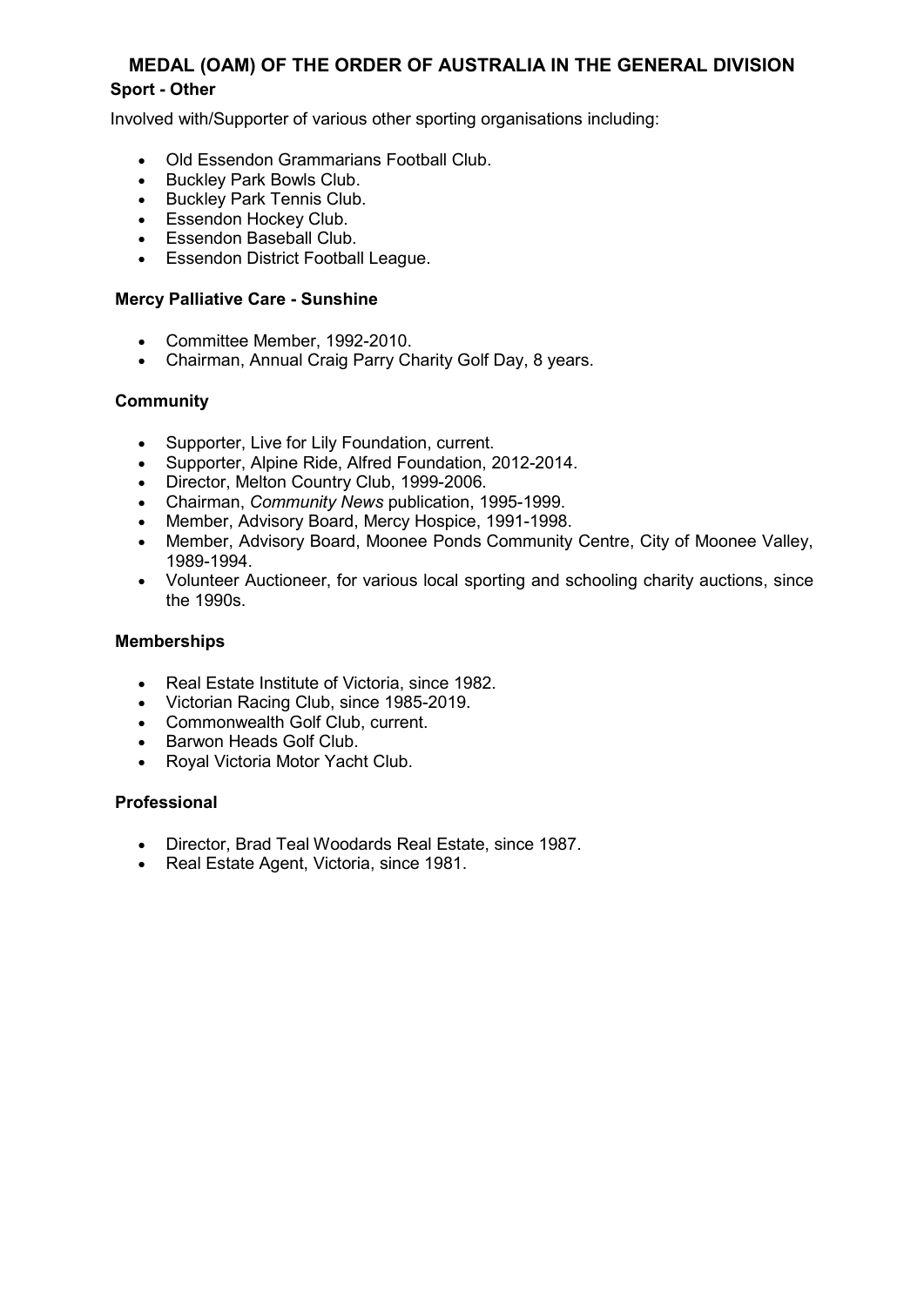## MEDAL (OAM) OF THE ORDER OF AUSTRALIA IN THE GENERAL DIVISION

**Sport - Other**

Involved with/Supporter of various other sporting organisations including:

- Old Essendon Grammarians Football Club.
- Buckley Park Bowls Club.
- Buckley Park Tennis Club.
- Essendon Hockey Club.
- Essendon Baseball Club.
- Essendon District Football League.

**Mercy Palliative Care - Sunshine**

- Committee Member, 1992-2010.
- Chairman, Annual Craig Parry Charity Golf Day, 8 years.

**Community**

- Supporter, Live for Lily Foundation, current.
- Supporter, Alpine Ride, Alfred Foundation, 2012-2014.
- Director, Melton Country Club, 1999-2006.
- Chairman, *Community News* publication, 1995-1999.
- Member, Advisory Board, Mercy Hospice, 1991-1998.
- Member, Advisory Board, Moonee Ponds Community Centre, City of Moonee Valley, 1989-1994.
- Volunteer Auctioneer, for various local sporting and schooling charity auctions, since the 1990s.

**Memberships**

- Real Estate Institute of Victoria, since 1982.
- Victorian Racing Club, since 1985-2019.
- Commonwealth Golf Club, current.
- Barwon Heads Golf Club.
- Royal Victoria Motor Yacht Club.

**Professional**

- Director, Brad Teal Woodards Real Estate, since 1987.
- Real Estate Agent, Victoria, since 1981.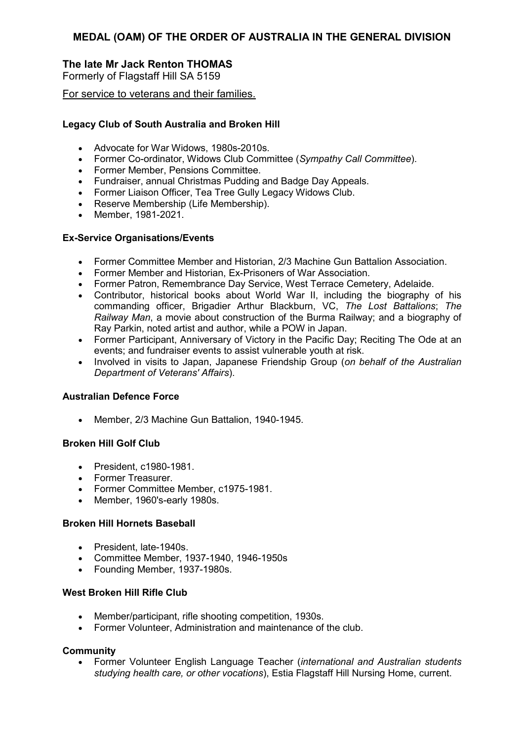## MEDAL (OAM) OF THE ORDER OF AUSTRALIA IN THE GENERAL DIVISION

### The late Mr Jack Renton THOMAS

Formerly of Flagstaff Hill SA 5159

For service to veterans and their families.

**Legacy Club of South Australia and Broken Hill**

- Advocate for War Widows, 1980s-2010s.
- Former Co-ordinator, Widows Club Committee (*Sympathy Call Committee*).
- Former Member, Pensions Committee.
- Fundraiser, annual Christmas Pudding and Badge Day Appeals.
- Former Liaison Officer, Tea Tree Gully Legacy Widows Club.
- Reserve Membership (Life Membership).
- Member, 1981-2021.

**Ex-Service Organisations/Events**

- Former Committee Member and Historian, 2/3 Machine Gun Battalion Association.
- Former Member and Historian, Ex-Prisoners of War Association.
- Former Patron, Remembrance Day Service, West Terrace Cemetery, Adelaide.
- Contributor, historical books about World War II, including the biography of his commanding officer, Brigadier Arthur Blackburn, VC, *The Lost Battalions*; *The Railway Man*, a movie about construction of the Burma Railway; and a biography of Ray Parkin, noted artist and author, while a POW in Japan.
- Former Participant, Anniversary of Victory in the Pacific Day; Reciting The Ode at an events; and fundraiser events to assist vulnerable youth at risk.
- Involved in visits to Japan, Japanese Friendship Group (*on behalf of the Australian Department of Veterans' Affairs*).

**Australian Defence Force**

- Member, 2/3 Machine Gun Battalion, 1940-1945.

**Broken Hill Golf Club**

- President, c1980-1981.
- Former Treasurer.
- Former Committee Member, c1975-1981.
- Member, 1960's-early 1980s.

**Broken Hill Hornets Baseball**

- President, late-1940s.
- Committee Member, 1937-1940, 1946-1950s
- Founding Member, 1937-1980s.

**West Broken Hill Rifle Club**

- Member/participant, rifle shooting competition, 1930s.
- Former Volunteer, Administration and maintenance of the club.

**Community**

- Former Volunteer English Language Teacher (*international and Australian students studying health care, or other vocations*), Estia Flagstaff Hill Nursing Home, current.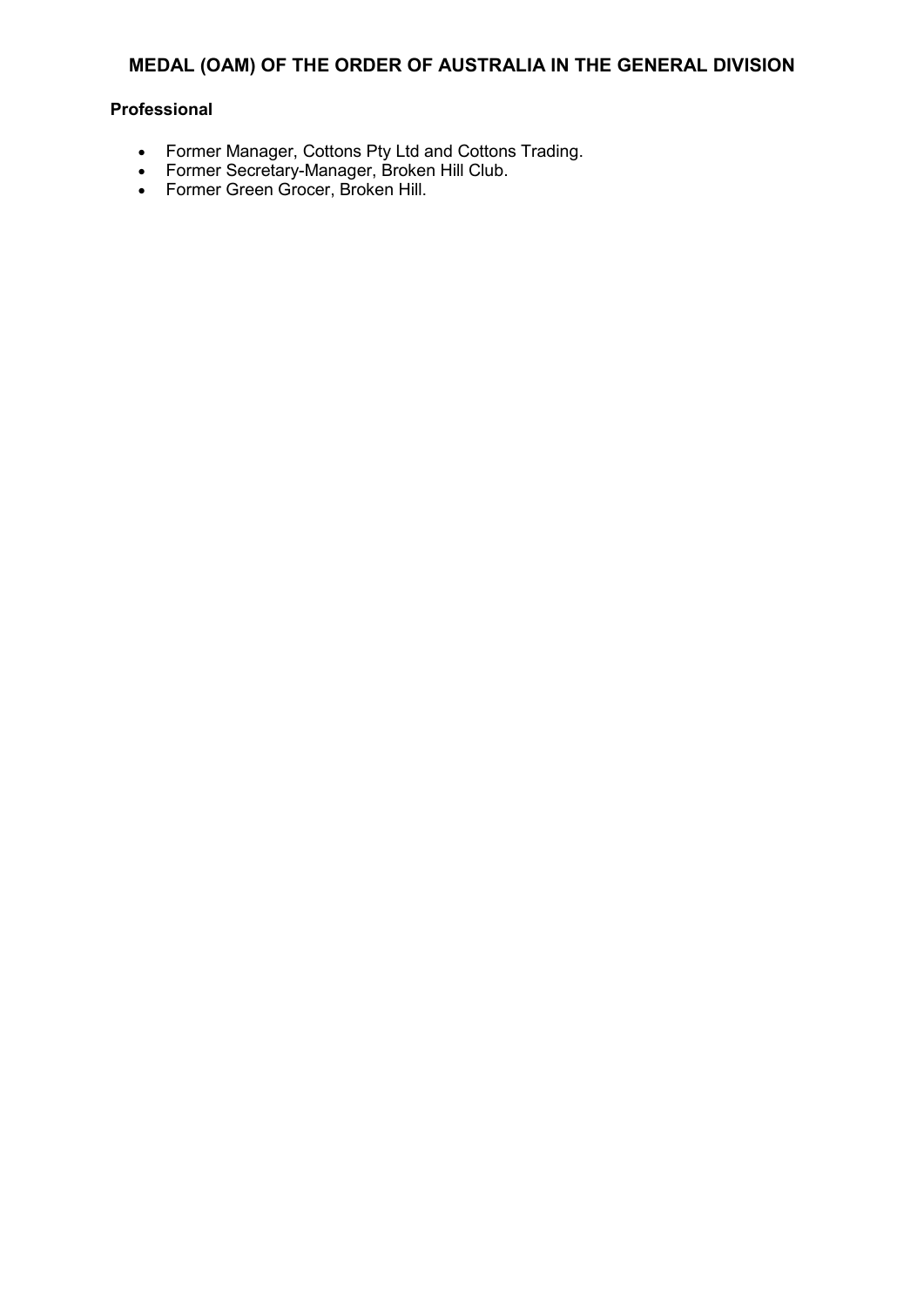## MEDAL (OAM) OF THE ORDER OF AUSTRALIA IN THE GENERAL DIVISION

**Professional**

- Former Manager, Cottons Pty Ltd and Cottons Trading.
- Former Secretary-Manager, Broken Hill Club.
- Former Green Grocer, Broken Hill.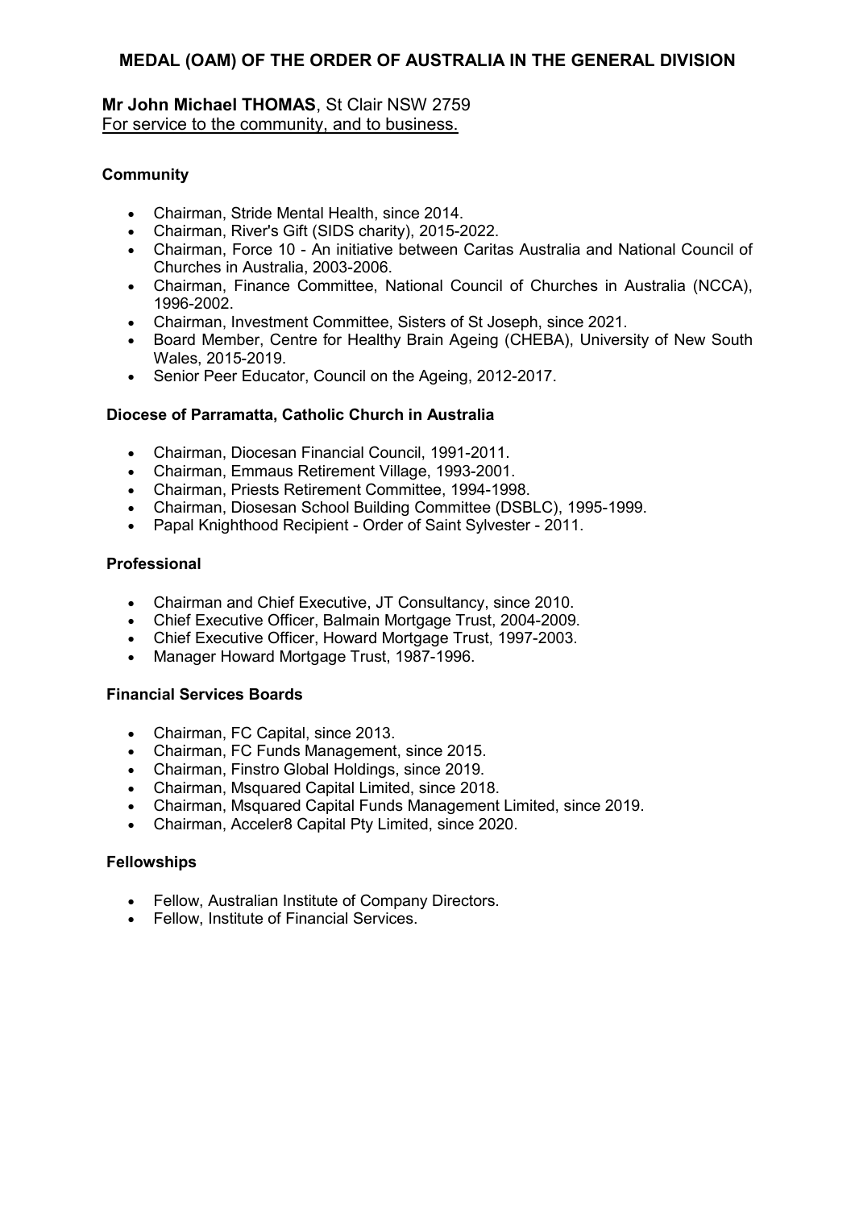## MEDAL (OAM) OF THE ORDER OF AUSTRALIA IN THE GENERAL DIVISION

**Mr John Michael THOMAS**, St Clair NSW 2759
For service to the community, and to business.

### Community

- Chairman, Stride Mental Health, since 2014.
- Chairman, River's Gift (SIDS charity), 2015-2022.
- Chairman, Force 10 - An initiative between Caritas Australia and National Council of Churches in Australia, 2003-2006.
- Chairman, Finance Committee, National Council of Churches in Australia (NCCA), 1996-2002.
- Chairman, Investment Committee, Sisters of St Joseph, since 2021.
- Board Member, Centre for Healthy Brain Ageing (CHEBA), University of New South Wales, 2015-2019.
- Senior Peer Educator, Council on the Ageing, 2012-2017.

### Diocese of Parramatta, Catholic Church in Australia

- Chairman, Diocesan Financial Council, 1991-2011.
- Chairman, Emmaus Retirement Village, 1993-2001.
- Chairman, Priests Retirement Committee, 1994-1998.
- Chairman, Diosesan School Building Committee (DSBLC), 1995-1999.
- Papal Knighthood Recipient - Order of Saint Sylvester - 2011.

### Professional

- Chairman and Chief Executive, JT Consultancy, since 2010.
- Chief Executive Officer, Balmain Mortgage Trust, 2004-2009.
- Chief Executive Officer, Howard Mortgage Trust, 1997-2003.
- Manager Howard Mortgage Trust, 1987-1996.

### Financial Services Boards

- Chairman, FC Capital, since 2013.
- Chairman, FC Funds Management, since 2015.
- Chairman, Finstro Global Holdings, since 2019.
- Chairman, Msquared Capital Limited, since 2018.
- Chairman, Msquared Capital Funds Management Limited, since 2019.
- Chairman, Acceler8 Capital Pty Limited, since 2020.

### Fellowships

- Fellow, Australian Institute of Company Directors.
- Fellow, Institute of Financial Services.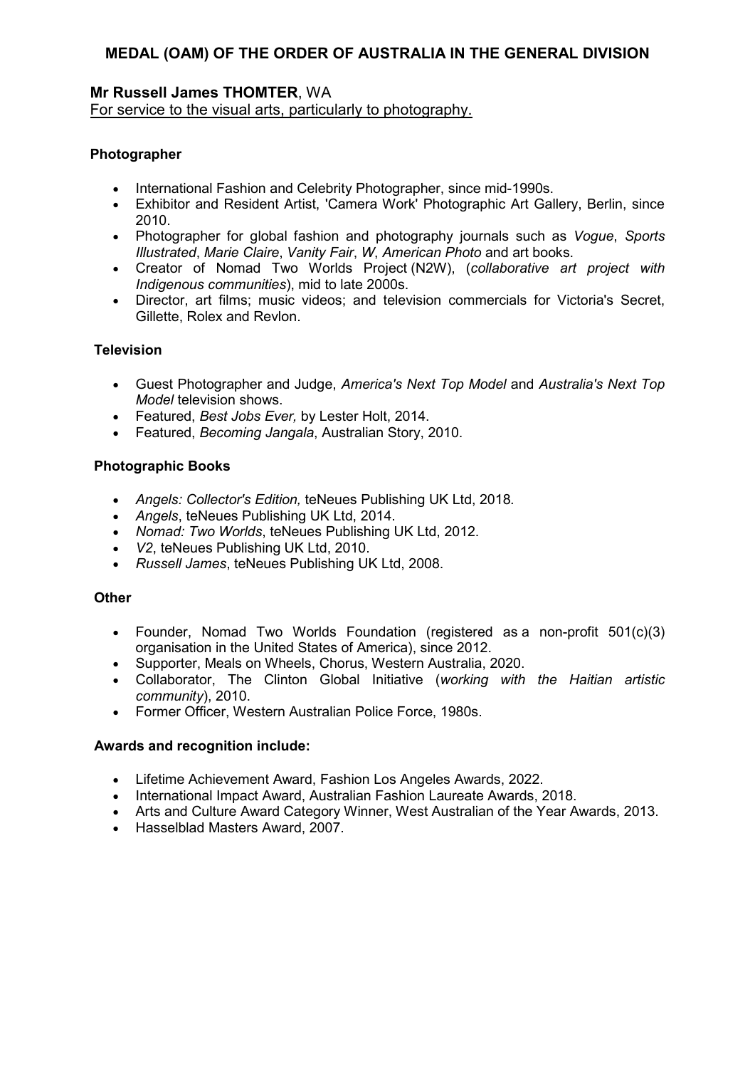## MEDAL (OAM) OF THE ORDER OF AUSTRALIA IN THE GENERAL DIVISION

**Mr Russell James THOMTER**, WA
For service to the visual arts, particularly to photography.

**Photographer**

- International Fashion and Celebrity Photographer, since mid-1990s.
- Exhibitor and Resident Artist, 'Camera Work' Photographic Art Gallery, Berlin, since 2010.
- Photographer for global fashion and photography journals such as *Vogue*, *Sports Illustrated*, *Marie Claire*, *Vanity Fair*, *W*, *American Photo* and art books.
- Creator of Nomad Two Worlds Project (N2W), (*collaborative art project with Indigenous communities*), mid to late 2000s.
- Director, art films; music videos; and television commercials for Victoria's Secret, Gillette, Rolex and Revlon.

**Television**

- Guest Photographer and Judge, *America's Next Top Model* and *Australia's Next Top Model* television shows.
- Featured, *Best Jobs Ever,* by Lester Holt, 2014.
- Featured, *Becoming Jangala*, Australian Story, 2010.

**Photographic Books**

- *Angels: Collector's Edition,* teNeues Publishing UK Ltd, 2018.
- *Angels*, teNeues Publishing UK Ltd, 2014.
- *Nomad: Two Worlds*, teNeues Publishing UK Ltd, 2012.
- *V2*, teNeues Publishing UK Ltd, 2010.
- *Russell James*, teNeues Publishing UK Ltd, 2008.

**Other**

- Founder, Nomad Two Worlds Foundation (registered as a non-profit 501(c)(3) organisation in the United States of America), since 2012.
- Supporter, Meals on Wheels, Chorus, Western Australia, 2020.
- Collaborator, The Clinton Global Initiative (*working with the Haitian artistic community*), 2010.
- Former Officer, Western Australian Police Force, 1980s.

**Awards and recognition include:**

- Lifetime Achievement Award, Fashion Los Angeles Awards, 2022.
- International Impact Award, Australian Fashion Laureate Awards, 2018.
- Arts and Culture Award Category Winner, West Australian of the Year Awards, 2013.
- Hasselblad Masters Award, 2007.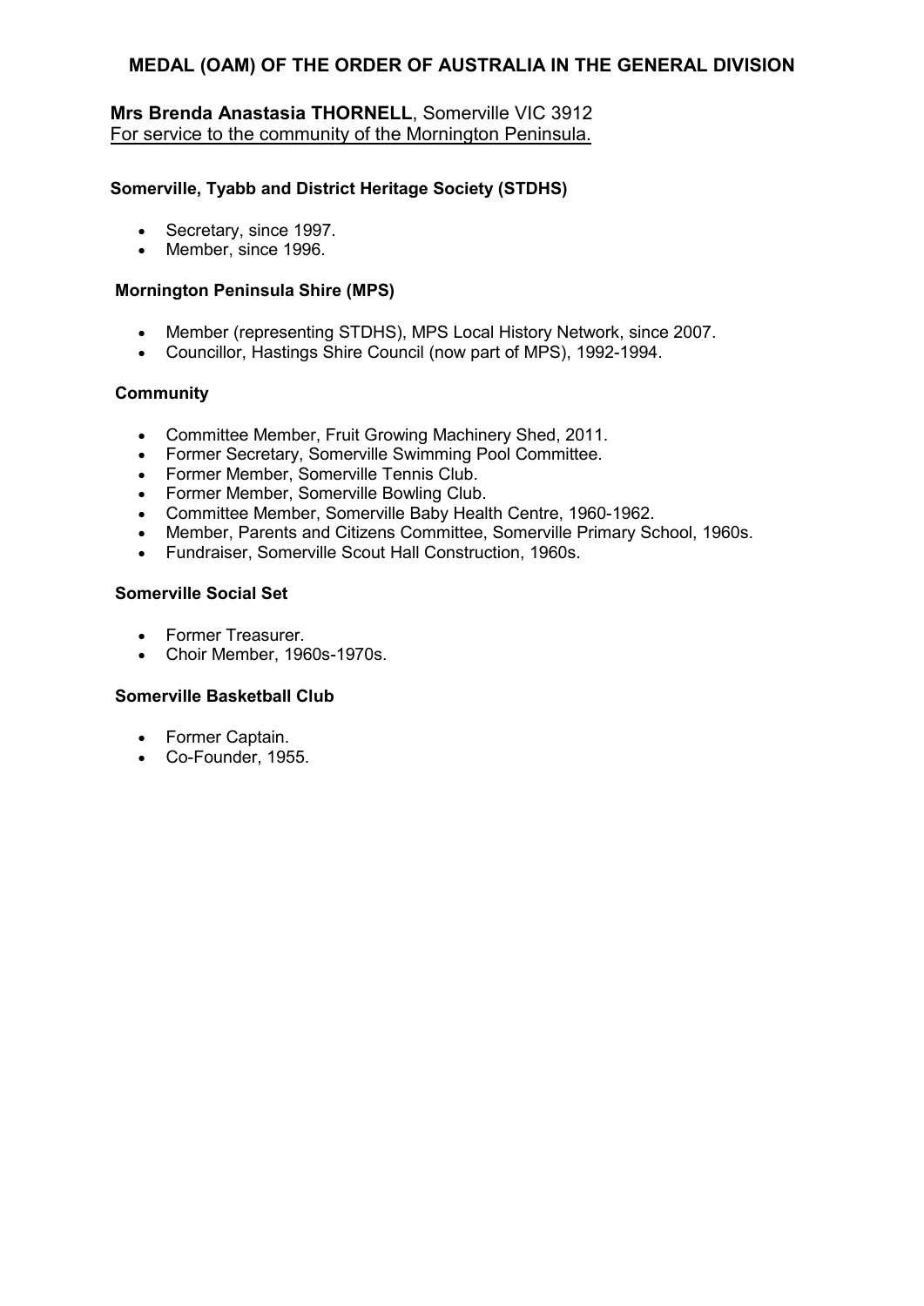## MEDAL (OAM) OF THE ORDER OF AUSTRALIA IN THE GENERAL DIVISION

**Mrs Brenda Anastasia THORNELL**, Somerville VIC 3912
For service to the community of the Mornington Peninsula.

**Somerville, Tyabb and District Heritage Society (STDHS)**

- Secretary, since 1997.
- Member, since 1996.

**Mornington Peninsula Shire (MPS)**

- Member (representing STDHS), MPS Local History Network, since 2007.
- Councillor, Hastings Shire Council (now part of MPS), 1992-1994.

**Community**

- Committee Member, Fruit Growing Machinery Shed, 2011.
- Former Secretary, Somerville Swimming Pool Committee.
- Former Member, Somerville Tennis Club.
- Former Member, Somerville Bowling Club.
- Committee Member, Somerville Baby Health Centre, 1960-1962.
- Member, Parents and Citizens Committee, Somerville Primary School, 1960s.
- Fundraiser, Somerville Scout Hall Construction, 1960s.

**Somerville Social Set**

- Former Treasurer.
- Choir Member, 1960s-1970s.

**Somerville Basketball Club**

- Former Captain.
- Co-Founder, 1955.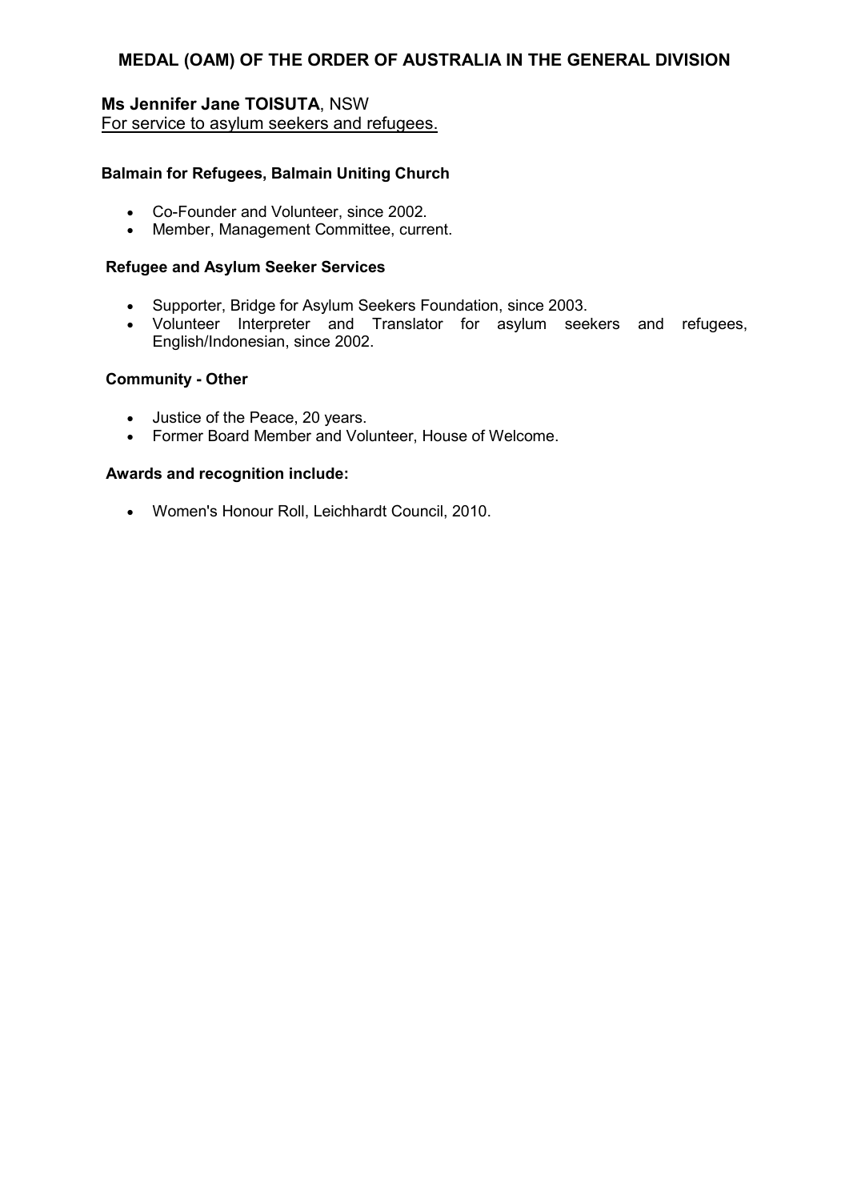## MEDAL (OAM) OF THE ORDER OF AUSTRALIA IN THE GENERAL DIVISION

**Ms Jennifer Jane TOISUTA**, NSW
For service to asylum seekers and refugees.

**Balmain for Refugees, Balmain Uniting Church**

- Co-Founder and Volunteer, since 2002.
- Member, Management Committee, current.

**Refugee and Asylum Seeker Services**

- Supporter, Bridge for Asylum Seekers Foundation, since 2003.
- Volunteer Interpreter and Translator for asylum seekers and refugees, English/Indonesian, since 2002.

**Community - Other**

- Justice of the Peace, 20 years.
- Former Board Member and Volunteer, House of Welcome.

**Awards and recognition include:**

- Women's Honour Roll, Leichhardt Council, 2010.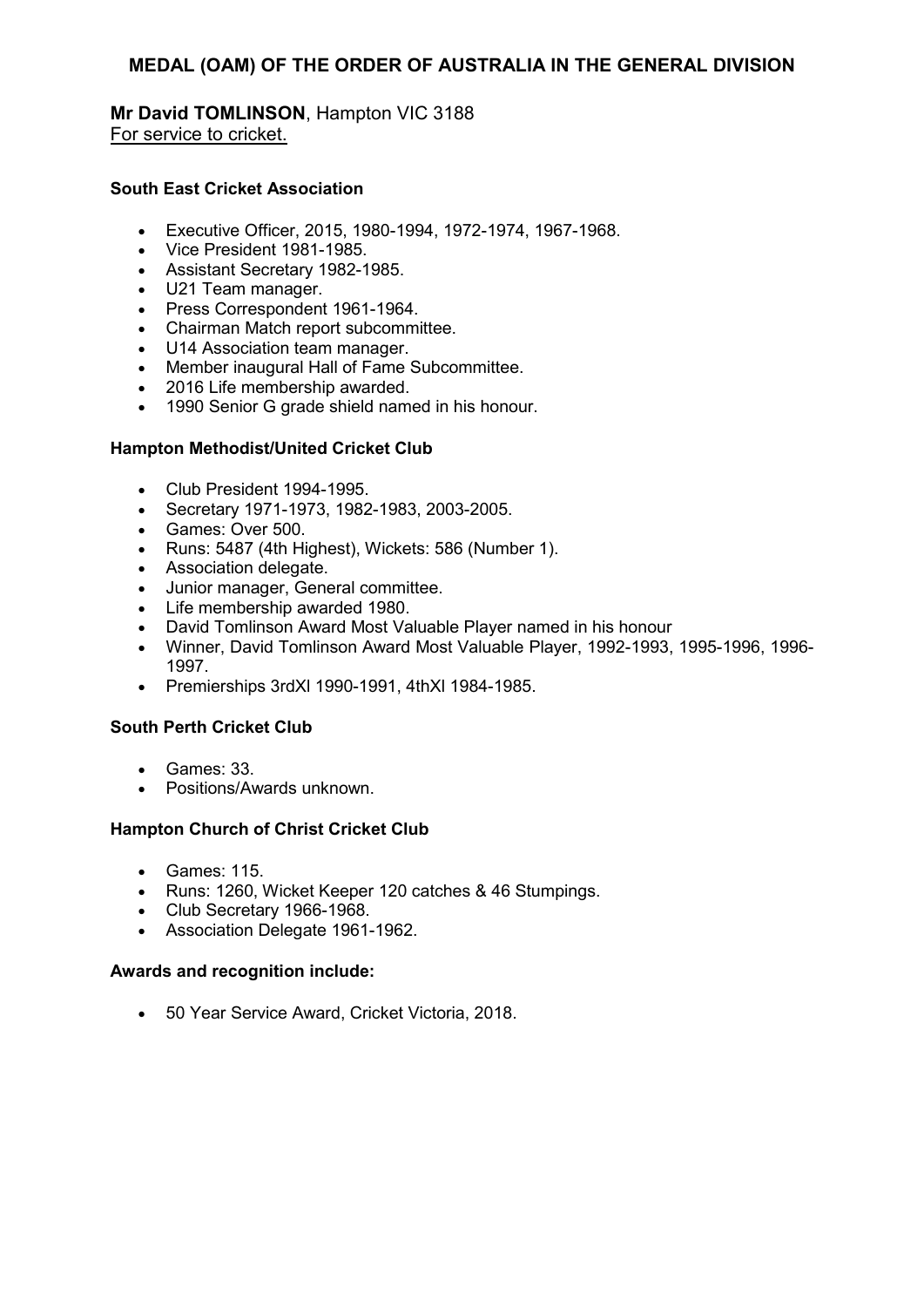## MEDAL (OAM) OF THE ORDER OF AUSTRALIA IN THE GENERAL DIVISION

**Mr David TOMLINSON**, Hampton VIC 3188
For service to cricket.

**South East Cricket Association**

- Executive Officer, 2015, 1980-1994, 1972-1974, 1967-1968.
- Vice President 1981-1985.
- Assistant Secretary 1982-1985.
- U21 Team manager.
- Press Correspondent 1961-1964.
- Chairman Match report subcommittee.
- U14 Association team manager.
- Member inaugural Hall of Fame Subcommittee.
- 2016 Life membership awarded.
- 1990 Senior G grade shield named in his honour.

**Hampton Methodist/United Cricket Club**

- Club President 1994-1995.
- Secretary 1971-1973, 1982-1983, 2003-2005.
- Games: Over 500.
- Runs: 5487 (4th Highest), Wickets: 586 (Number 1).
- Association delegate.
- Junior manager, General committee.
- Life membership awarded 1980.
- David Tomlinson Award Most Valuable Player named in his honour
- Winner, David Tomlinson Award Most Valuable Player, 1992-1993, 1995-1996, 1996-1997.
- Premierships 3rdXI 1990-1991, 4thXI 1984-1985.

**South Perth Cricket Club**

- Games: 33.
- Positions/Awards unknown.

**Hampton Church of Christ Cricket Club**

- Games: 115.
- Runs: 1260, Wicket Keeper 120 catches & 46 Stumpings.
- Club Secretary 1966-1968.
- Association Delegate 1961-1962.

**Awards and recognition include:**

- 50 Year Service Award, Cricket Victoria, 2018.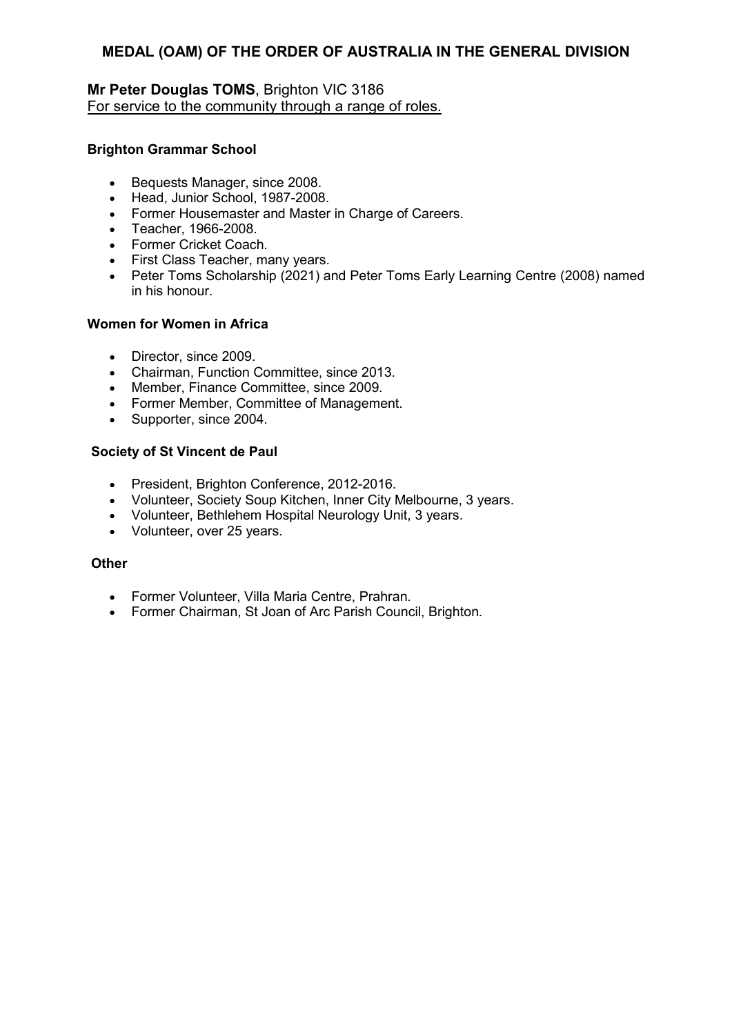## MEDAL (OAM) OF THE ORDER OF AUSTRALIA IN THE GENERAL DIVISION

**Mr Peter Douglas TOMS**, Brighton VIC 3186
For service to the community through a range of roles.

**Brighton Grammar School**

- Bequests Manager, since 2008.
- Head, Junior School, 1987-2008.
- Former Housemaster and Master in Charge of Careers.
- Teacher, 1966-2008.
- Former Cricket Coach.
- First Class Teacher, many years.
- Peter Toms Scholarship (2021) and Peter Toms Early Learning Centre (2008) named in his honour.

**Women for Women in Africa**

- Director, since 2009.
- Chairman, Function Committee, since 2013.
- Member, Finance Committee, since 2009.
- Former Member, Committee of Management.
- Supporter, since 2004.

**Society of St Vincent de Paul**

- President, Brighton Conference, 2012-2016.
- Volunteer, Society Soup Kitchen, Inner City Melbourne, 3 years.
- Volunteer, Bethlehem Hospital Neurology Unit, 3 years.
- Volunteer, over 25 years.

**Other**

- Former Volunteer, Villa Maria Centre, Prahran.
- Former Chairman, St Joan of Arc Parish Council, Brighton.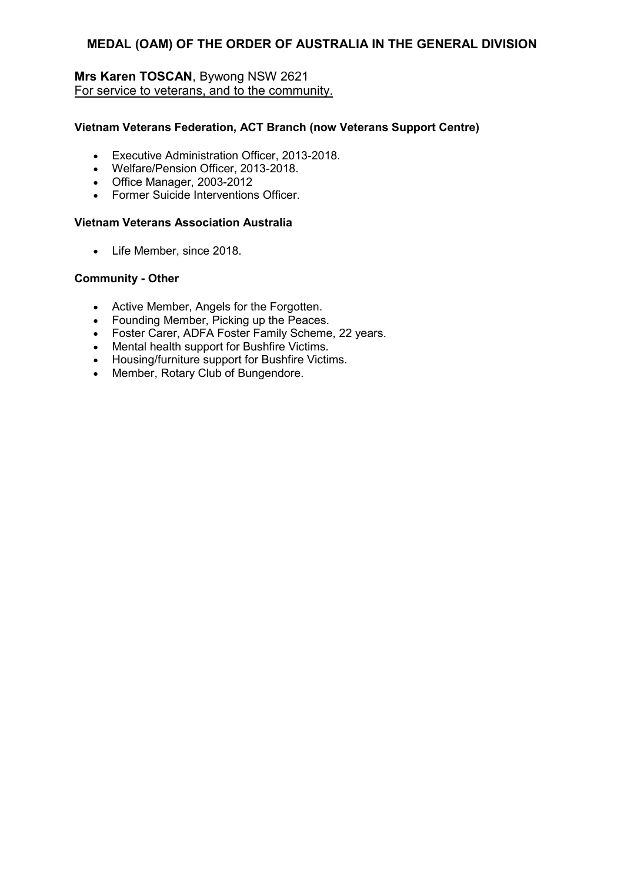## MEDAL (OAM) OF THE ORDER OF AUSTRALIA IN THE GENERAL DIVISION

**Mrs Karen TOSCAN**, Bywong NSW 2621
For service to veterans, and to the community.

**Vietnam Veterans Federation, ACT Branch (now Veterans Support Centre)**

- Executive Administration Officer, 2013-2018.
- Welfare/Pension Officer, 2013-2018.
- Office Manager, 2003-2012
- Former Suicide Interventions Officer.

**Vietnam Veterans Association Australia**

- Life Member, since 2018.

**Community - Other**

- Active Member, Angels for the Forgotten.
- Founding Member, Picking up the Peaces.
- Foster Carer, ADFA Foster Family Scheme, 22 years.
- Mental health support for Bushfire Victims.
- Housing/furniture support for Bushfire Victims.
- Member, Rotary Club of Bungendore.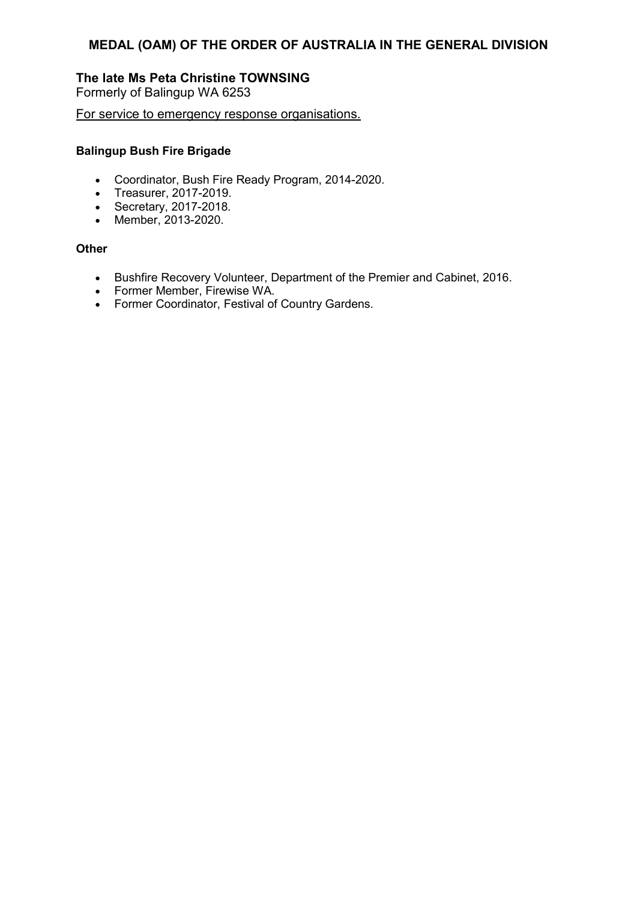## MEDAL (OAM) OF THE ORDER OF AUSTRALIA IN THE GENERAL DIVISION

**The late Ms Peta Christine TOWNSING**
Formerly of Balingup WA 6253

For service to emergency response organisations.

**Balingup Bush Fire Brigade**

- Coordinator, Bush Fire Ready Program, 2014-2020.
- Treasurer, 2017-2019.
- Secretary, 2017-2018.
- Member, 2013-2020.

**Other**

- Bushfire Recovery Volunteer, Department of the Premier and Cabinet, 2016.
- Former Member, Firewise WA.
- Former Coordinator, Festival of Country Gardens.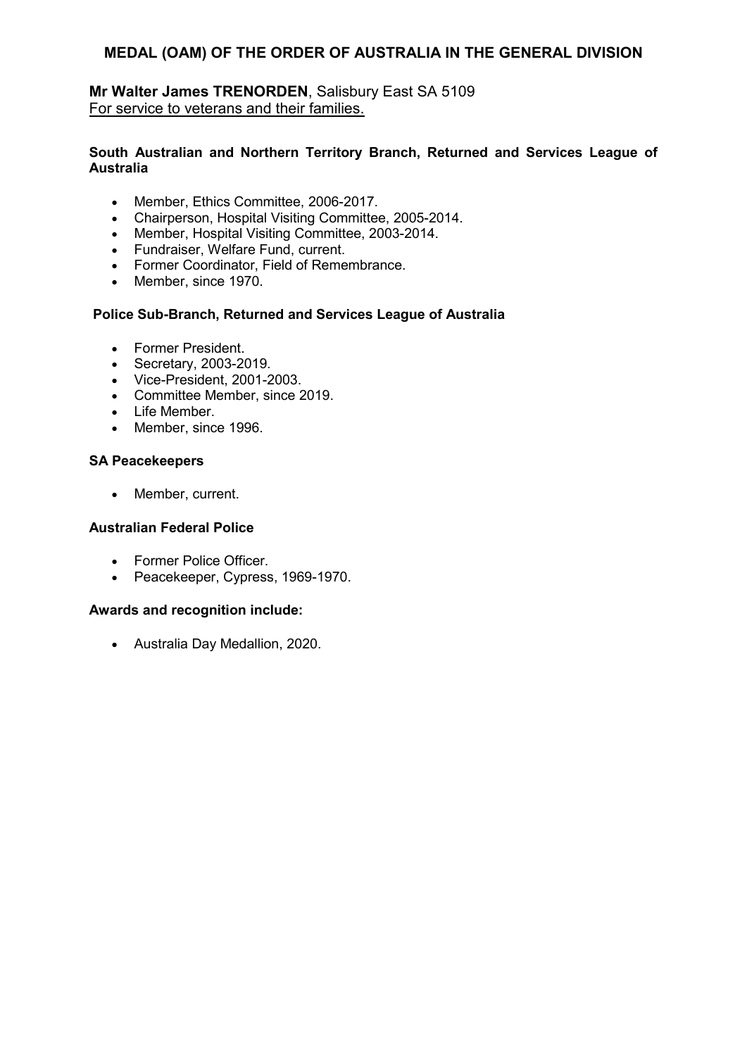## MEDAL (OAM) OF THE ORDER OF AUSTRALIA IN THE GENERAL DIVISION

**Mr Walter James TRENORDEN**, Salisbury East SA 5109
For service to veterans and their families.

**South Australian and Northern Territory Branch, Returned and Services League of Australia**

- Member, Ethics Committee, 2006-2017.
- Chairperson, Hospital Visiting Committee, 2005-2014.
- Member, Hospital Visiting Committee, 2003-2014.
- Fundraiser, Welfare Fund, current.
- Former Coordinator, Field of Remembrance.
- Member, since 1970.

**Police Sub-Branch, Returned and Services League of Australia**

- Former President.
- Secretary, 2003-2019.
- Vice-President, 2001-2003.
- Committee Member, since 2019.
- Life Member.
- Member, since 1996.

**SA Peacekeepers**

- Member, current.

**Australian Federal Police**

- Former Police Officer.
- Peacekeeper, Cypress, 1969-1970.

**Awards and recognition include:**

- Australia Day Medallion, 2020.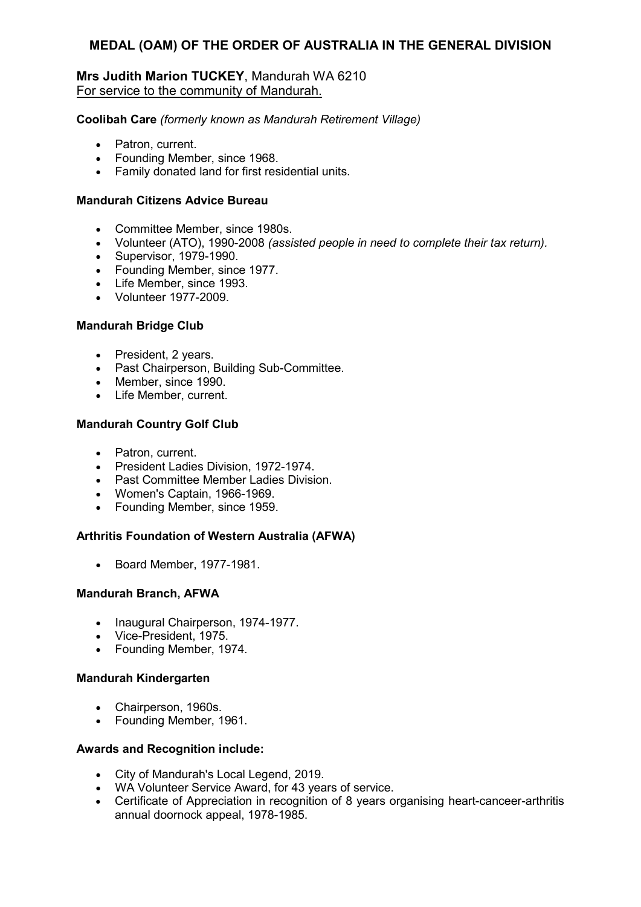## MEDAL (OAM) OF THE ORDER OF AUSTRALIA IN THE GENERAL DIVISION

**Mrs Judith Marion TUCKEY**, Mandurah WA 6210
For service to the community of Mandurah.

**Coolibah Care** *(formerly known as Mandurah Retirement Village)*

- Patron, current.
- Founding Member, since 1968.
- Family donated land for first residential units.

**Mandurah Citizens Advice Bureau**

- Committee Member, since 1980s.
- Volunteer (ATO), 1990-2008 *(assisted people in need to complete their tax return)*.
- Supervisor, 1979-1990.
- Founding Member, since 1977.
- Life Member, since 1993.
- Volunteer 1977-2009.

**Mandurah Bridge Club**

- President, 2 years.
- Past Chairperson, Building Sub-Committee.
- Member, since 1990.
- Life Member, current.

**Mandurah Country Golf Club**

- Patron, current.
- President Ladies Division, 1972-1974.
- Past Committee Member Ladies Division.
- Women's Captain, 1966-1969.
- Founding Member, since 1959.

**Arthritis Foundation of Western Australia (AFWA)**

- Board Member, 1977-1981.

**Mandurah Branch, AFWA**

- Inaugural Chairperson, 1974-1977.
- Vice-President, 1975.
- Founding Member, 1974.

**Mandurah Kindergarten**

- Chairperson, 1960s.
- Founding Member, 1961.

**Awards and Recognition include:**

- City of Mandurah's Local Legend, 2019.
- WA Volunteer Service Award, for 43 years of service.
- Certificate of Appreciation in recognition of 8 years organising heart-canceer-arthritis annual doornock appeal, 1978-1985.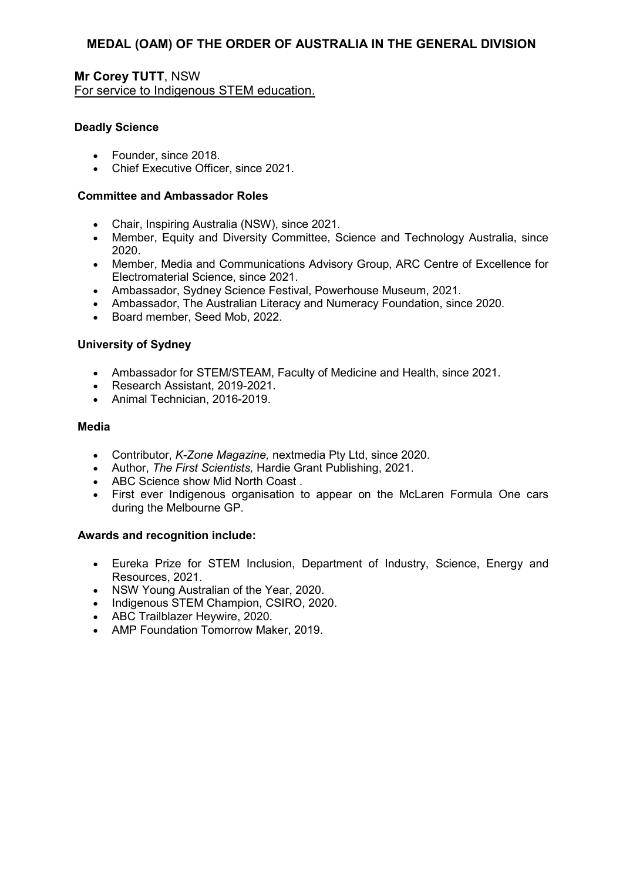# MEDAL (OAM) OF THE ORDER OF AUSTRALIA IN THE GENERAL DIVISION

**Mr Corey TUTT**, NSW
For service to Indigenous STEM education.

**Deadly Science**

- Founder, since 2018.
- Chief Executive Officer, since 2021.

**Committee and Ambassador Roles**

- Chair, Inspiring Australia (NSW), since 2021.
- Member, Equity and Diversity Committee, Science and Technology Australia, since 2020.
- Member, Media and Communications Advisory Group, ARC Centre of Excellence for Electromaterial Science, since 2021.
- Ambassador, Sydney Science Festival, Powerhouse Museum, 2021.
- Ambassador, The Australian Literacy and Numeracy Foundation, since 2020.
- Board member, Seed Mob, 2022.

**University of Sydney**

- Ambassador for STEM/STEAM, Faculty of Medicine and Health, since 2021.
- Research Assistant, 2019-2021.
- Animal Technician, 2016-2019.

**Media**

- Contributor, *K-Zone Magazine,* nextmedia Pty Ltd, since 2020.
- Author, *The First Scientists,* Hardie Grant Publishing, 2021.
- ABC Science show Mid North Coast .
- First ever Indigenous organisation to appear on the McLaren Formula One cars during the Melbourne GP.

**Awards and recognition include:**

- Eureka Prize for STEM Inclusion, Department of Industry, Science, Energy and Resources, 2021.
- NSW Young Australian of the Year, 2020.
- Indigenous STEM Champion, CSIRO, 2020.
- ABC Trailblazer Heywire, 2020.
- AMP Foundation Tomorrow Maker, 2019.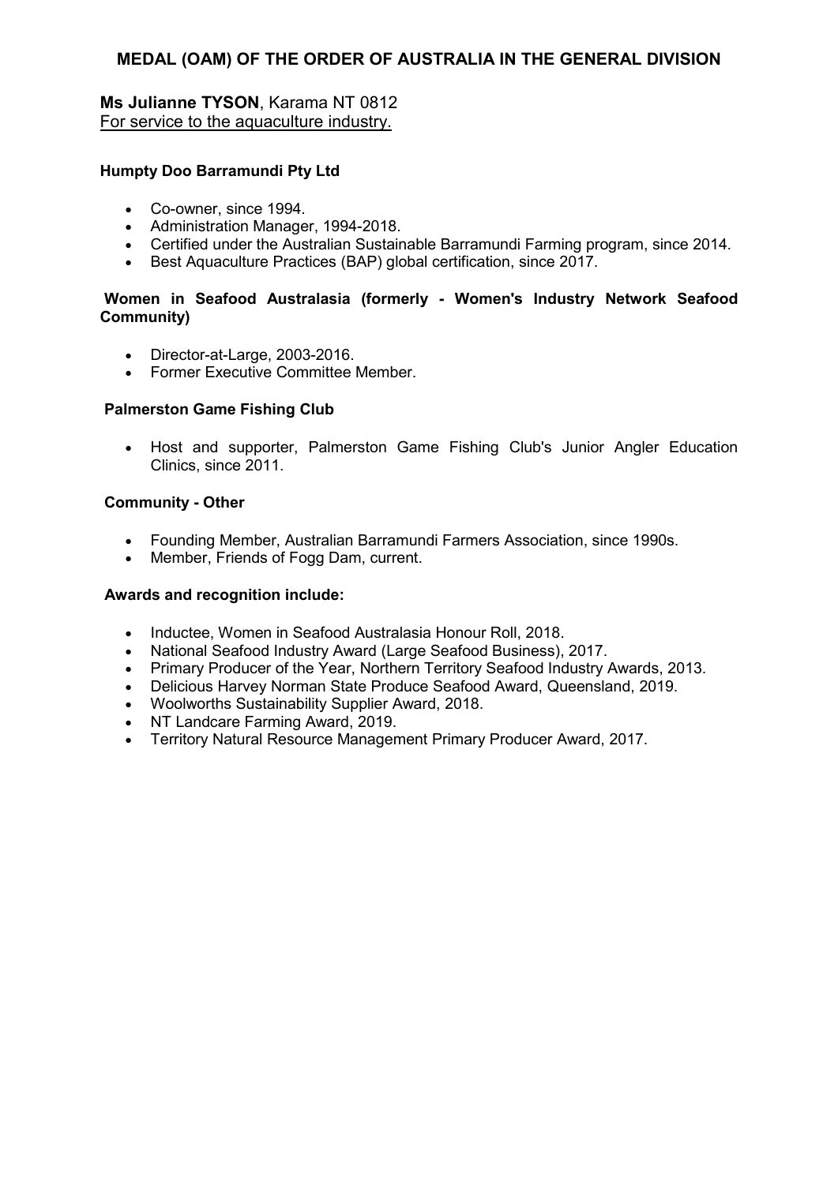## MEDAL (OAM) OF THE ORDER OF AUSTRALIA IN THE GENERAL DIVISION

**Ms Julianne TYSON**, Karama NT 0812
For service to the aquaculture industry.

**Humpty Doo Barramundi Pty Ltd**

- Co-owner, since 1994.
- Administration Manager, 1994-2018.
- Certified under the Australian Sustainable Barramundi Farming program, since 2014.
- Best Aquaculture Practices (BAP) global certification, since 2017.

**Women in Seafood Australasia (formerly - Women's Industry Network Seafood Community)**

- Director-at-Large, 2003-2016.
- Former Executive Committee Member.

**Palmerston Game Fishing Club**

- Host and supporter, Palmerston Game Fishing Club's Junior Angler Education Clinics, since 2011.

**Community - Other**

- Founding Member, Australian Barramundi Farmers Association, since 1990s.
- Member, Friends of Fogg Dam, current.

**Awards and recognition include:**

- Inductee, Women in Seafood Australasia Honour Roll, 2018.
- National Seafood Industry Award (Large Seafood Business), 2017.
- Primary Producer of the Year, Northern Territory Seafood Industry Awards, 2013.
- Delicious Harvey Norman State Produce Seafood Award, Queensland, 2019.
- Woolworths Sustainability Supplier Award, 2018.
- NT Landcare Farming Award, 2019.
- Territory Natural Resource Management Primary Producer Award, 2017.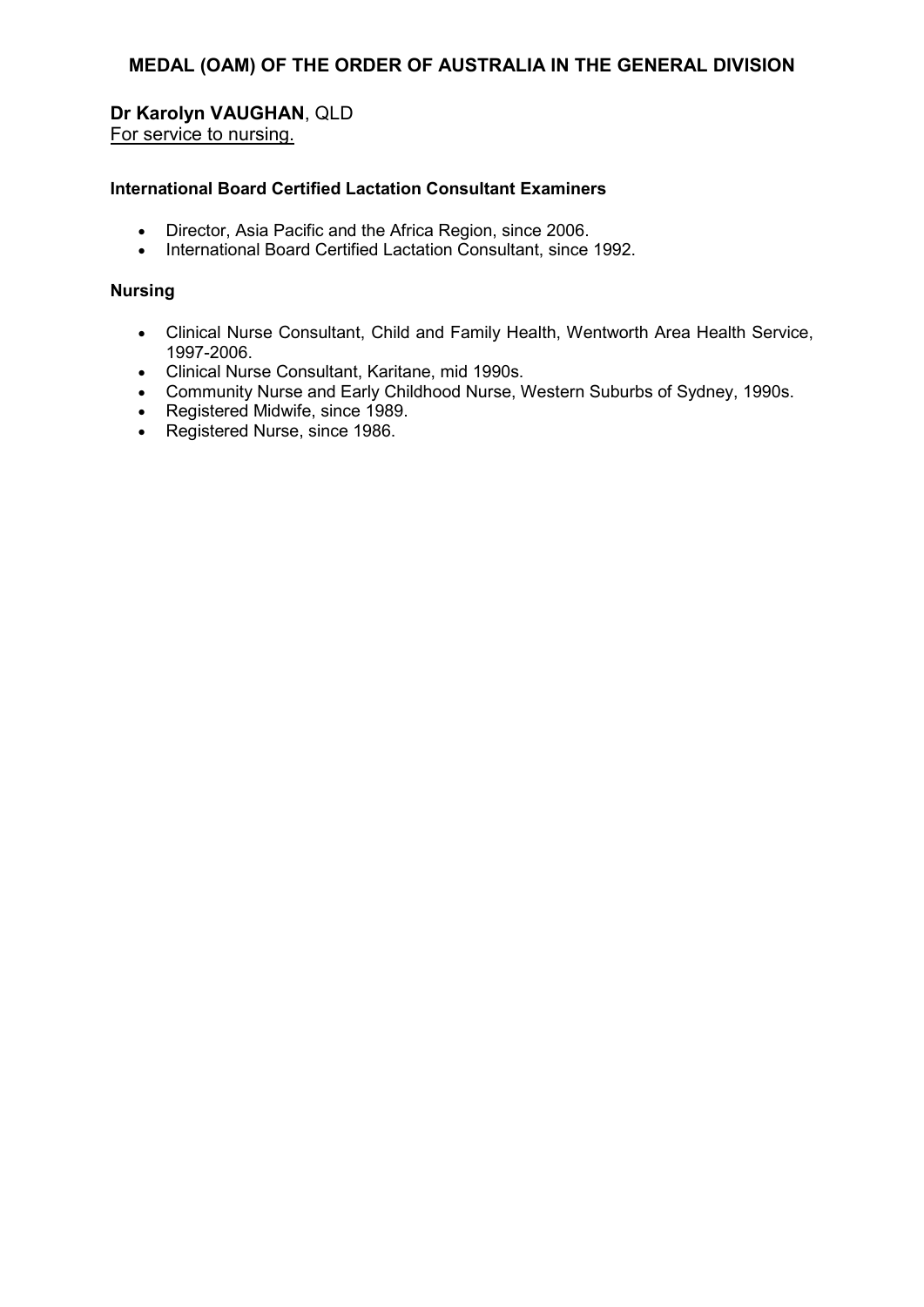## MEDAL (OAM) OF THE ORDER OF AUSTRALIA IN THE GENERAL DIVISION

**Dr Karolyn VAUGHAN**, QLD
For service to nursing.

**International Board Certified Lactation Consultant Examiners**

- Director, Asia Pacific and the Africa Region, since 2006.
- International Board Certified Lactation Consultant, since 1992.

**Nursing**

- Clinical Nurse Consultant, Child and Family Health, Wentworth Area Health Service, 1997-2006.
- Clinical Nurse Consultant, Karitane, mid 1990s.
- Community Nurse and Early Childhood Nurse, Western Suburbs of Sydney, 1990s.
- Registered Midwife, since 1989.
- Registered Nurse, since 1986.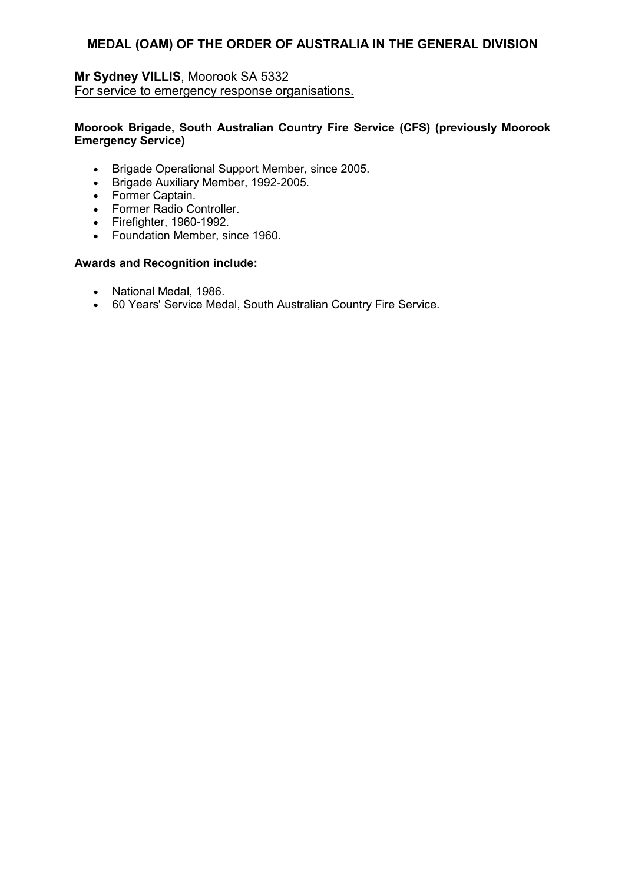## MEDAL (OAM) OF THE ORDER OF AUSTRALIA IN THE GENERAL DIVISION

**Mr Sydney VILLIS**, Moorook SA 5332
For service to emergency response organisations.

**Moorook Brigade, South Australian Country Fire Service (CFS) (previously Moorook Emergency Service)**

- Brigade Operational Support Member, since 2005.
- Brigade Auxiliary Member, 1992-2005.
- Former Captain.
- Former Radio Controller.
- Firefighter, 1960-1992.
- Foundation Member, since 1960.

**Awards and Recognition include:**

- National Medal, 1986.
- 60 Years' Service Medal, South Australian Country Fire Service.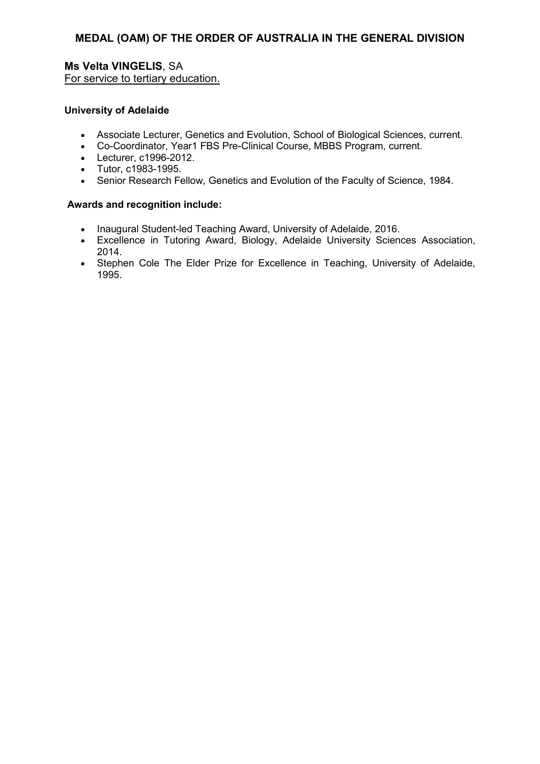## MEDAL (OAM) OF THE ORDER OF AUSTRALIA IN THE GENERAL DIVISION

**Ms Velta VINGELIS**, SA
For service to tertiary education.

**University of Adelaide**

- Associate Lecturer, Genetics and Evolution, School of Biological Sciences, current.
- Co-Coordinator, Year1 FBS Pre-Clinical Course, MBBS Program, current.
- Lecturer, c1996-2012.
- Tutor, c1983-1995.
- Senior Research Fellow, Genetics and Evolution of the Faculty of Science, 1984.

**Awards and recognition include:**

- Inaugural Student-led Teaching Award, University of Adelaide, 2016.
- Excellence in Tutoring Award, Biology, Adelaide University Sciences Association, 2014.
- Stephen Cole The Elder Prize for Excellence in Teaching, University of Adelaide, 1995.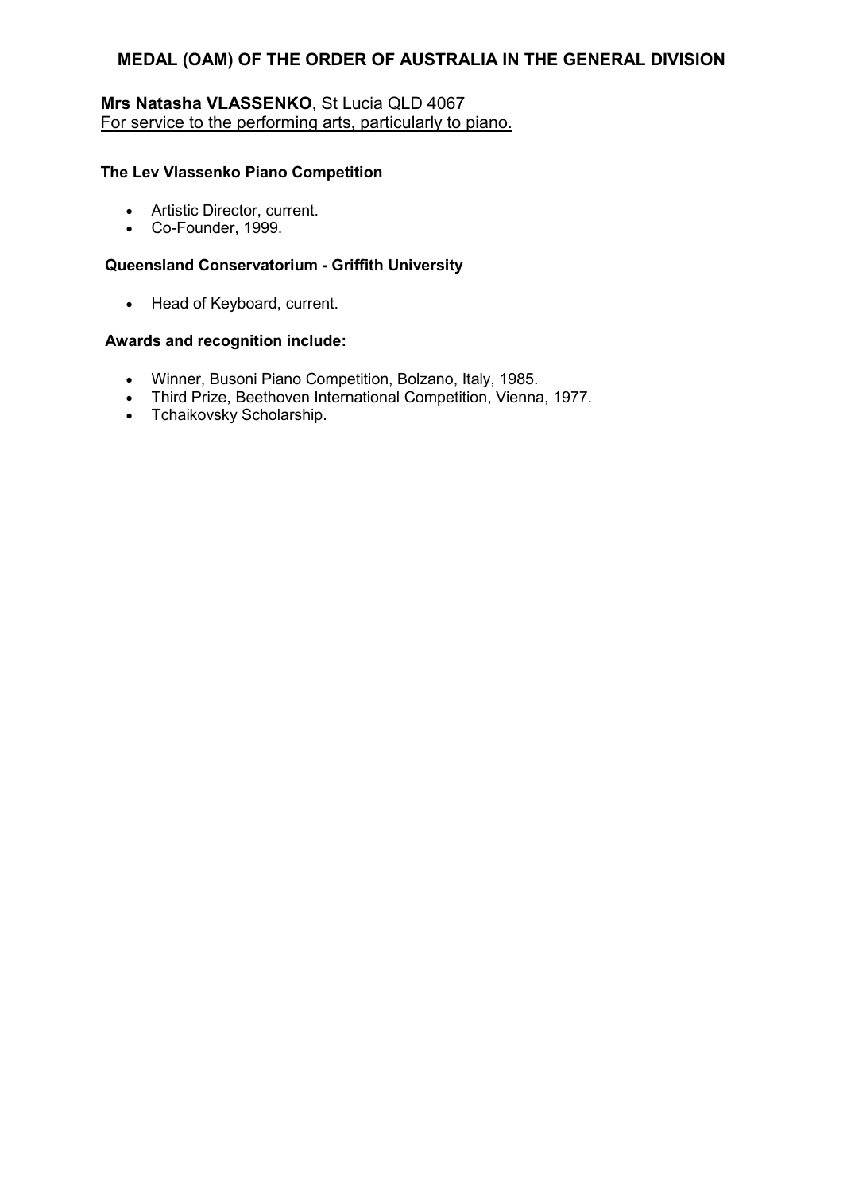## MEDAL (OAM) OF THE ORDER OF AUSTRALIA IN THE GENERAL DIVISION

**Mrs Natasha VLASSENKO**, St Lucia QLD 4067
For service to the performing arts, particularly to piano.

**The Lev Vlassenko Piano Competition**

- Artistic Director, current.
- Co-Founder, 1999.

**Queensland Conservatorium - Griffith University**

- Head of Keyboard, current.

**Awards and recognition include:**

- Winner, Busoni Piano Competition, Bolzano, Italy, 1985.
- Third Prize, Beethoven International Competition, Vienna, 1977.
- Tchaikovsky Scholarship.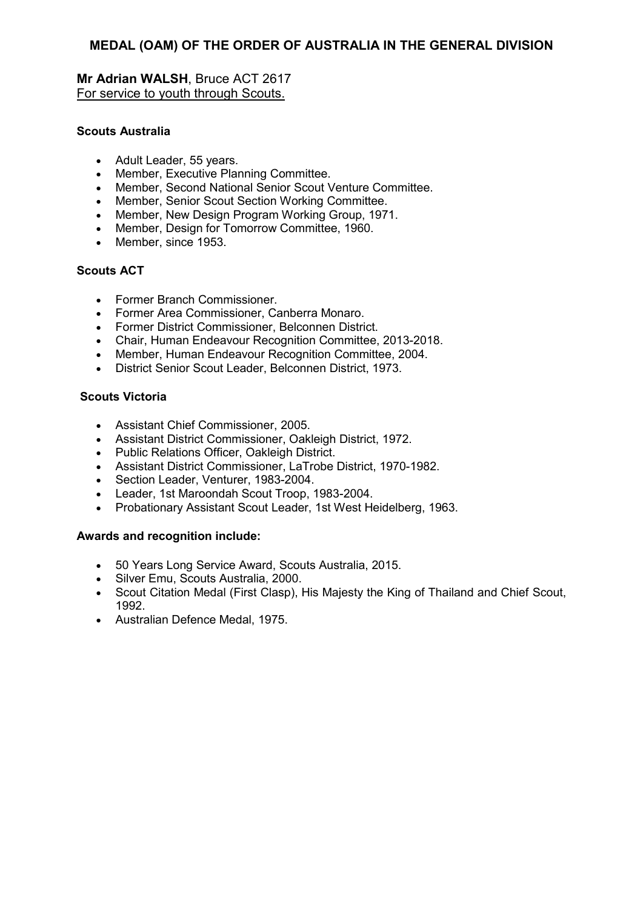## MEDAL (OAM) OF THE ORDER OF AUSTRALIA IN THE GENERAL DIVISION

**Mr Adrian WALSH**, Bruce ACT 2617
For service to youth through Scouts.

**Scouts Australia**

- Adult Leader, 55 years.
- Member, Executive Planning Committee.
- Member, Second National Senior Scout Venture Committee.
- Member, Senior Scout Section Working Committee.
- Member, New Design Program Working Group, 1971.
- Member, Design for Tomorrow Committee, 1960.
- Member, since 1953.

**Scouts ACT**

- Former Branch Commissioner.
- Former Area Commissioner, Canberra Monaro.
- Former District Commissioner, Belconnen District.
- Chair, Human Endeavour Recognition Committee, 2013-2018.
- Member, Human Endeavour Recognition Committee, 2004.
- District Senior Scout Leader, Belconnen District, 1973.

**Scouts Victoria**

- Assistant Chief Commissioner, 2005.
- Assistant District Commissioner, Oakleigh District, 1972.
- Public Relations Officer, Oakleigh District.
- Assistant District Commissioner, LaTrobe District, 1970-1982.
- Section Leader, Venturer, 1983-2004.
- Leader, 1st Maroondah Scout Troop, 1983-2004.
- Probationary Assistant Scout Leader, 1st West Heidelberg, 1963.

**Awards and recognition include:**

- 50 Years Long Service Award, Scouts Australia, 2015.
- Silver Emu, Scouts Australia, 2000.
- Scout Citation Medal (First Clasp), His Majesty the King of Thailand and Chief Scout, 1992.
- Australian Defence Medal, 1975.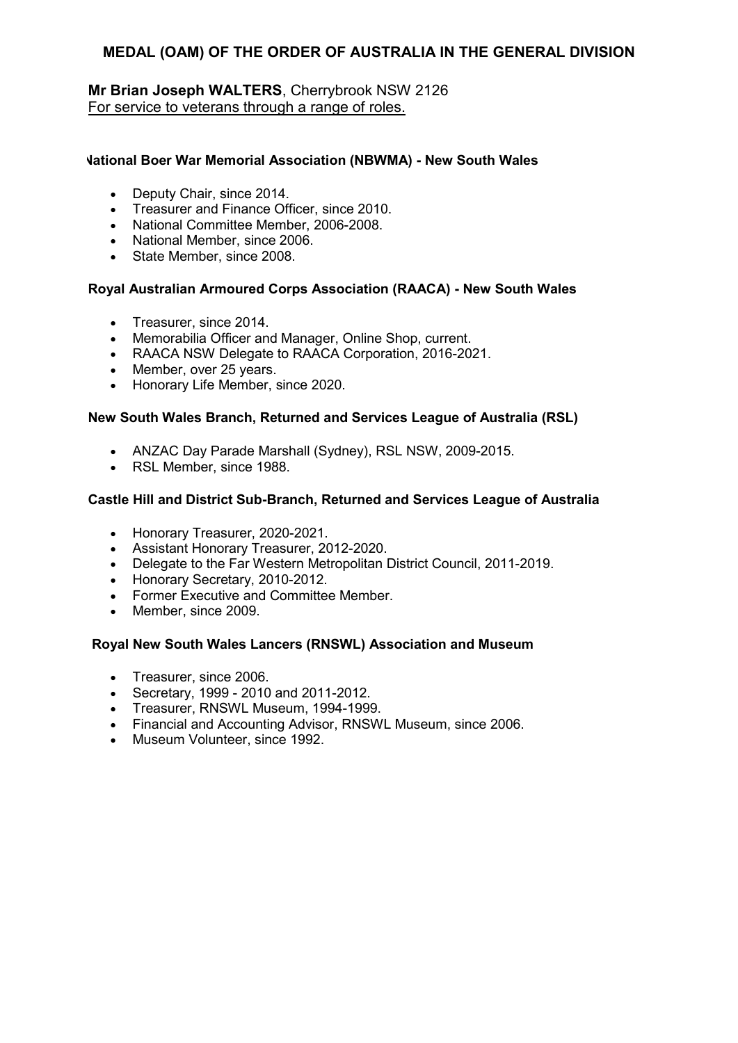## MEDAL (OAM) OF THE ORDER OF AUSTRALIA IN THE GENERAL DIVISION

**Mr Brian Joseph WALTERS**, Cherrybrook NSW 2126
For service to veterans through a range of roles.

#### National Boer War Memorial Association (NBWMA) - New South Wales

- Deputy Chair, since 2014.
- Treasurer and Finance Officer, since 2010.
- National Committee Member, 2006-2008.
- National Member, since 2006.
- State Member, since 2008.

#### Royal Australian Armoured Corps Association (RAACA) - New South Wales

- Treasurer, since 2014.
- Memorabilia Officer and Manager, Online Shop, current.
- RAACA NSW Delegate to RAACA Corporation, 2016-2021.
- Member, over 25 years.
- Honorary Life Member, since 2020.

#### New South Wales Branch, Returned and Services League of Australia (RSL)

- ANZAC Day Parade Marshall (Sydney), RSL NSW, 2009-2015.
- RSL Member, since 1988.

#### Castle Hill and District Sub-Branch, Returned and Services League of Australia

- Honorary Treasurer, 2020-2021.
- Assistant Honorary Treasurer, 2012-2020.
- Delegate to the Far Western Metropolitan District Council, 2011-2019.
- Honorary Secretary, 2010-2012.
- Former Executive and Committee Member.
- Member, since 2009.

#### Royal New South Wales Lancers (RNSWL) Association and Museum

- Treasurer, since 2006.
- Secretary, 1999 - 2010 and 2011-2012.
- Treasurer, RNSWL Museum, 1994-1999.
- Financial and Accounting Advisor, RNSWL Museum, since 2006.
- Museum Volunteer, since 1992.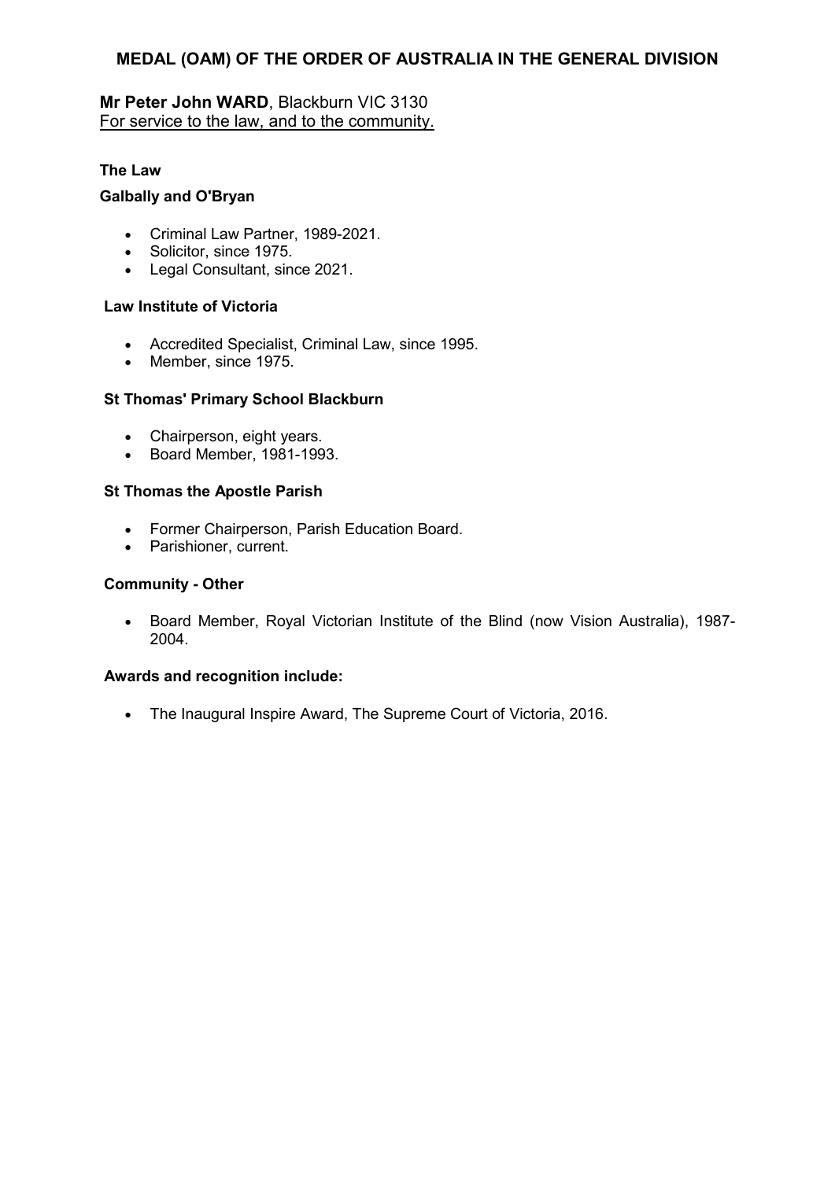## MEDAL (OAM) OF THE ORDER OF AUSTRALIA IN THE GENERAL DIVISION

**Mr Peter John WARD**, Blackburn VIC 3130
For service to the law, and to the community.

**The Law**

**Galbally and O'Bryan**

- Criminal Law Partner, 1989-2021.
- Solicitor, since 1975.
- Legal Consultant, since 2021.

**Law Institute of Victoria**

- Accredited Specialist, Criminal Law, since 1995.
- Member, since 1975.

**St Thomas' Primary School Blackburn**

- Chairperson, eight years.
- Board Member, 1981-1993.

**St Thomas the Apostle Parish**

- Former Chairperson, Parish Education Board.
- Parishioner, current.

**Community - Other**

- Board Member, Royal Victorian Institute of the Blind (now Vision Australia), 1987-2004.

**Awards and recognition include:**

- The Inaugural Inspire Award, The Supreme Court of Victoria, 2016.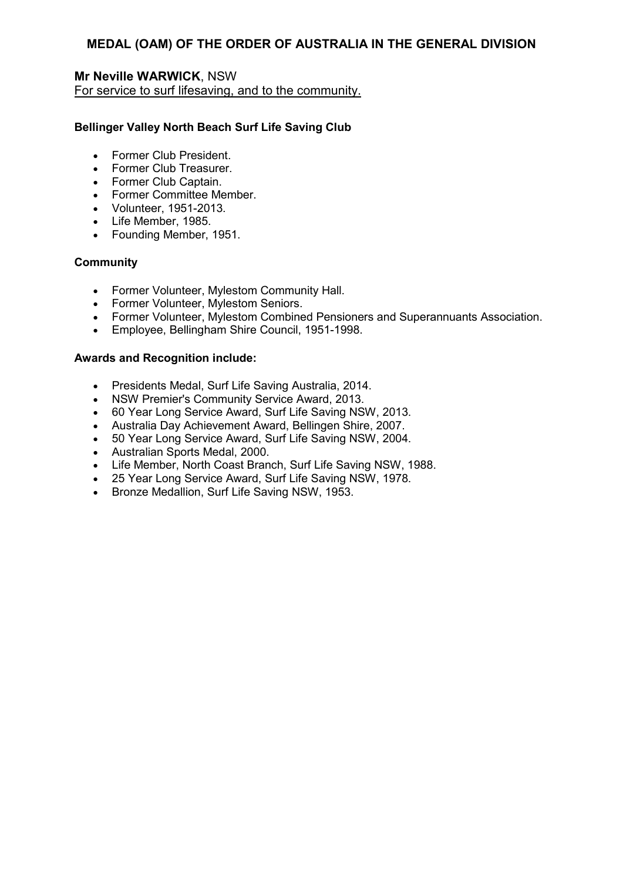## MEDAL (OAM) OF THE ORDER OF AUSTRALIA IN THE GENERAL DIVISION

**Mr Neville WARWICK**, NSW
For service to surf lifesaving, and to the community.

**Bellinger Valley North Beach Surf Life Saving Club**

- Former Club President.
- Former Club Treasurer.
- Former Club Captain.
- Former Committee Member.
- Volunteer, 1951-2013.
- Life Member, 1985.
- Founding Member, 1951.

**Community**

- Former Volunteer, Mylestom Community Hall.
- Former Volunteer, Mylestom Seniors.
- Former Volunteer, Mylestom Combined Pensioners and Superannuants Association.
- Employee, Bellingham Shire Council, 1951-1998.

**Awards and Recognition include:**

- Presidents Medal, Surf Life Saving Australia, 2014.
- NSW Premier's Community Service Award, 2013.
- 60 Year Long Service Award, Surf Life Saving NSW, 2013.
- Australia Day Achievement Award, Bellingen Shire, 2007.
- 50 Year Long Service Award, Surf Life Saving NSW, 2004.
- Australian Sports Medal, 2000.
- Life Member, North Coast Branch, Surf Life Saving NSW, 1988.
- 25 Year Long Service Award, Surf Life Saving NSW, 1978.
- Bronze Medallion, Surf Life Saving NSW, 1953.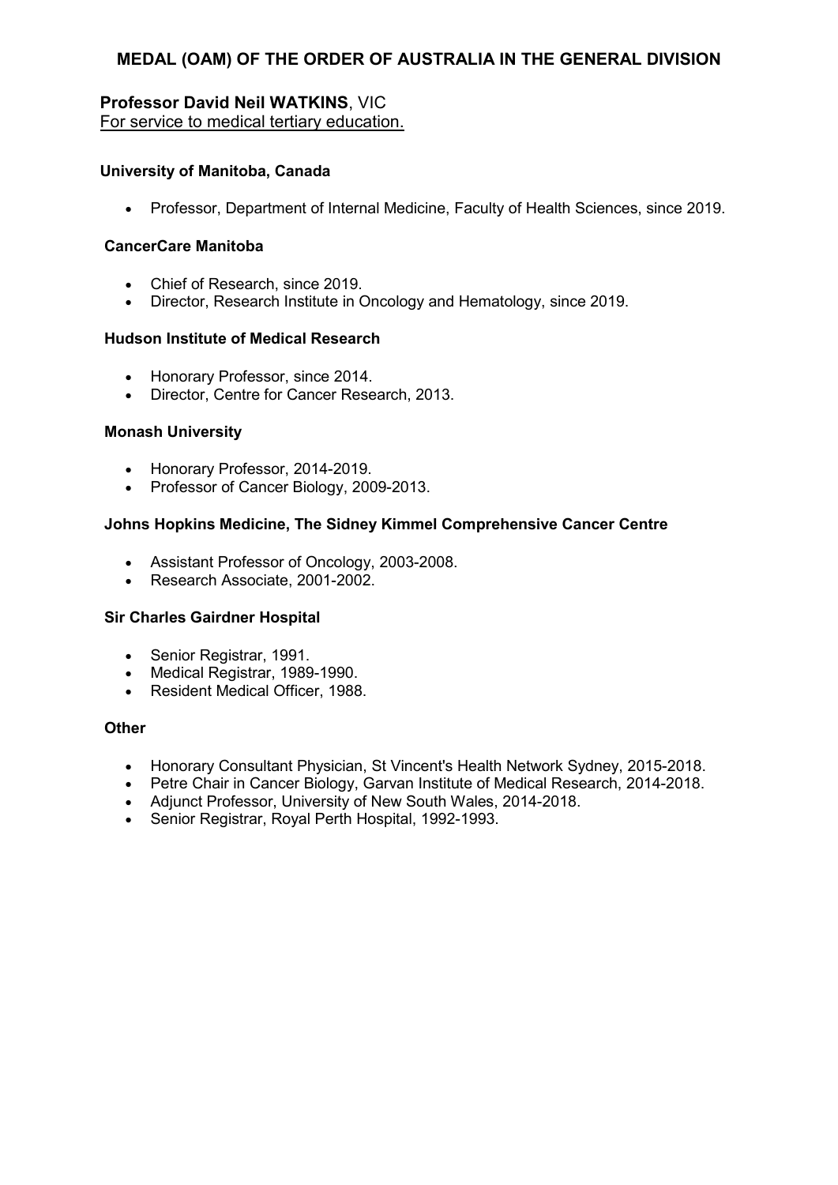## MEDAL (OAM) OF THE ORDER OF AUSTRALIA IN THE GENERAL DIVISION

**Professor David Neil WATKINS**, VIC
For service to medical tertiary education.

**University of Manitoba, Canada**

- Professor, Department of Internal Medicine, Faculty of Health Sciences, since 2019.

**CancerCare Manitoba**

- Chief of Research, since 2019.
- Director, Research Institute in Oncology and Hematology, since 2019.

**Hudson Institute of Medical Research**

- Honorary Professor, since 2014.
- Director, Centre for Cancer Research, 2013.

**Monash University**

- Honorary Professor, 2014-2019.
- Professor of Cancer Biology, 2009-2013.

**Johns Hopkins Medicine, The Sidney Kimmel Comprehensive Cancer Centre**

- Assistant Professor of Oncology, 2003-2008.
- Research Associate, 2001-2002.

**Sir Charles Gairdner Hospital**

- Senior Registrar, 1991.
- Medical Registrar, 1989-1990.
- Resident Medical Officer, 1988.

**Other**

- Honorary Consultant Physician, St Vincent's Health Network Sydney, 2015-2018.
- Petre Chair in Cancer Biology, Garvan Institute of Medical Research, 2014-2018.
- Adjunct Professor, University of New South Wales, 2014-2018.
- Senior Registrar, Royal Perth Hospital, 1992-1993.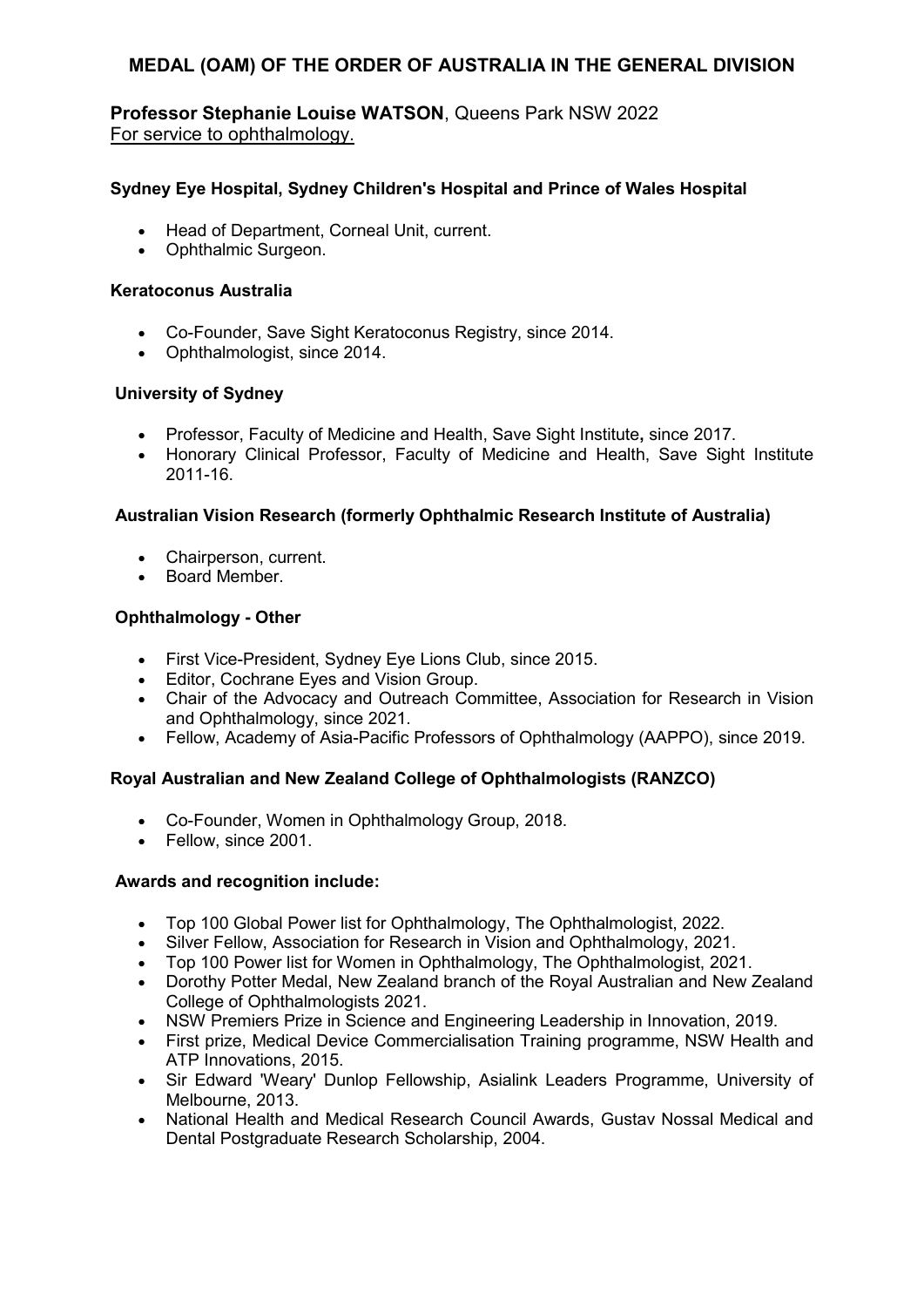# MEDAL (OAM) OF THE ORDER OF AUSTRALIA IN THE GENERAL DIVISION

**Professor Stephanie Louise WATSON**, Queens Park NSW 2022
For service to ophthalmology.

**Sydney Eye Hospital, Sydney Children's Hospital and Prince of Wales Hospital**

- Head of Department, Corneal Unit, current.
- Ophthalmic Surgeon.

**Keratoconus Australia**

- Co-Founder, Save Sight Keratoconus Registry, since 2014.
- Ophthalmologist, since 2014.

**University of Sydney**

- Professor, Faculty of Medicine and Health, Save Sight Institute, since 2017.
- Honorary Clinical Professor, Faculty of Medicine and Health, Save Sight Institute 2011-16.

**Australian Vision Research (formerly Ophthalmic Research Institute of Australia)**

- Chairperson, current.
- Board Member.

**Ophthalmology - Other**

- First Vice-President, Sydney Eye Lions Club, since 2015.
- Editor, Cochrane Eyes and Vision Group.
- Chair of the Advocacy and Outreach Committee, Association for Research in Vision and Ophthalmology, since 2021.
- Fellow, Academy of Asia-Pacific Professors of Ophthalmology (AAPPO), since 2019.

**Royal Australian and New Zealand College of Ophthalmologists (RANZCO)**

- Co-Founder, Women in Ophthalmology Group, 2018.
- Fellow, since 2001.

**Awards and recognition include:**

- Top 100 Global Power list for Ophthalmology, The Ophthalmologist, 2022.
- Silver Fellow, Association for Research in Vision and Ophthalmology, 2021.
- Top 100 Power list for Women in Ophthalmology, The Ophthalmologist, 2021.
- Dorothy Potter Medal, New Zealand branch of the Royal Australian and New Zealand College of Ophthalmologists 2021.
- NSW Premiers Prize in Science and Engineering Leadership in Innovation, 2019.
- First prize, Medical Device Commercialisation Training programme, NSW Health and ATP Innovations, 2015.
- Sir Edward 'Weary' Dunlop Fellowship, Asialink Leaders Programme, University of Melbourne, 2013.
- National Health and Medical Research Council Awards, Gustav Nossal Medical and Dental Postgraduate Research Scholarship, 2004.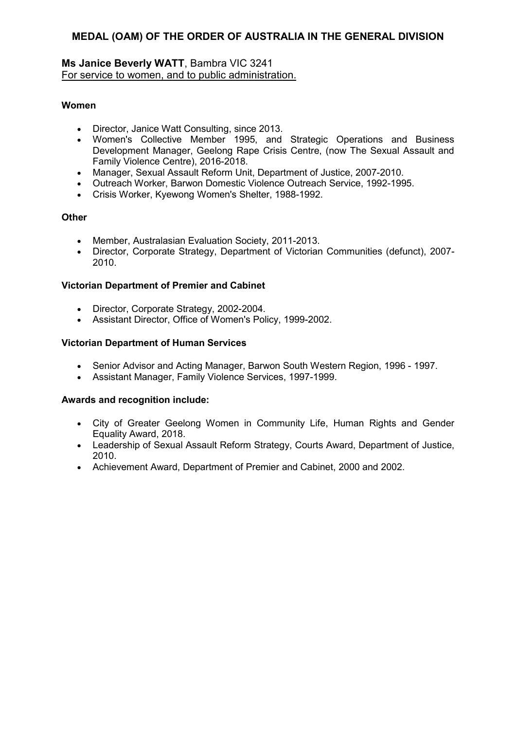## MEDAL (OAM) OF THE ORDER OF AUSTRALIA IN THE GENERAL DIVISION

**Ms Janice Beverly WATT**, Bambra VIC 3241
For service to women, and to public administration.

**Women**

- Director, Janice Watt Consulting, since 2013.
- Women's Collective Member 1995, and Strategic Operations and Business Development Manager, Geelong Rape Crisis Centre, (now The Sexual Assault and Family Violence Centre), 2016-2018.
- Manager, Sexual Assault Reform Unit, Department of Justice, 2007-2010.
- Outreach Worker, Barwon Domestic Violence Outreach Service, 1992-1995.
- Crisis Worker, Kyewong Women's Shelter, 1988-1992.

**Other**

- Member, Australasian Evaluation Society, 2011-2013.
- Director, Corporate Strategy, Department of Victorian Communities (defunct), 2007-2010.

**Victorian Department of Premier and Cabinet**

- Director, Corporate Strategy, 2002-2004.
- Assistant Director, Office of Women's Policy, 1999-2002.

**Victorian Department of Human Services**

- Senior Advisor and Acting Manager, Barwon South Western Region, 1996 - 1997.
- Assistant Manager, Family Violence Services, 1997-1999.

**Awards and recognition include:**

- City of Greater Geelong Women in Community Life, Human Rights and Gender Equality Award, 2018.
- Leadership of Sexual Assault Reform Strategy, Courts Award, Department of Justice, 2010.
- Achievement Award, Department of Premier and Cabinet, 2000 and 2002.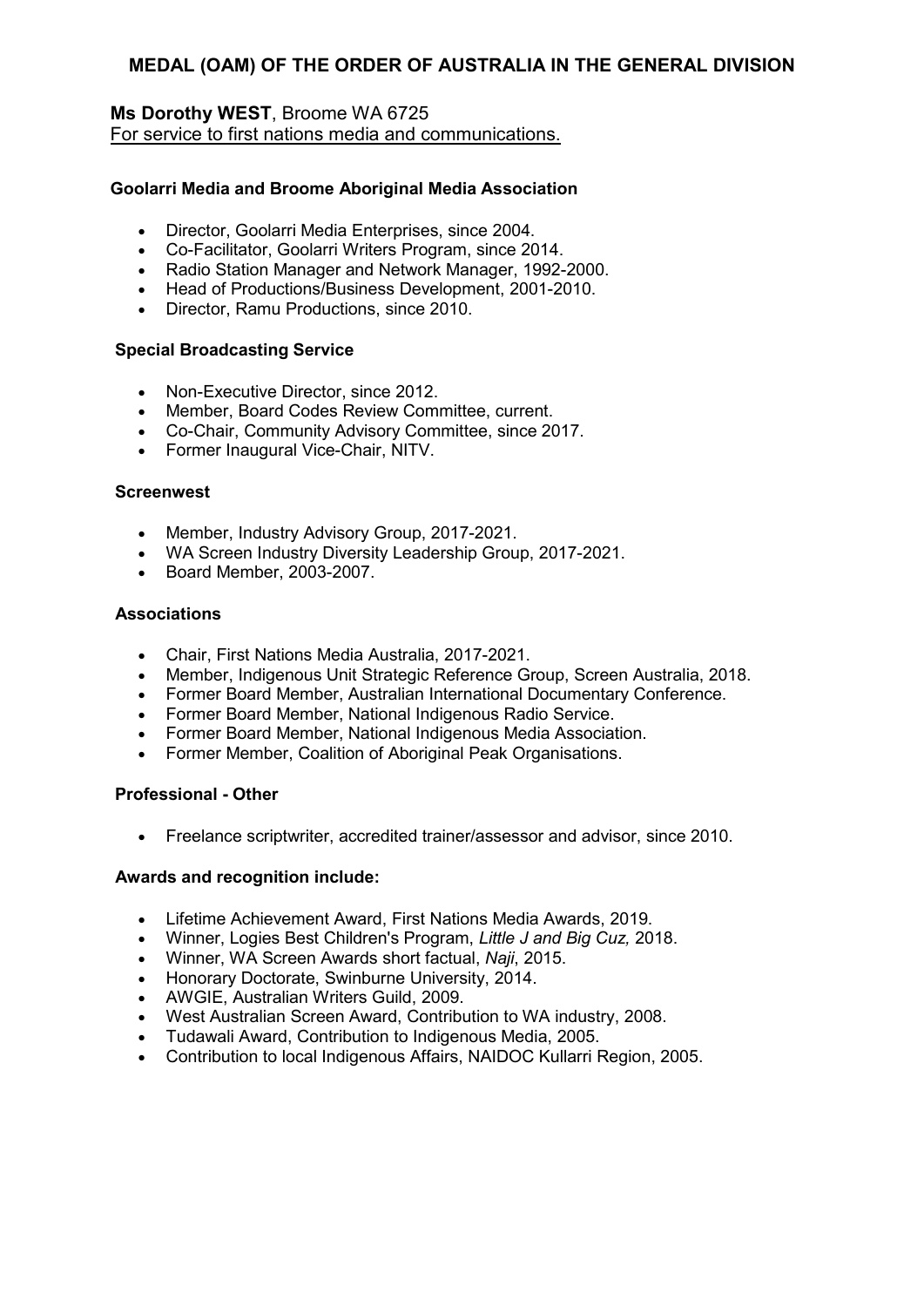## MEDAL (OAM) OF THE ORDER OF AUSTRALIA IN THE GENERAL DIVISION

**Ms Dorothy WEST**, Broome WA 6725
For service to first nations media and communications.

### Goolarri Media and Broome Aboriginal Media Association

- Director, Goolarri Media Enterprises, since 2004.
- Co-Facilitator, Goolarri Writers Program, since 2014.
- Radio Station Manager and Network Manager, 1992-2000.
- Head of Productions/Business Development, 2001-2010.
- Director, Ramu Productions, since 2010.

### Special Broadcasting Service

- Non-Executive Director, since 2012.
- Member, Board Codes Review Committee, current.
- Co-Chair, Community Advisory Committee, since 2017.
- Former Inaugural Vice-Chair, NITV.

### Screenwest

- Member, Industry Advisory Group, 2017-2021.
- WA Screen Industry Diversity Leadership Group, 2017-2021.
- Board Member, 2003-2007.

### Associations

- Chair, First Nations Media Australia, 2017-2021.
- Member, Indigenous Unit Strategic Reference Group, Screen Australia, 2018.
- Former Board Member, Australian International Documentary Conference.
- Former Board Member, National Indigenous Radio Service.
- Former Board Member, National Indigenous Media Association.
- Former Member, Coalition of Aboriginal Peak Organisations.

### Professional - Other

- Freelance scriptwriter, accredited trainer/assessor and advisor, since 2010.

### Awards and recognition include:

- Lifetime Achievement Award, First Nations Media Awards, 2019.
- Winner, Logies Best Children's Program, *Little J and Big Cuz,* 2018.
- Winner, WA Screen Awards short factual, *Naji*, 2015.
- Honorary Doctorate, Swinburne University, 2014.
- AWGIE, Australian Writers Guild, 2009.
- West Australian Screen Award, Contribution to WA industry, 2008.
- Tudawali Award, Contribution to Indigenous Media, 2005.
- Contribution to local Indigenous Affairs, NAIDOC Kullarri Region, 2005.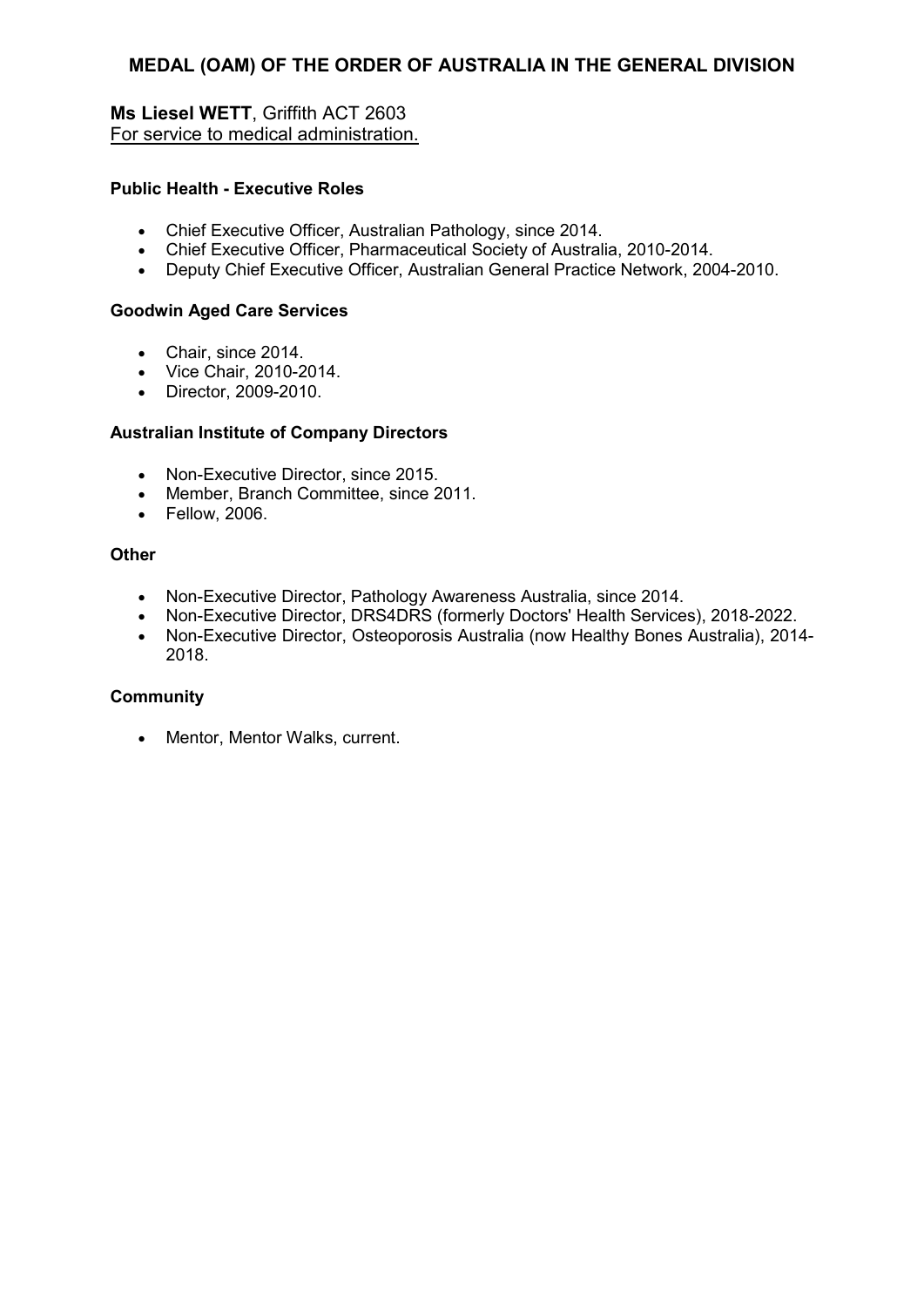## MEDAL (OAM) OF THE ORDER OF AUSTRALIA IN THE GENERAL DIVISION

**Ms Liesel WETT**, Griffith ACT 2603
For service to medical administration.

**Public Health - Executive Roles**

- Chief Executive Officer, Australian Pathology, since 2014.
- Chief Executive Officer, Pharmaceutical Society of Australia, 2010-2014.
- Deputy Chief Executive Officer, Australian General Practice Network, 2004-2010.

**Goodwin Aged Care Services**

- Chair, since 2014.
- Vice Chair, 2010-2014.
- Director, 2009-2010.

**Australian Institute of Company Directors**

- Non-Executive Director, since 2015.
- Member, Branch Committee, since 2011.
- Fellow, 2006.

**Other**

- Non-Executive Director, Pathology Awareness Australia, since 2014.
- Non-Executive Director, DRS4DRS (formerly Doctors' Health Services), 2018-2022.
- Non-Executive Director, Osteoporosis Australia (now Healthy Bones Australia), 2014-2018.

**Community**

- Mentor, Mentor Walks, current.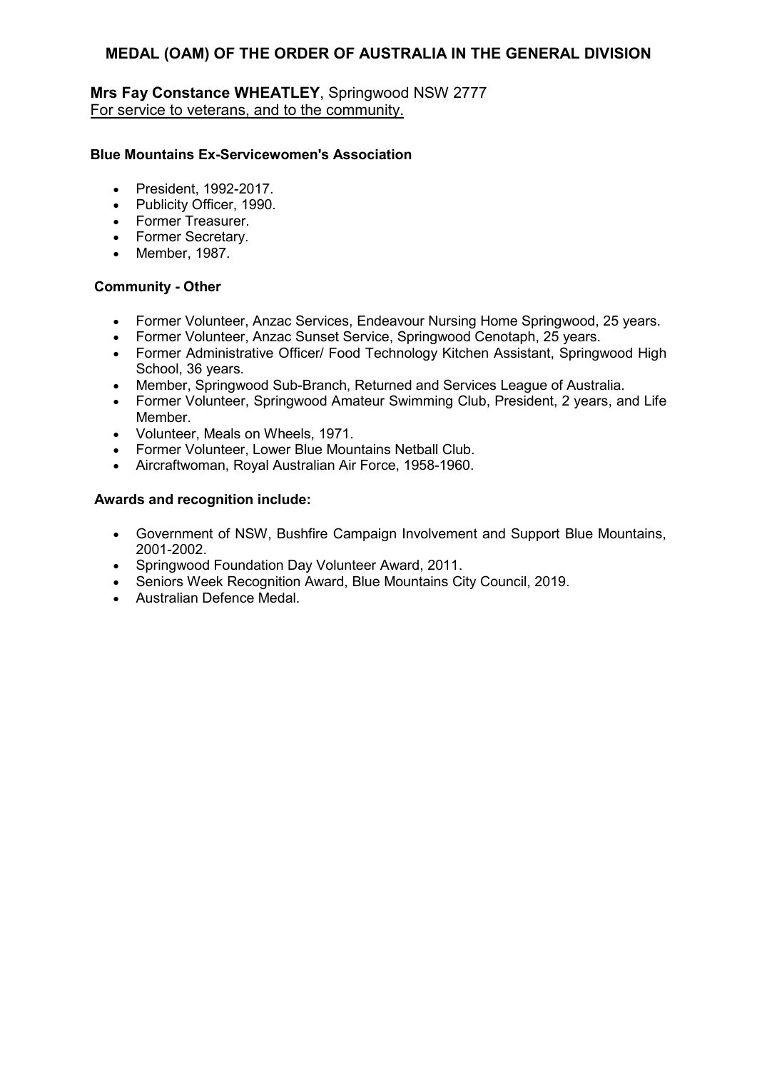## MEDAL (OAM) OF THE ORDER OF AUSTRALIA IN THE GENERAL DIVISION

**Mrs Fay Constance WHEATLEY**, Springwood NSW 2777
For service to veterans, and to the community.

**Blue Mountains Ex-Servicewomen's Association**

- President, 1992-2017.
- Publicity Officer, 1990.
- Former Treasurer.
- Former Secretary.
- Member, 1987.

**Community - Other**

- Former Volunteer, Anzac Services, Endeavour Nursing Home Springwood, 25 years.
- Former Volunteer, Anzac Sunset Service, Springwood Cenotaph, 25 years.
- Former Administrative Officer/ Food Technology Kitchen Assistant, Springwood High School, 36 years.
- Member, Springwood Sub-Branch, Returned and Services League of Australia.
- Former Volunteer, Springwood Amateur Swimming Club, President, 2 years, and Life Member.
- Volunteer, Meals on Wheels, 1971.
- Former Volunteer, Lower Blue Mountains Netball Club.
- Aircraftwoman, Royal Australian Air Force, 1958-1960.

**Awards and recognition include:**

- Government of NSW, Bushfire Campaign Involvement and Support Blue Mountains, 2001-2002.
- Springwood Foundation Day Volunteer Award, 2011.
- Seniors Week Recognition Award, Blue Mountains City Council, 2019.
- Australian Defence Medal.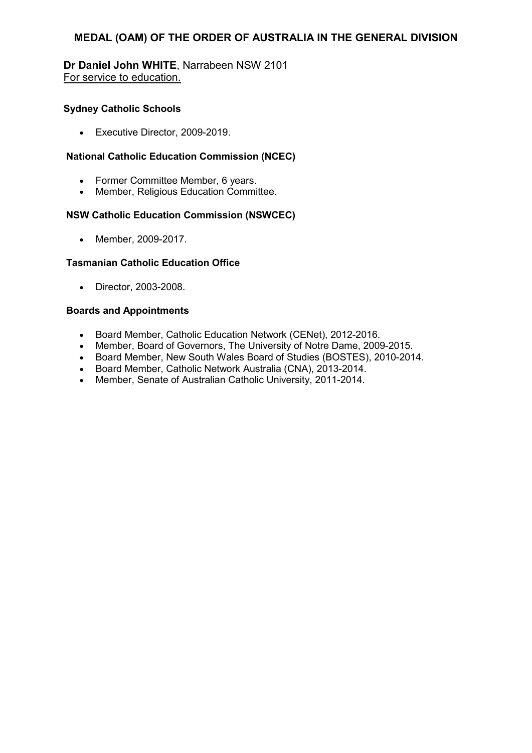## MEDAL (OAM) OF THE ORDER OF AUSTRALIA IN THE GENERAL DIVISION

**Dr Daniel John WHITE**, Narrabeen NSW 2101
For service to education.

**Sydney Catholic Schools**

- Executive Director, 2009-2019.

**National Catholic Education Commission (NCEC)**

- Former Committee Member, 6 years.
- Member, Religious Education Committee.

**NSW Catholic Education Commission (NSWCEC)**

- Member, 2009-2017.

**Tasmanian Catholic Education Office**

- Director, 2003-2008.

**Boards and Appointments**

- Board Member, Catholic Education Network (CENet), 2012-2016.
- Member, Board of Governors, The University of Notre Dame, 2009-2015.
- Board Member, New South Wales Board of Studies (BOSTES), 2010-2014.
- Board Member, Catholic Network Australia (CNA), 2013-2014.
- Member, Senate of Australian Catholic University, 2011-2014.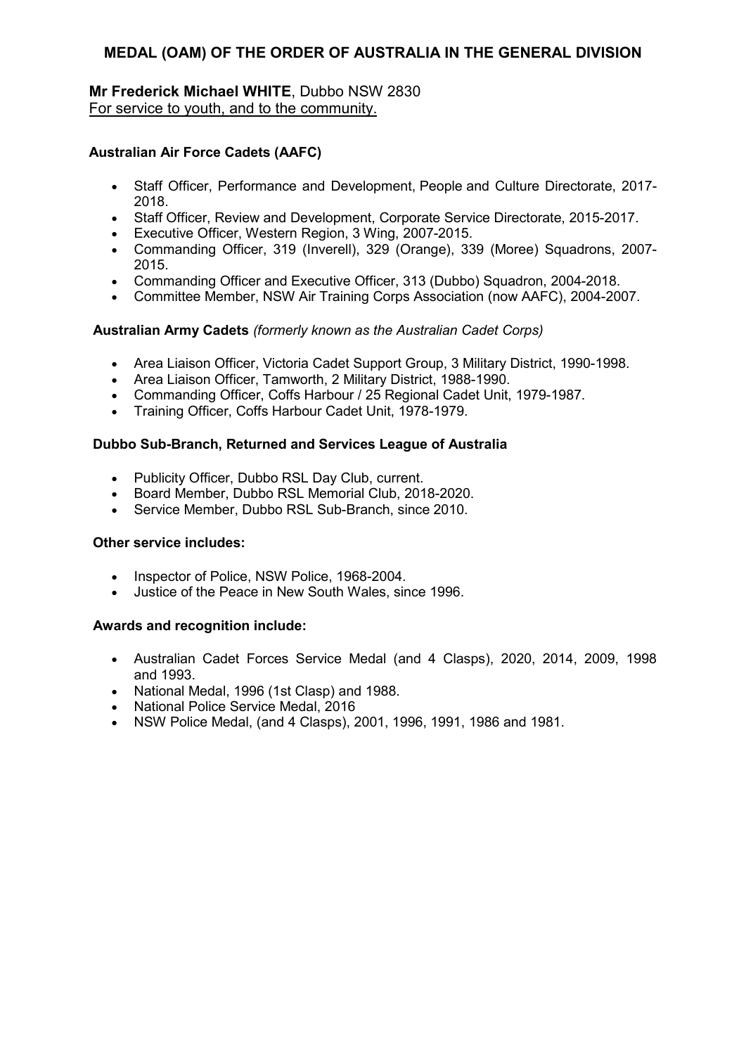## MEDAL (OAM) OF THE ORDER OF AUSTRALIA IN THE GENERAL DIVISION

**Mr Frederick Michael WHITE**, Dubbo NSW 2830
For service to youth, and to the community.

**Australian Air Force Cadets (AAFC)**

- Staff Officer, Performance and Development, People and Culture Directorate, 2017-2018.
- Staff Officer, Review and Development, Corporate Service Directorate, 2015-2017.
- Executive Officer, Western Region, 3 Wing, 2007-2015.
- Commanding Officer, 319 (Inverell), 329 (Orange), 339 (Moree) Squadrons, 2007-2015.
- Commanding Officer and Executive Officer, 313 (Dubbo) Squadron, 2004-2018.
- Committee Member, NSW Air Training Corps Association (now AAFC), 2004-2007.

**Australian Army Cadets** *(formerly known as the Australian Cadet Corps)*

- Area Liaison Officer, Victoria Cadet Support Group, 3 Military District, 1990-1998.
- Area Liaison Officer, Tamworth, 2 Military District, 1988-1990.
- Commanding Officer, Coffs Harbour / 25 Regional Cadet Unit, 1979-1987.
- Training Officer, Coffs Harbour Cadet Unit, 1978-1979.

**Dubbo Sub-Branch, Returned and Services League of Australia**

- Publicity Officer, Dubbo RSL Day Club, current.
- Board Member, Dubbo RSL Memorial Club, 2018-2020.
- Service Member, Dubbo RSL Sub-Branch, since 2010.

**Other service includes:**

- Inspector of Police, NSW Police, 1968-2004.
- Justice of the Peace in New South Wales, since 1996.

**Awards and recognition include:**

- Australian Cadet Forces Service Medal (and 4 Clasps), 2020, 2014, 2009, 1998 and 1993.
- National Medal, 1996 (1st Clasp) and 1988.
- National Police Service Medal, 2016
- NSW Police Medal, (and 4 Clasps), 2001, 1996, 1991, 1986 and 1981.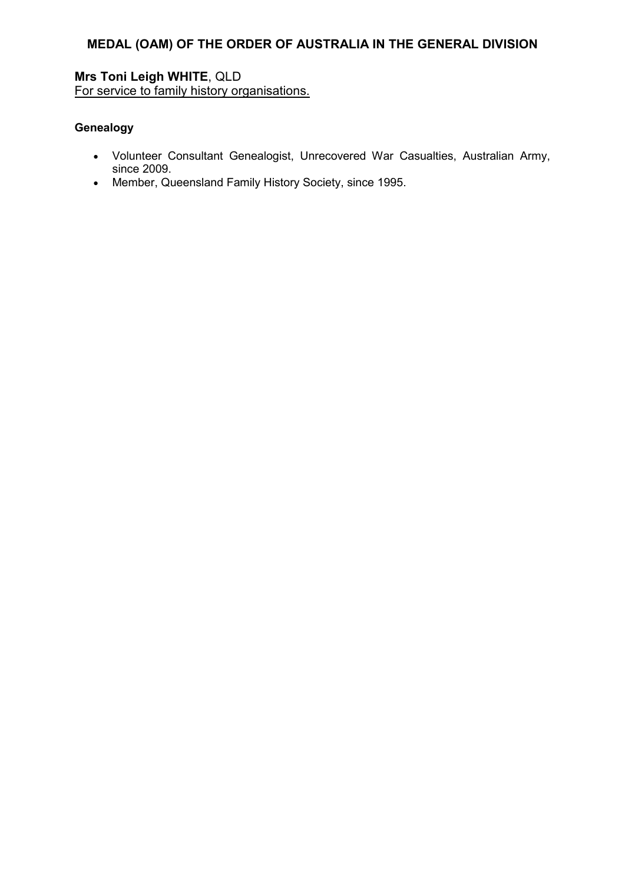## MEDAL (OAM) OF THE ORDER OF AUSTRALIA IN THE GENERAL DIVISION

**Mrs Toni Leigh WHITE**, QLD
For service to family history organisations.

**Genealogy**

- Volunteer Consultant Genealogist, Unrecovered War Casualties, Australian Army, since 2009.
- Member, Queensland Family History Society, since 1995.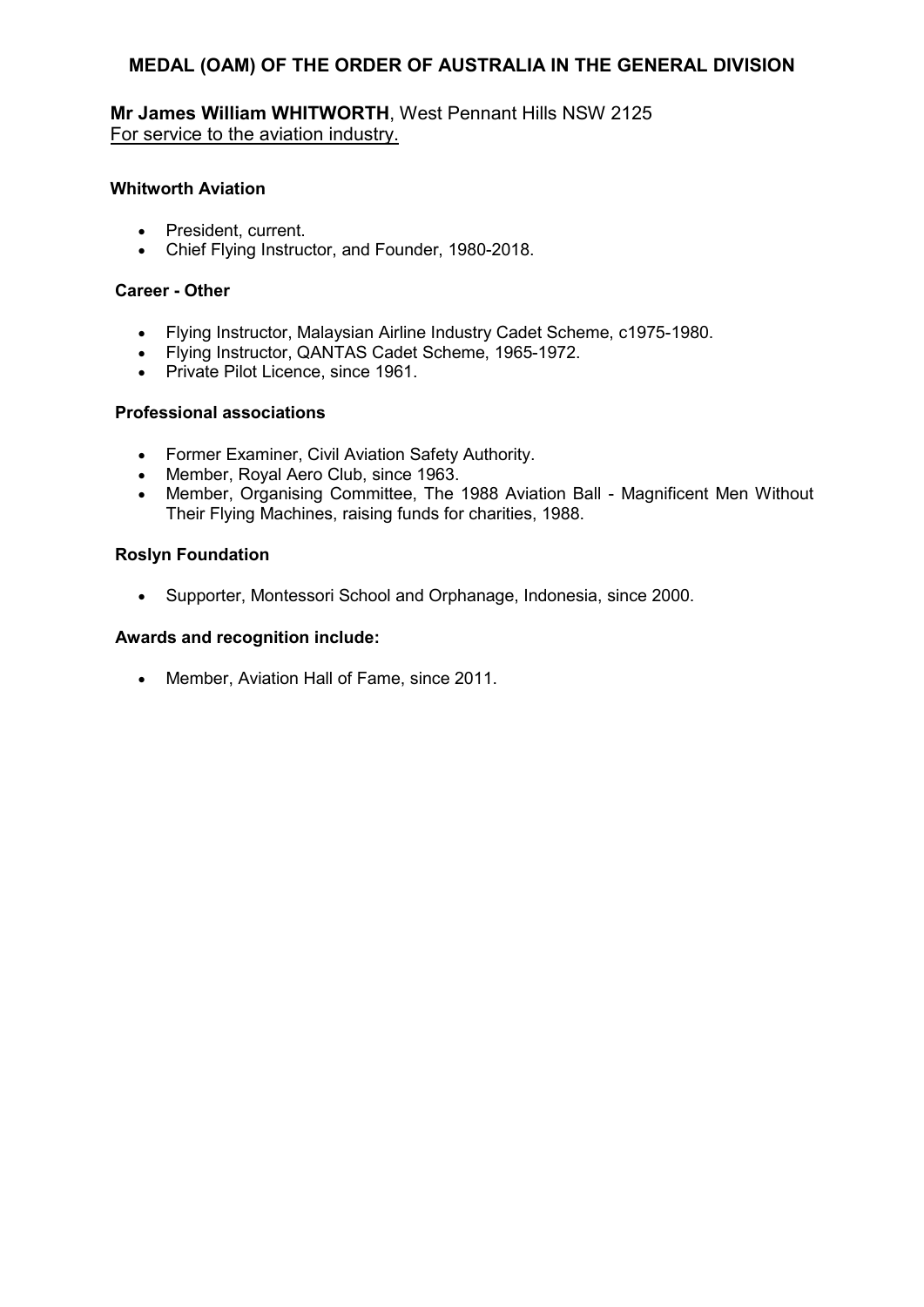## MEDAL (OAM) OF THE ORDER OF AUSTRALIA IN THE GENERAL DIVISION

**Mr James William WHITWORTH**, West Pennant Hills NSW 2125
For service to the aviation industry.

**Whitworth Aviation**

- President, current.
- Chief Flying Instructor, and Founder, 1980-2018.

**Career - Other**

- Flying Instructor, Malaysian Airline Industry Cadet Scheme, c1975-1980.
- Flying Instructor, QANTAS Cadet Scheme, 1965-1972.
- Private Pilot Licence, since 1961.

**Professional associations**

- Former Examiner, Civil Aviation Safety Authority.
- Member, Royal Aero Club, since 1963.
- Member, Organising Committee, The 1988 Aviation Ball - Magnificent Men Without Their Flying Machines, raising funds for charities, 1988.

**Roslyn Foundation**

- Supporter, Montessori School and Orphanage, Indonesia, since 2000.

**Awards and recognition include:**

- Member, Aviation Hall of Fame, since 2011.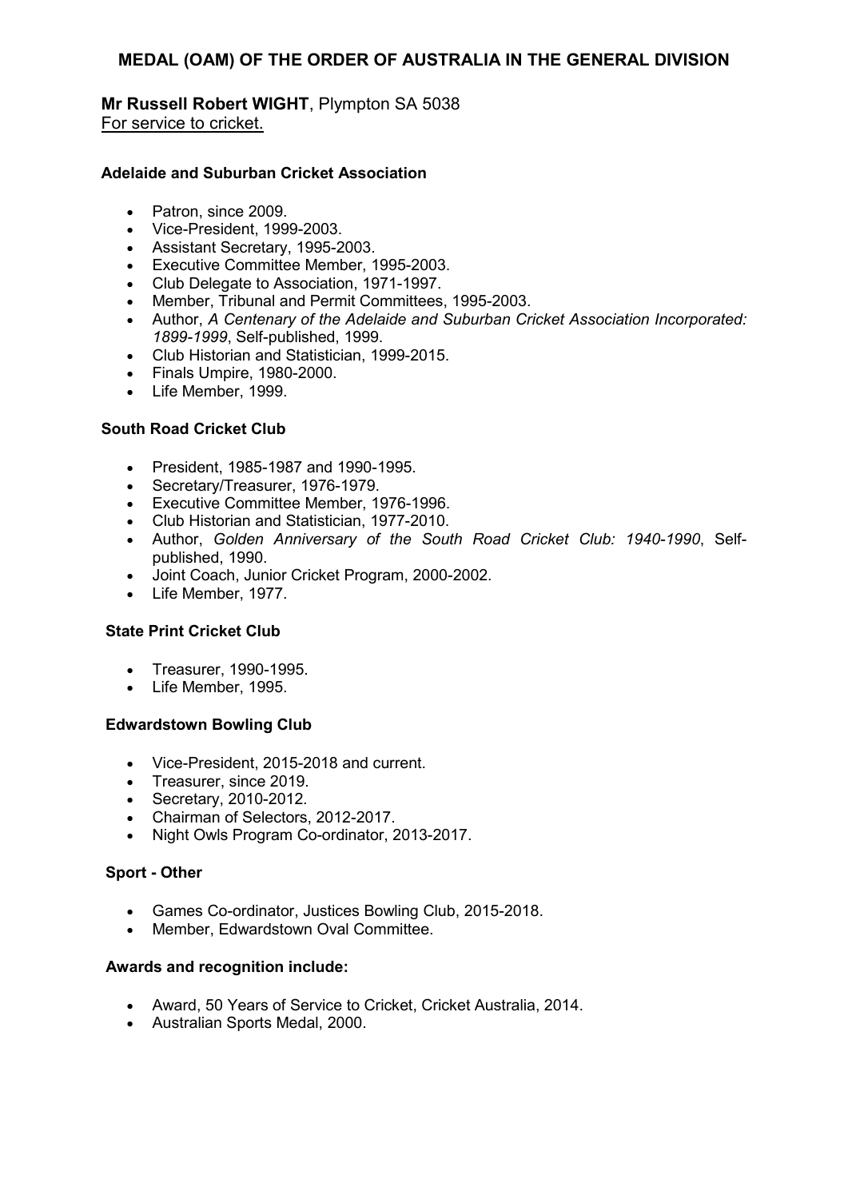# MEDAL (OAM) OF THE ORDER OF AUSTRALIA IN THE GENERAL DIVISION

**Mr Russell Robert WIGHT**, Plympton SA 5038
For service to cricket.

**Adelaide and Suburban Cricket Association**

- Patron, since 2009.
- Vice-President, 1999-2003.
- Assistant Secretary, 1995-2003.
- Executive Committee Member, 1995-2003.
- Club Delegate to Association, 1971-1997.
- Member, Tribunal and Permit Committees, 1995-2003.
- Author, *A Centenary of the Adelaide and Suburban Cricket Association Incorporated: 1899-1999*, Self-published, 1999.
- Club Historian and Statistician, 1999-2015.
- Finals Umpire, 1980-2000.
- Life Member, 1999.

**South Road Cricket Club**

- President, 1985-1987 and 1990-1995.
- Secretary/Treasurer, 1976-1979.
- Executive Committee Member, 1976-1996.
- Club Historian and Statistician, 1977-2010.
- Author, *Golden Anniversary of the South Road Cricket Club: 1940-1990*, Self-published, 1990.
- Joint Coach, Junior Cricket Program, 2000-2002.
- Life Member, 1977.

**State Print Cricket Club**

- Treasurer, 1990-1995.
- Life Member, 1995.

**Edwardstown Bowling Club**

- Vice-President, 2015-2018 and current.
- Treasurer, since 2019.
- Secretary, 2010-2012.
- Chairman of Selectors, 2012-2017.
- Night Owls Program Co-ordinator, 2013-2017.

**Sport - Other**

- Games Co-ordinator, Justices Bowling Club, 2015-2018.
- Member, Edwardstown Oval Committee.

**Awards and recognition include:**

- Award, 50 Years of Service to Cricket, Cricket Australia, 2014.
- Australian Sports Medal, 2000.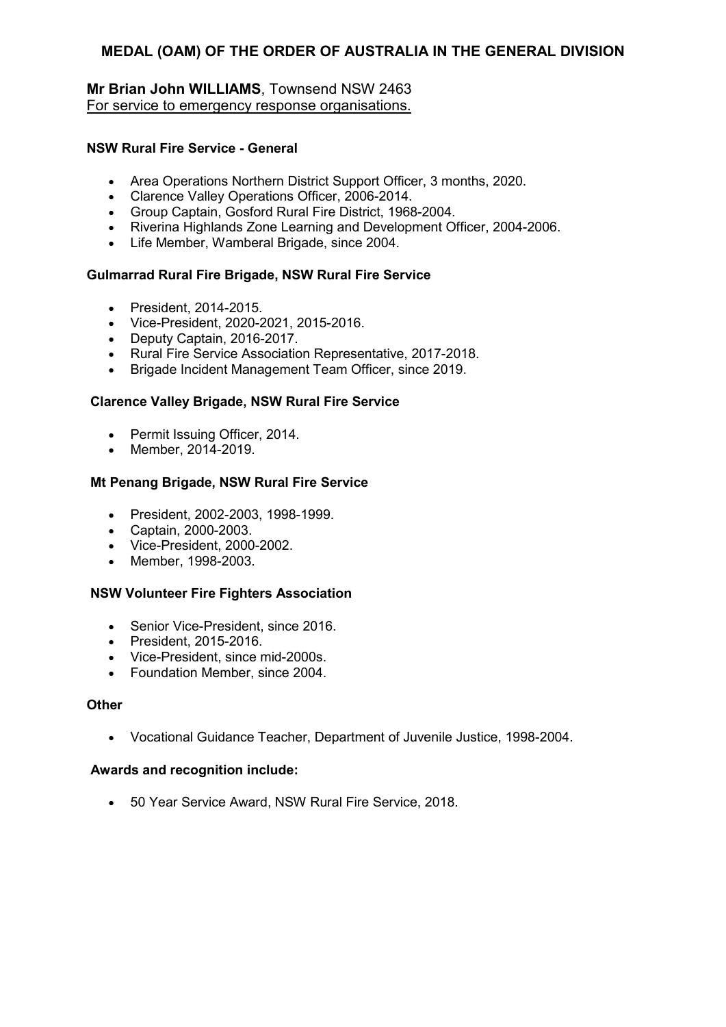## MEDAL (OAM) OF THE ORDER OF AUSTRALIA IN THE GENERAL DIVISION

**Mr Brian John WILLIAMS**, Townsend NSW 2463
For service to emergency response organisations.

**NSW Rural Fire Service - General**

- Area Operations Northern District Support Officer, 3 months, 2020.
- Clarence Valley Operations Officer, 2006-2014.
- Group Captain, Gosford Rural Fire District, 1968-2004.
- Riverina Highlands Zone Learning and Development Officer, 2004-2006.
- Life Member, Wamberal Brigade, since 2004.

**Gulmarrad Rural Fire Brigade, NSW Rural Fire Service**

- President, 2014-2015.
- Vice-President, 2020-2021, 2015-2016.
- Deputy Captain, 2016-2017.
- Rural Fire Service Association Representative, 2017-2018.
- Brigade Incident Management Team Officer, since 2019.

**Clarence Valley Brigade, NSW Rural Fire Service**

- Permit Issuing Officer, 2014.
- Member, 2014-2019.

**Mt Penang Brigade, NSW Rural Fire Service**

- President, 2002-2003, 1998-1999.
- Captain, 2000-2003.
- Vice-President, 2000-2002.
- Member, 1998-2003.

**NSW Volunteer Fire Fighters Association**

- Senior Vice-President, since 2016.
- President, 2015-2016.
- Vice-President, since mid-2000s.
- Foundation Member, since 2004.

**Other**

- Vocational Guidance Teacher, Department of Juvenile Justice, 1998-2004.

**Awards and recognition include:**

- 50 Year Service Award, NSW Rural Fire Service, 2018.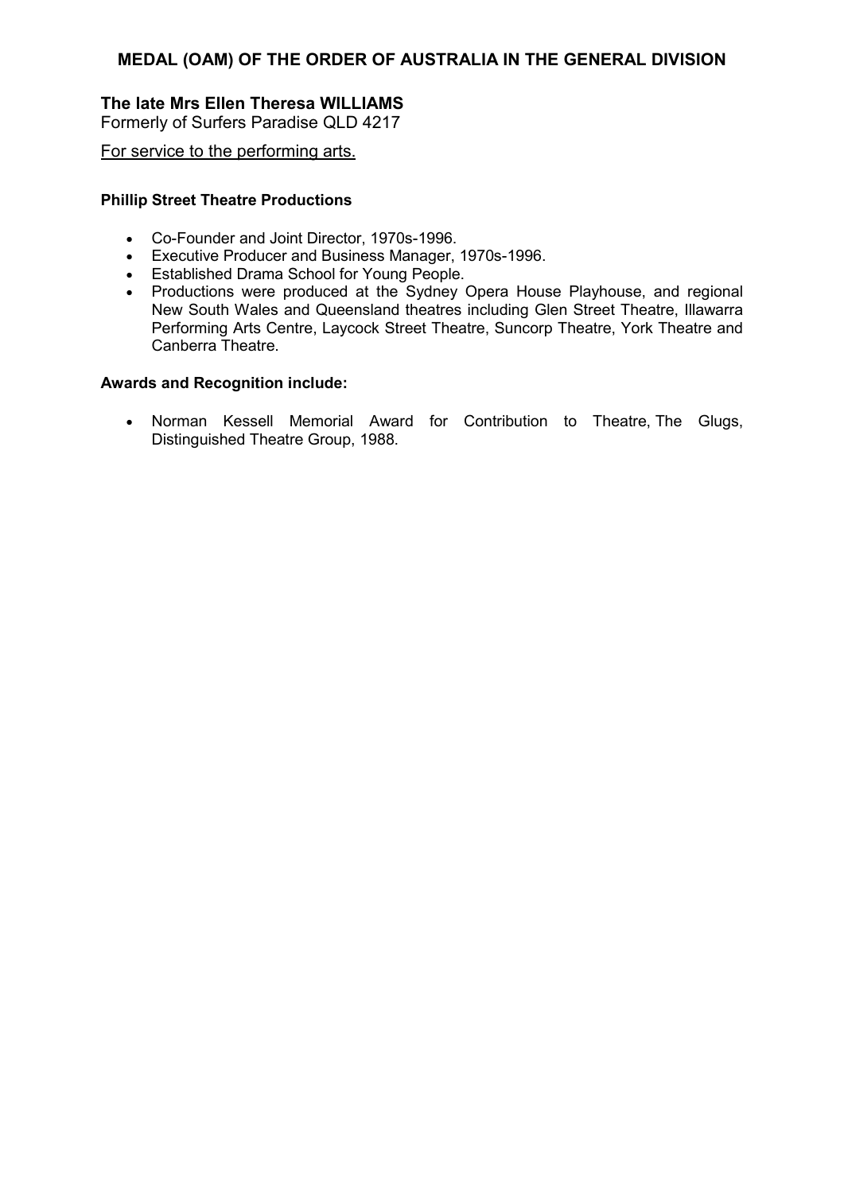## MEDAL (OAM) OF THE ORDER OF AUSTRALIA IN THE GENERAL DIVISION

**The late Mrs Ellen Theresa WILLIAMS**
Formerly of Surfers Paradise QLD 4217

For service to the performing arts.

**Phillip Street Theatre Productions**

- Co-Founder and Joint Director, 1970s-1996.
- Executive Producer and Business Manager, 1970s-1996.
- Established Drama School for Young People.
- Productions were produced at the Sydney Opera House Playhouse, and regional New South Wales and Queensland theatres including Glen Street Theatre, Illawarra Performing Arts Centre, Laycock Street Theatre, Suncorp Theatre, York Theatre and Canberra Theatre.

**Awards and Recognition include:**

- Norman Kessell Memorial Award for Contribution to Theatre, The Glugs, Distinguished Theatre Group, 1988.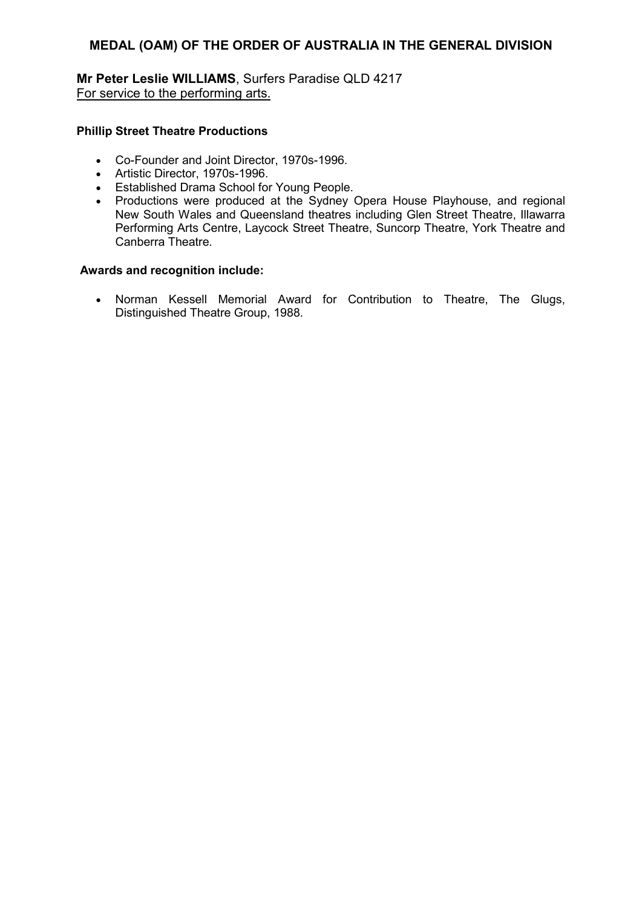## MEDAL (OAM) OF THE ORDER OF AUSTRALIA IN THE GENERAL DIVISION

**Mr Peter Leslie WILLIAMS**, Surfers Paradise QLD 4217
For service to the performing arts.

**Phillip Street Theatre Productions**

- Co-Founder and Joint Director, 1970s-1996.
- Artistic Director, 1970s-1996.
- Established Drama School for Young People.
- Productions were produced at the Sydney Opera House Playhouse, and regional New South Wales and Queensland theatres including Glen Street Theatre, Illawarra Performing Arts Centre, Laycock Street Theatre, Suncorp Theatre, York Theatre and Canberra Theatre.

**Awards and recognition include:**

- Norman Kessell Memorial Award for Contribution to Theatre, The Glugs, Distinguished Theatre Group, 1988.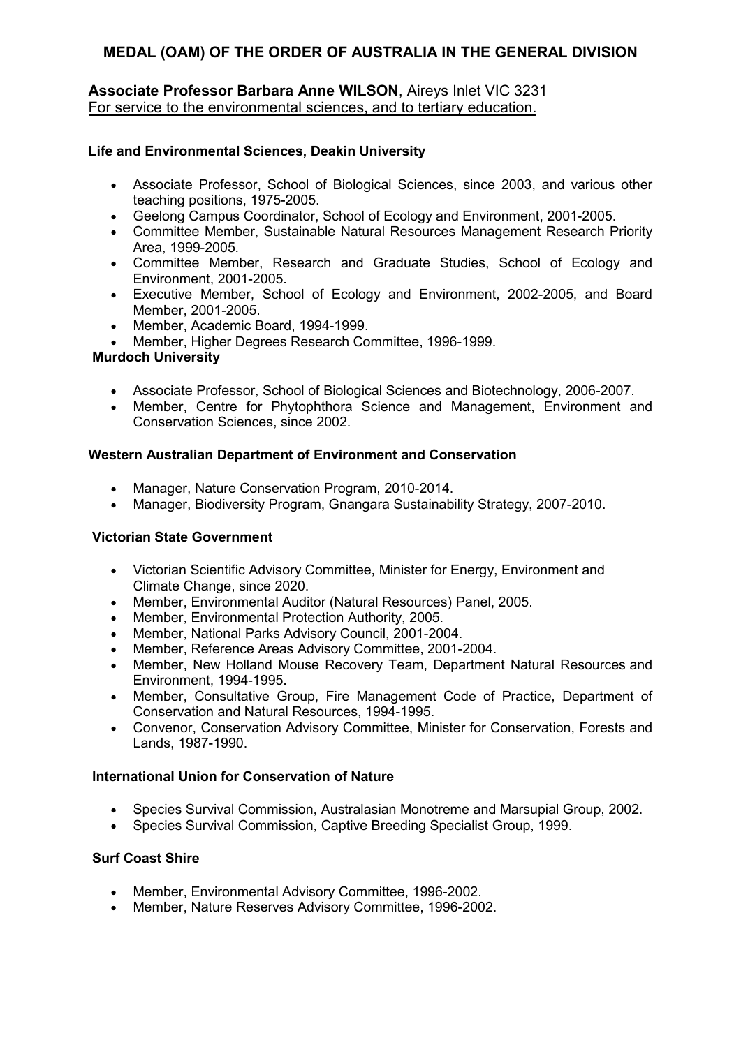## MEDAL (OAM) OF THE ORDER OF AUSTRALIA IN THE GENERAL DIVISION

**Associate Professor Barbara Anne WILSON**, Aireys Inlet VIC 3231
For service to the environmental sciences, and to tertiary education.

**Life and Environmental Sciences, Deakin University**

- Associate Professor, School of Biological Sciences, since 2003, and various other teaching positions, 1975-2005.
- Geelong Campus Coordinator, School of Ecology and Environment, 2001-2005.
- Committee Member, Sustainable Natural Resources Management Research Priority Area, 1999-2005.
- Committee Member, Research and Graduate Studies, School of Ecology and Environment, 2001-2005.
- Executive Member, School of Ecology and Environment, 2002-2005, and Board Member, 2001-2005.
- Member, Academic Board, 1994-1999.
- Member, Higher Degrees Research Committee, 1996-1999.

**Murdoch University**

- Associate Professor, School of Biological Sciences and Biotechnology, 2006-2007.
- Member, Centre for Phytophthora Science and Management, Environment and Conservation Sciences, since 2002.

**Western Australian Department of Environment and Conservation**

- Manager, Nature Conservation Program, 2010-2014.
- Manager, Biodiversity Program, Gnangara Sustainability Strategy, 2007-2010.

**Victorian State Government**

- Victorian Scientific Advisory Committee, Minister for Energy, Environment and Climate Change, since 2020.
- Member, Environmental Auditor (Natural Resources) Panel, 2005.
- Member, Environmental Protection Authority, 2005.
- Member, National Parks Advisory Council, 2001-2004.
- Member, Reference Areas Advisory Committee, 2001-2004.
- Member, New Holland Mouse Recovery Team, Department Natural Resources and Environment, 1994-1995.
- Member, Consultative Group, Fire Management Code of Practice, Department of Conservation and Natural Resources, 1994-1995.
- Convenor, Conservation Advisory Committee, Minister for Conservation, Forests and Lands, 1987-1990.

**International Union for Conservation of Nature**

- Species Survival Commission, Australasian Monotreme and Marsupial Group, 2002.
- Species Survival Commission, Captive Breeding Specialist Group, 1999.

**Surf Coast Shire**

- Member, Environmental Advisory Committee, 1996-2002.
- Member, Nature Reserves Advisory Committee, 1996-2002.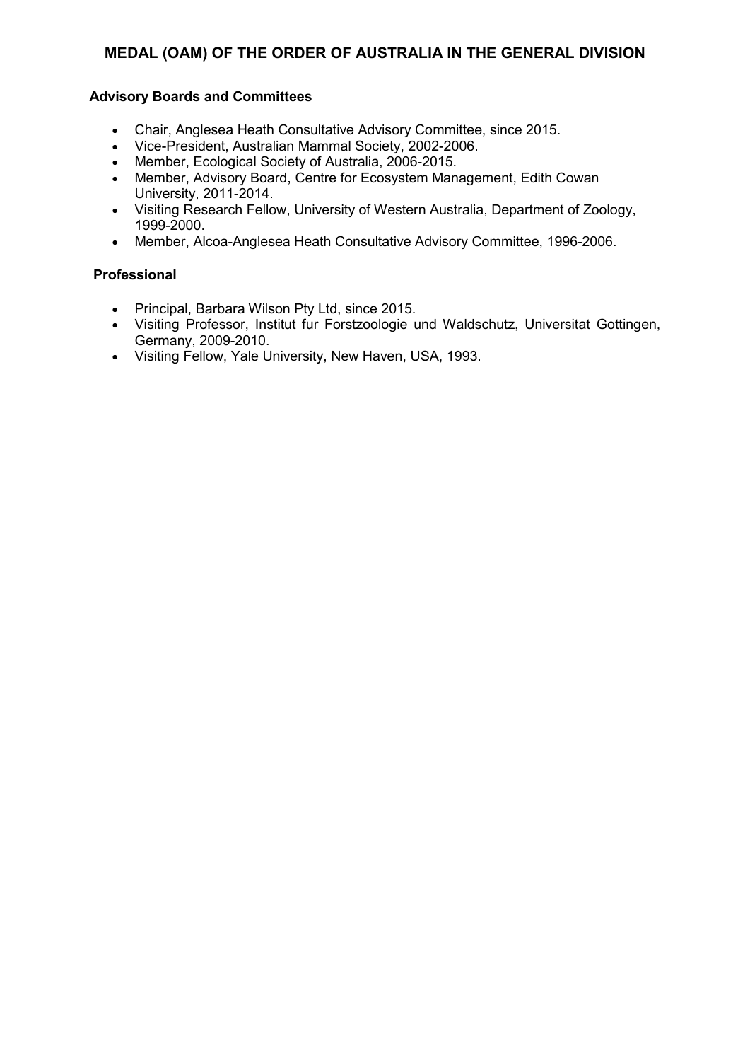## MEDAL (OAM) OF THE ORDER OF AUSTRALIA IN THE GENERAL DIVISION

**Advisory Boards and Committees**

- Chair, Anglesea Heath Consultative Advisory Committee, since 2015.
- Vice-President, Australian Mammal Society, 2002-2006.
- Member, Ecological Society of Australia, 2006-2015.
- Member, Advisory Board, Centre for Ecosystem Management, Edith Cowan University, 2011-2014.
- Visiting Research Fellow, University of Western Australia, Department of Zoology, 1999-2000.
- Member, Alcoa-Anglesea Heath Consultative Advisory Committee, 1996-2006.

**Professional**

- Principal, Barbara Wilson Pty Ltd, since 2015.
- Visiting Professor, Institut fur Forstzoologie und Waldschutz, Universitat Gottingen, Germany, 2009-2010.
- Visiting Fellow, Yale University, New Haven, USA, 1993.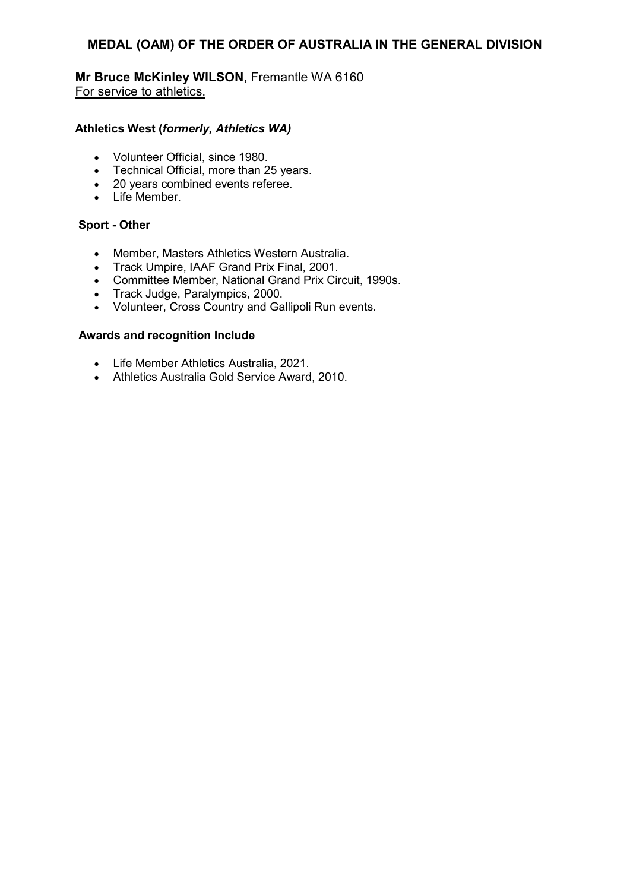## MEDAL (OAM) OF THE ORDER OF AUSTRALIA IN THE GENERAL DIVISION

**Mr Bruce McKinley WILSON**, Fremantle WA 6160
For service to athletics.

**Athletics West (*formerly, Athletics WA)***

- Volunteer Official, since 1980.
- Technical Official, more than 25 years.
- 20 years combined events referee.
- Life Member.

**Sport - Other**

- Member, Masters Athletics Western Australia.
- Track Umpire, IAAF Grand Prix Final, 2001.
- Committee Member, National Grand Prix Circuit, 1990s.
- Track Judge, Paralympics, 2000.
- Volunteer, Cross Country and Gallipoli Run events.

**Awards and recognition Include**

- Life Member Athletics Australia, 2021.
- Athletics Australia Gold Service Award, 2010.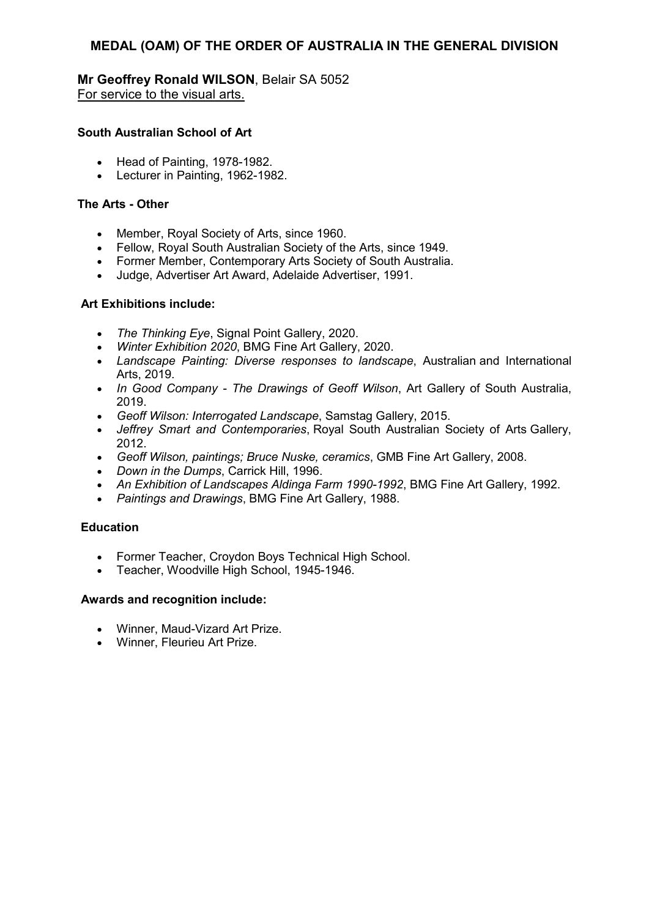## MEDAL (OAM) OF THE ORDER OF AUSTRALIA IN THE GENERAL DIVISION

**Mr Geoffrey Ronald WILSON**, Belair SA 5052
For service to the visual arts.

**South Australian School of Art**

- Head of Painting, 1978-1982.
- Lecturer in Painting, 1962-1982.

**The Arts - Other**

- Member, Royal Society of Arts, since 1960.
- Fellow, Royal South Australian Society of the Arts, since 1949.
- Former Member, Contemporary Arts Society of South Australia.
- Judge, Advertiser Art Award, Adelaide Advertiser, 1991.

**Art Exhibitions include:**

- *The Thinking Eye*, Signal Point Gallery, 2020.
- *Winter Exhibition 2020*, BMG Fine Art Gallery, 2020.
- *Landscape Painting: Diverse responses to landscape*, Australian and International Arts, 2019.
- *In Good Company - The Drawings of Geoff Wilson*, Art Gallery of South Australia, 2019.
- *Geoff Wilson: Interrogated Landscape*, Samstag Gallery, 2015.
- *Jeffrey Smart and Contemporaries*, Royal South Australian Society of Arts Gallery, 2012.
- *Geoff Wilson, paintings; Bruce Nuske, ceramics*, GMB Fine Art Gallery, 2008.
- *Down in the Dumps*, Carrick Hill, 1996.
- *An Exhibition of Landscapes Aldinga Farm 1990-1992*, BMG Fine Art Gallery, 1992.
- *Paintings and Drawings*, BMG Fine Art Gallery, 1988.

**Education**

- Former Teacher, Croydon Boys Technical High School.
- Teacher, Woodville High School, 1945-1946.

**Awards and recognition include:**

- Winner, Maud-Vizard Art Prize.
- Winner, Fleurieu Art Prize.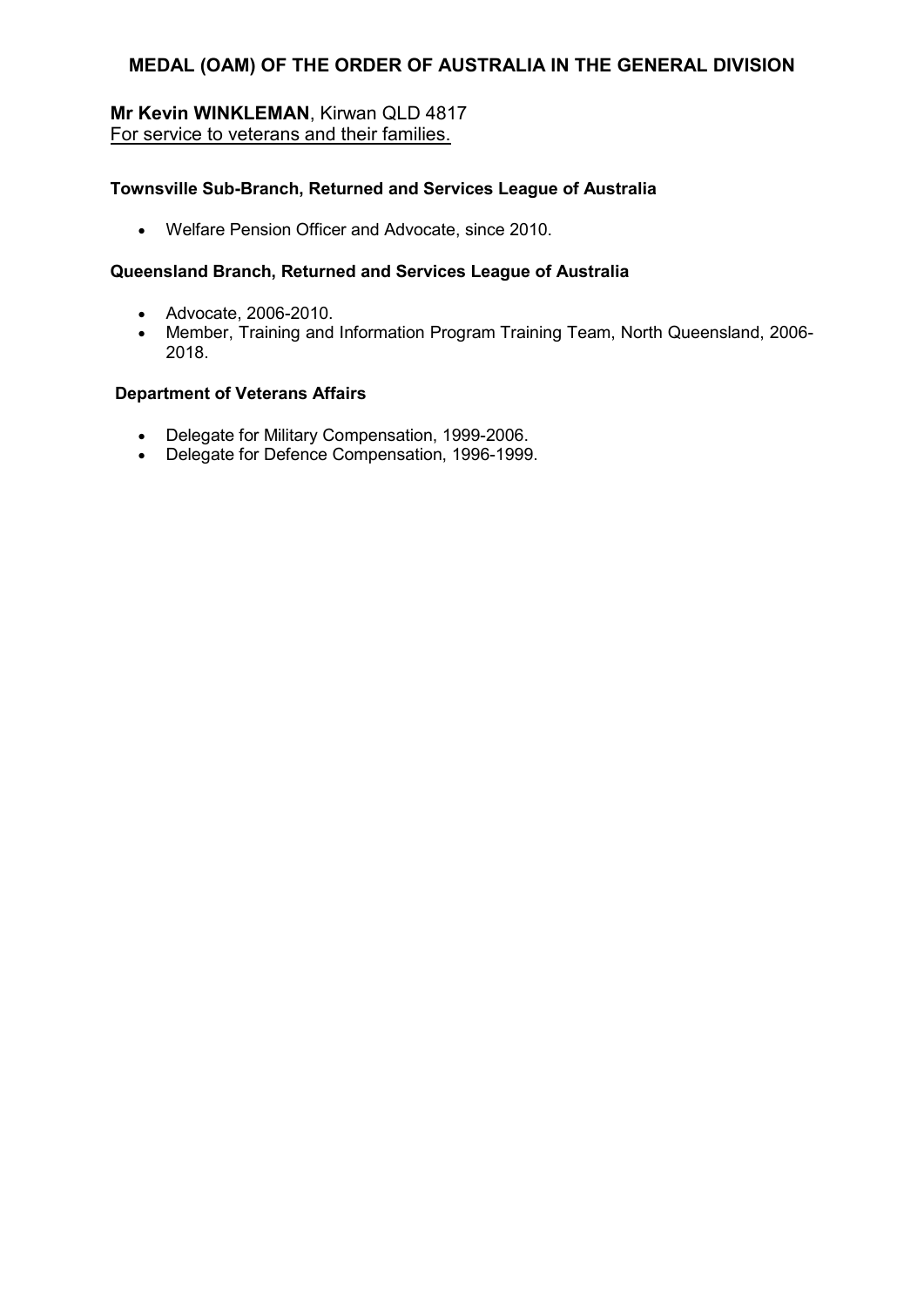## MEDAL (OAM) OF THE ORDER OF AUSTRALIA IN THE GENERAL DIVISION

**Mr Kevin WINKLEMAN**, Kirwan QLD 4817
For service to veterans and their families.

**Townsville Sub-Branch, Returned and Services League of Australia**

- Welfare Pension Officer and Advocate, since 2010.

**Queensland Branch, Returned and Services League of Australia**

- Advocate, 2006-2010.
- Member, Training and Information Program Training Team, North Queensland, 2006-2018.

**Department of Veterans Affairs**

- Delegate for Military Compensation, 1999-2006.
- Delegate for Defence Compensation, 1996-1999.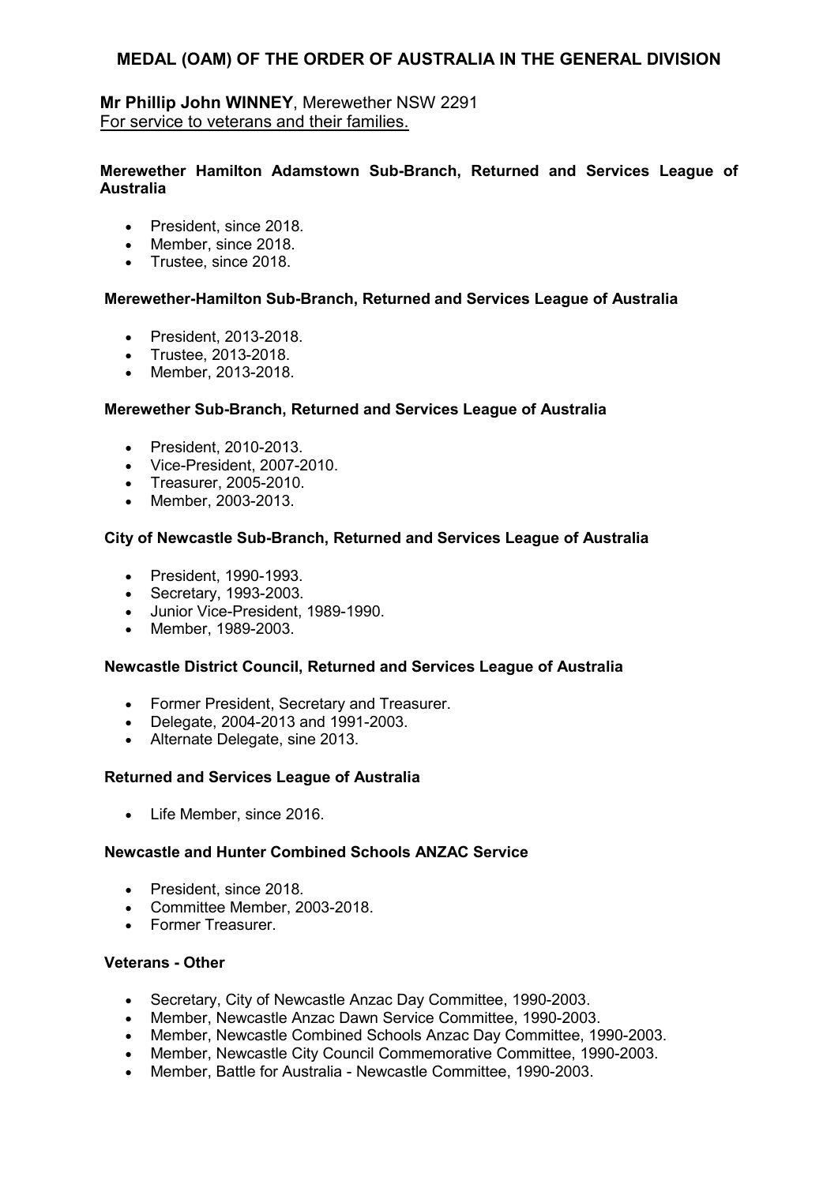## MEDAL (OAM) OF THE ORDER OF AUSTRALIA IN THE GENERAL DIVISION

**Mr Phillip John WINNEY**, Merewether NSW 2291
For service to veterans and their families.

**Merewether Hamilton Adamstown Sub-Branch, Returned and Services League of Australia**

- President, since 2018.
- Member, since 2018.
- Trustee, since 2018.

**Merewether-Hamilton Sub-Branch, Returned and Services League of Australia**

- President, 2013-2018.
- Trustee, 2013-2018.
- Member, 2013-2018.

**Merewether Sub-Branch, Returned and Services League of Australia**

- President, 2010-2013.
- Vice-President, 2007-2010.
- Treasurer, 2005-2010.
- Member, 2003-2013.

**City of Newcastle Sub-Branch, Returned and Services League of Australia**

- President, 1990-1993.
- Secretary, 1993-2003.
- Junior Vice-President, 1989-1990.
- Member, 1989-2003.

**Newcastle District Council, Returned and Services League of Australia**

- Former President, Secretary and Treasurer.
- Delegate, 2004-2013 and 1991-2003.
- Alternate Delegate, sine 2013.

**Returned and Services League of Australia**

- Life Member, since 2016.

**Newcastle and Hunter Combined Schools ANZAC Service**

- President, since 2018.
- Committee Member, 2003-2018.
- Former Treasurer.

**Veterans - Other**

- Secretary, City of Newcastle Anzac Day Committee, 1990-2003.
- Member, Newcastle Anzac Dawn Service Committee, 1990-2003.
- Member, Newcastle Combined Schools Anzac Day Committee, 1990-2003.
- Member, Newcastle City Council Commemorative Committee, 1990-2003.
- Member, Battle for Australia - Newcastle Committee, 1990-2003.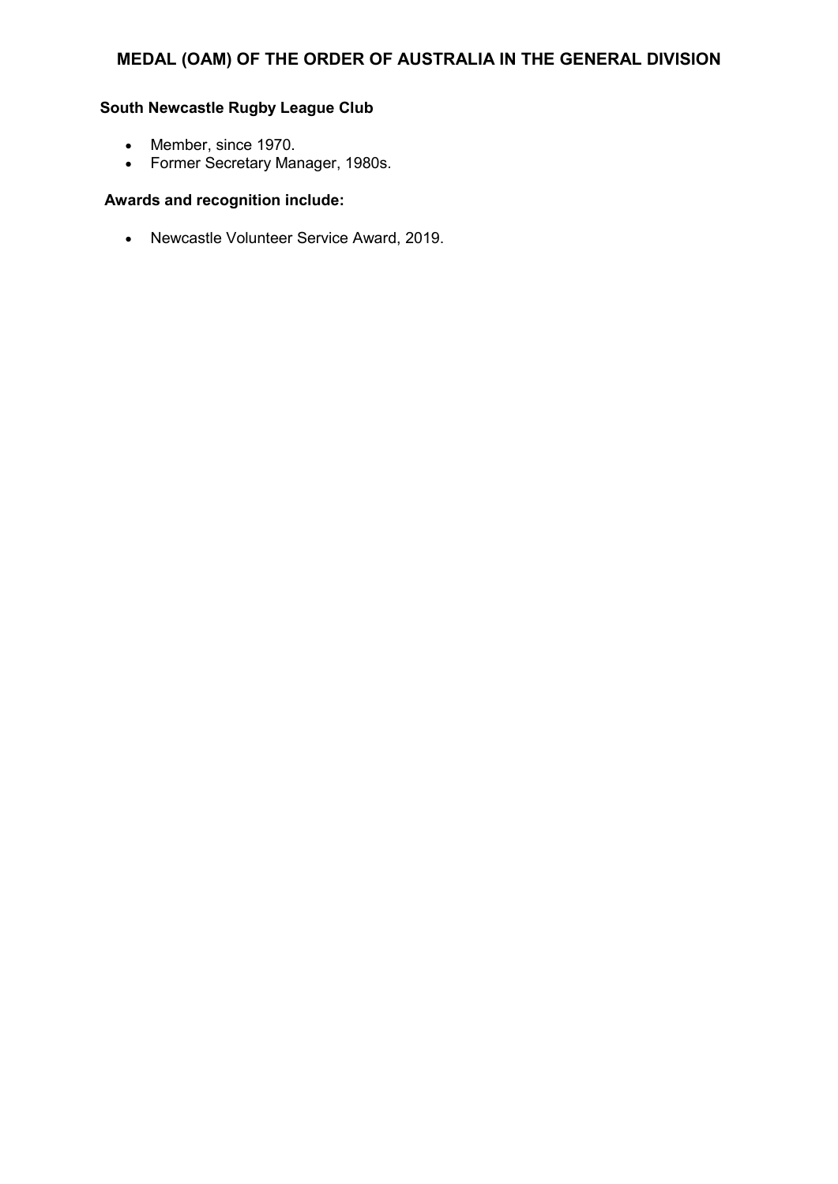## MEDAL (OAM) OF THE ORDER OF AUSTRALIA IN THE GENERAL DIVISION

**South Newcastle Rugby League Club**

- Member, since 1970.
- Former Secretary Manager, 1980s.

**Awards and recognition include:**

- Newcastle Volunteer Service Award, 2019.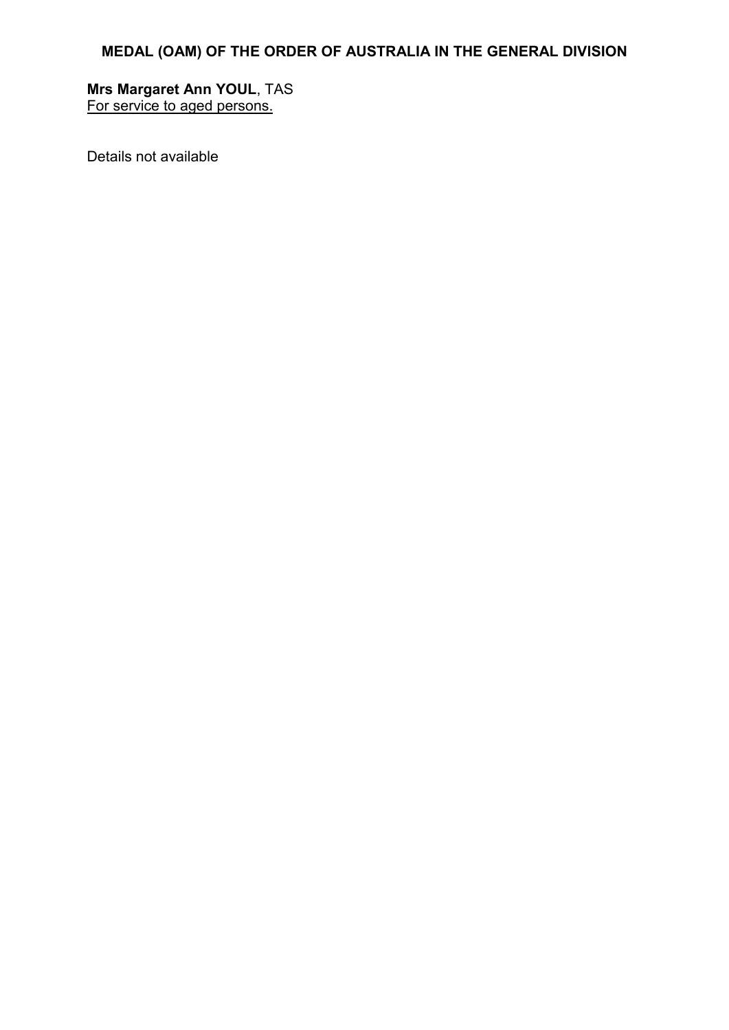## MEDAL (OAM) OF THE ORDER OF AUSTRALIA IN THE GENERAL DIVISION

**Mrs Margaret Ann YOUL**, TAS
<u>For service to aged persons.</u>

Details not available